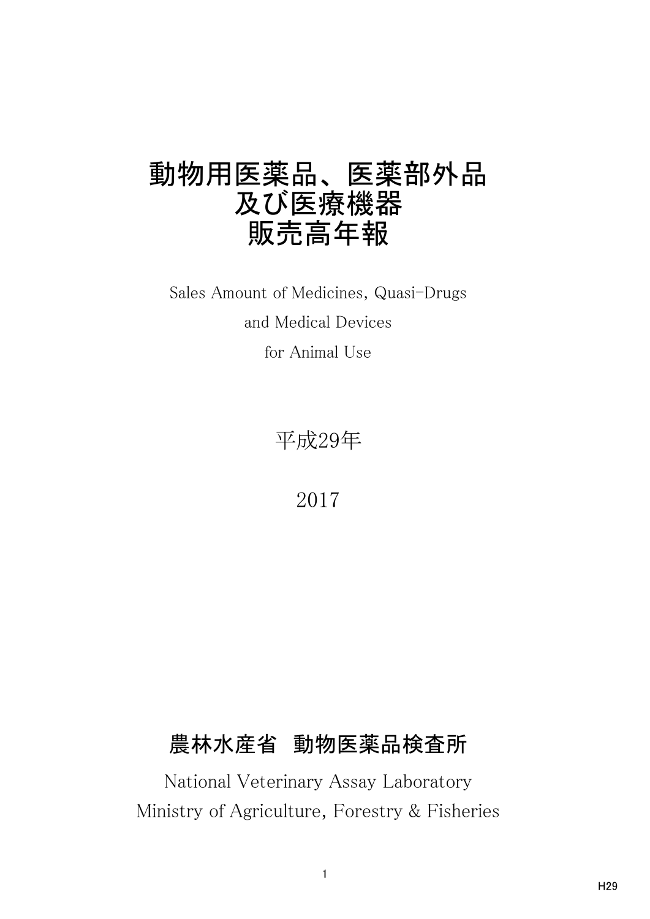# 動物用医薬品、医薬部外品
# 及び医療機器
# 販売高年報

Sales Amount of Medicines, Quasi-Drugs
and Medical Devices
for Animal Use

平成29年

2017

## 農林水産省　動物医薬品検査所

National Veterinary Assay Laboratory
Ministry of Agriculture, Forestry & Fisheries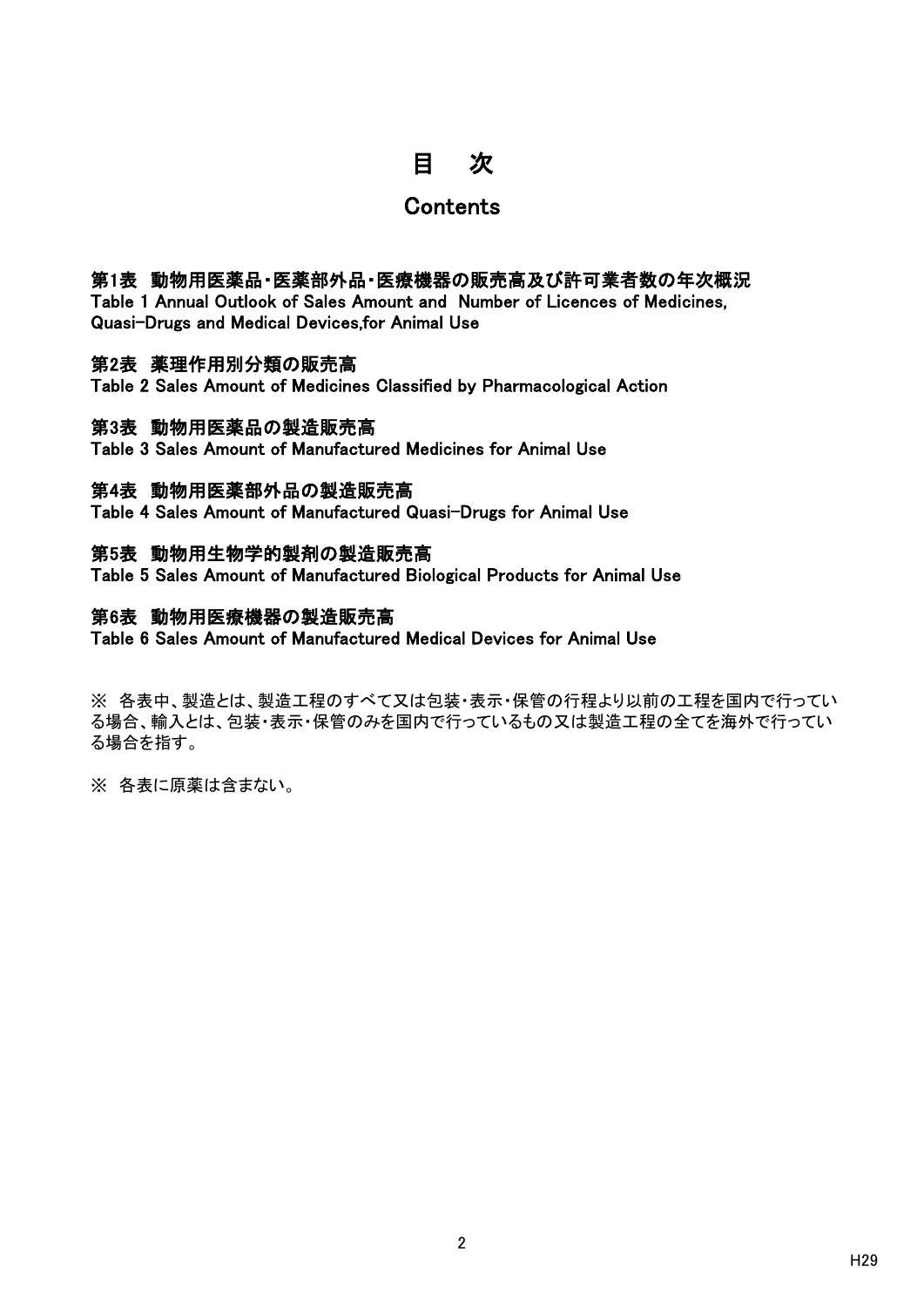# 目　次

# Contents

**第1表　動物用医薬品・医薬部外品・医療機器の販売高及び許可業者数の年次概況**
Table 1 Annual Outlook of Sales Amount and  Number of Licences of Medicines, Quasi-Drugs and Medical Devices,for Animal Use

**第2表　薬理作用別分類の販売高**
Table 2 Sales Amount of Medicines Classified by Pharmacological Action

**第3表　動物用医薬品の製造販売高**
Table 3 Sales Amount of Manufactured Medicines for Animal Use

**第4表　動物用医薬部外品の製造販売高**
Table 4 Sales Amount of Manufactured Quasi-Drugs for Animal Use

**第5表　動物用生物学的製剤の製造販売高**
Table 5 Sales Amount of Manufactured Biological Products for Animal Use

**第6表　動物用医療機器の製造販売高**
Table 6 Sales Amount of Manufactured Medical Devices for Animal Use

※ 各表中、製造とは、製造工程のすべて又は包装・表示・保管の行程より以前の工程を国内で行っている場合、輸入とは、包装・表示・保管のみを国内で行っているもの又は製造工程の全てを海外で行っている場合を指す。

※ 各表に原薬は含まない。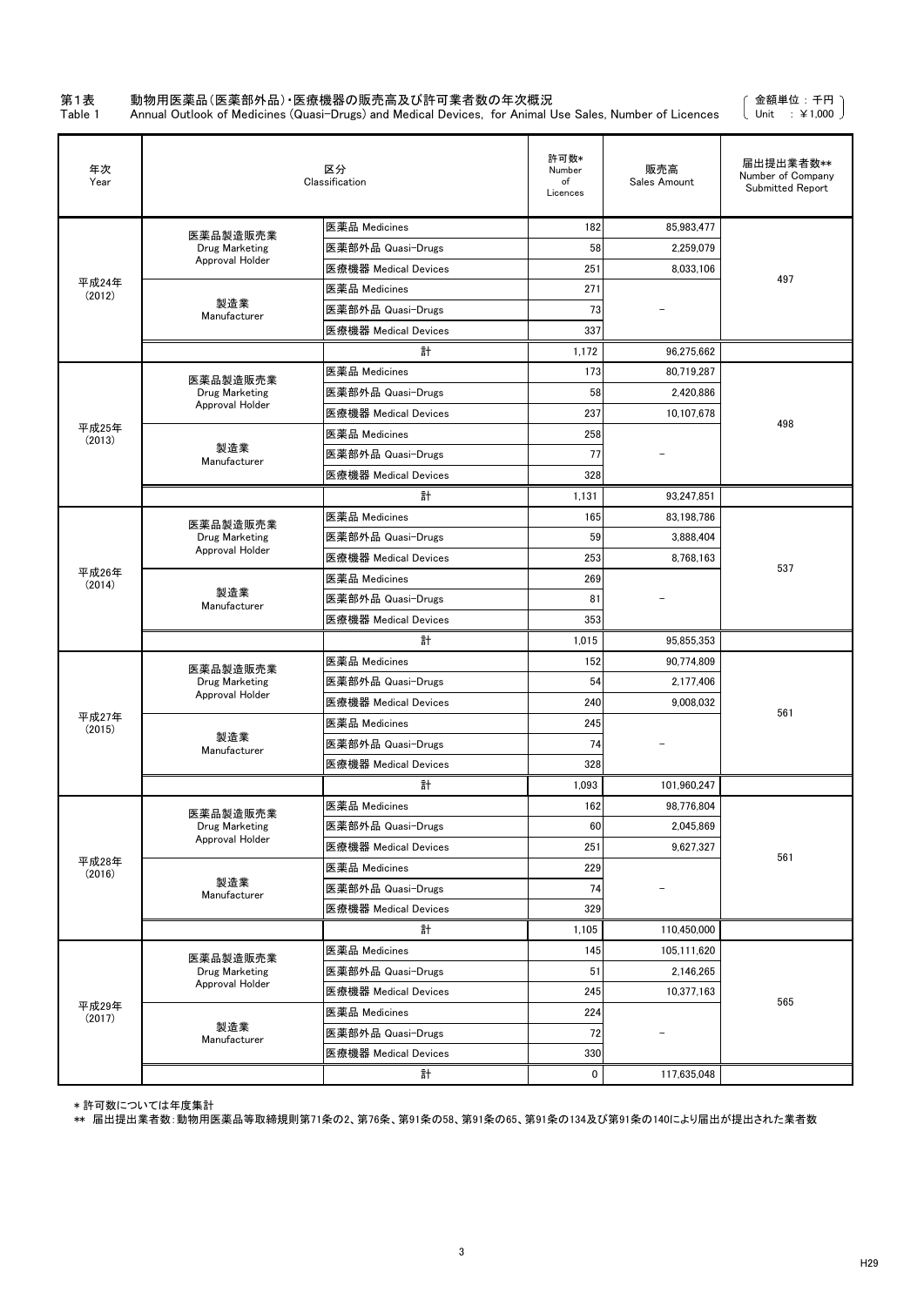第1表　動物用医薬品(医薬部外品)・医療機器の販売高及び許可業者数の年次概況
Table 1　Annual Outlook of Medicines (Quasi-Drugs) and Medical Devices, for Animal Use Sales, Number of Licences

（金額単位：千円 Unit ：￥1,000）

| 年次 Year | 区分 Classification | | 許可数* Number of Licences | 販売高 Sales Amount | 届出提出業者数** Number of Company Submitted Report |
|---|---|---|---|---|---|
| 平成24年 (2012) | 医薬品製造販売業 Drug Marketing Approval Holder | 医薬品 Medicines | 182 | 85,983,477 | 497 |
| | | 医薬部外品 Quasi-Drugs | 58 | 2,259,079 | |
| | | 医療機器 Medical Devices | 251 | 8,033,106 | |
| | 製造業 Manufacturer | 医薬品 Medicines | 271 | － | |
| | | 医薬部外品 Quasi-Drugs | 73 | | |
| | | 医療機器 Medical Devices | 337 | | |
| | | 計 | 1,172 | 96,275,662 | |
| 平成25年 (2013) | 医薬品製造販売業 Drug Marketing Approval Holder | 医薬品 Medicines | 173 | 80,719,287 | 498 |
| | | 医薬部外品 Quasi-Drugs | 58 | 2,420,886 | |
| | | 医療機器 Medical Devices | 237 | 10,107,678 | |
| | 製造業 Manufacturer | 医薬品 Medicines | 258 | － | |
| | | 医薬部外品 Quasi-Drugs | 77 | | |
| | | 医療機器 Medical Devices | 328 | | |
| | | 計 | 1,131 | 93,247,851 | |
| 平成26年 (2014) | 医薬品製造販売業 Drug Marketing Approval Holder | 医薬品 Medicines | 165 | 83,198,786 | 537 |
| | | 医薬部外品 Quasi-Drugs | 59 | 3,888,404 | |
| | | 医療機器 Medical Devices | 253 | 8,768,163 | |
| | 製造業 Manufacturer | 医薬品 Medicines | 269 | － | |
| | | 医薬部外品 Quasi-Drugs | 81 | | |
| | | 医療機器 Medical Devices | 353 | | |
| | | 計 | 1,015 | 95,855,353 | |
| 平成27年 (2015) | 医薬品製造販売業 Drug Marketing Approval Holder | 医薬品 Medicines | 152 | 90,774,809 | 561 |
| | | 医薬部外品 Quasi-Drugs | 54 | 2,177,406 | |
| | | 医療機器 Medical Devices | 240 | 9,008,032 | |
| | 製造業 Manufacturer | 医薬品 Medicines | 245 | － | |
| | | 医薬部外品 Quasi-Drugs | 74 | | |
| | | 医療機器 Medical Devices | 328 | | |
| | | 計 | 1,093 | 101,960,247 | |
| 平成28年 (2016) | 医薬品製造販売業 Drug Marketing Approval Holder | 医薬品 Medicines | 162 | 98,776,804 | 561 |
| | | 医薬部外品 Quasi-Drugs | 60 | 2,045,869 | |
| | | 医療機器 Medical Devices | 251 | 9,627,327 | |
| | 製造業 Manufacturer | 医薬品 Medicines | 229 | － | |
| | | 医薬部外品 Quasi-Drugs | 74 | | |
| | | 医療機器 Medical Devices | 329 | | |
| | | 計 | 1,105 | 110,450,000 | |
| 平成29年 (2017) | 医薬品製造販売業 Drug Marketing Approval Holder | 医薬品 Medicines | 145 | 105,111,620 | 565 |
| | | 医薬部外品 Quasi-Drugs | 51 | 2,146,265 | |
| | | 医療機器 Medical Devices | 245 | 10,377,163 | |
| | 製造業 Manufacturer | 医薬品 Medicines | 224 | － | |
| | | 医薬部外品 Quasi-Drugs | 72 | | |
| | | 医療機器 Medical Devices | 330 | | |
| | | 計 | 0 | 117,635,048 | |

* 許可数については年度集計

** 届出提出業者数：動物用医薬品等取締規則第71条の2、第76条、第91条の58、第91条の65、第91条の134及び第91条の140により届出が提出された業者数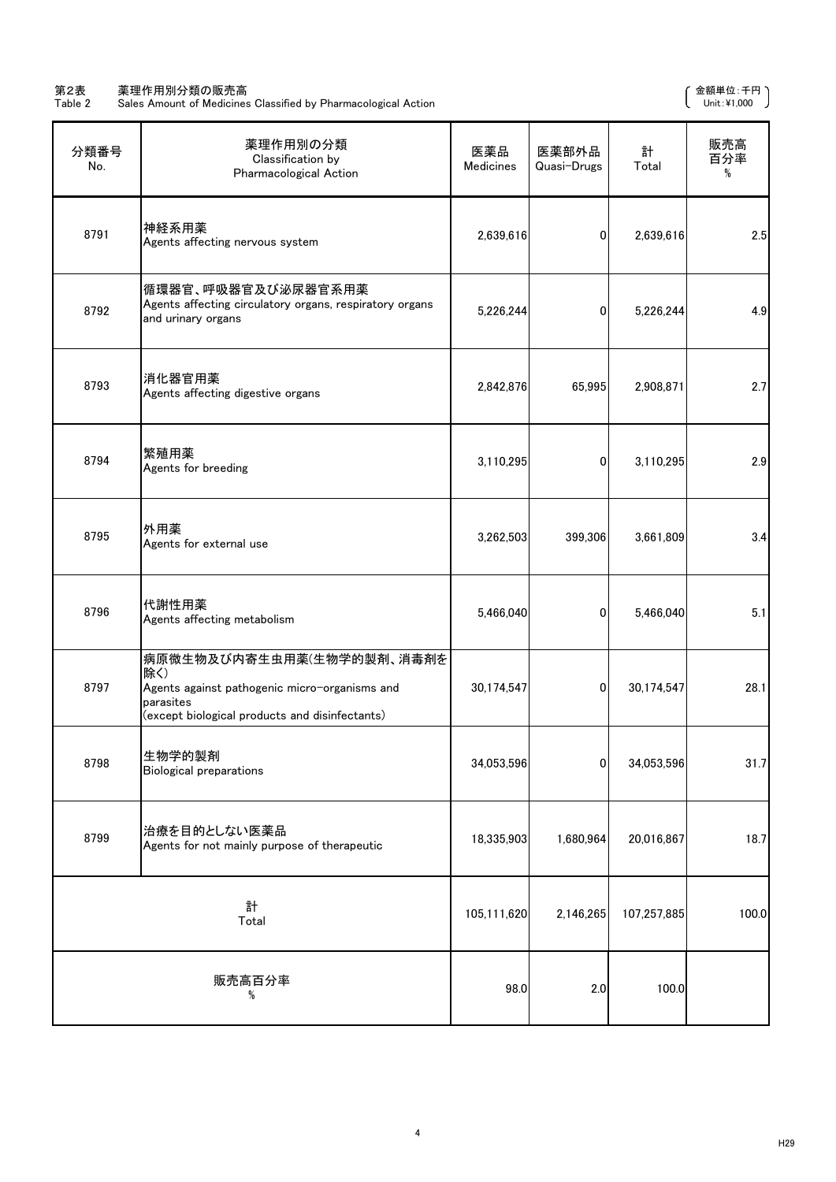第2表　薬理作用別分類の販売高
Table 2　Sales Amount of Medicines Classified by Pharmacological Action

（金額単位：千円 Unit: ¥1,000）

| 分類番号 No. | 薬理作用別の分類 Classification by Pharmacological Action | 医薬品 Medicines | 医薬部外品 Quasi-Drugs | 計 Total | 販売高百分率 % |
|---|---|---|---|---|---|
| 8791 | 神経系用薬 Agents affecting nervous system | 2,639,616 | 0 | 2,639,616 | 2.5 |
| 8792 | 循環器官、呼吸器官及び泌尿器官系用薬 Agents affecting circulatory organs, respiratory organs and urinary organs | 5,226,244 | 0 | 5,226,244 | 4.9 |
| 8793 | 消化器官用薬 Agents affecting digestive organs | 2,842,876 | 65,995 | 2,908,871 | 2.7 |
| 8794 | 繁殖用薬 Agents for breeding | 3,110,295 | 0 | 3,110,295 | 2.9 |
| 8795 | 外用薬 Agents for external use | 3,262,503 | 399,306 | 3,661,809 | 3.4 |
| 8796 | 代謝性用薬 Agents affecting metabolism | 5,466,040 | 0 | 5,466,040 | 5.1 |
| 8797 | 病原微生物及び内寄生虫用薬(生物学的製剤、消毒剤を除く) Agents against pathogenic micro-organisms and parasites (except biological products and disinfectants) | 30,174,547 | 0 | 30,174,547 | 28.1 |
| 8798 | 生物学的製剤 Biological preparations | 34,053,596 | 0 | 34,053,596 | 31.7 |
| 8799 | 治療を目的としない医薬品 Agents for not mainly purpose of therapeutic | 18,335,903 | 1,680,964 | 20,016,867 | 18.7 |
| 計 Total | | 105,111,620 | 2,146,265 | 107,257,885 | 100.0 |
| 販売高百分率 % | | 98.0 | 2.0 | 100.0 | |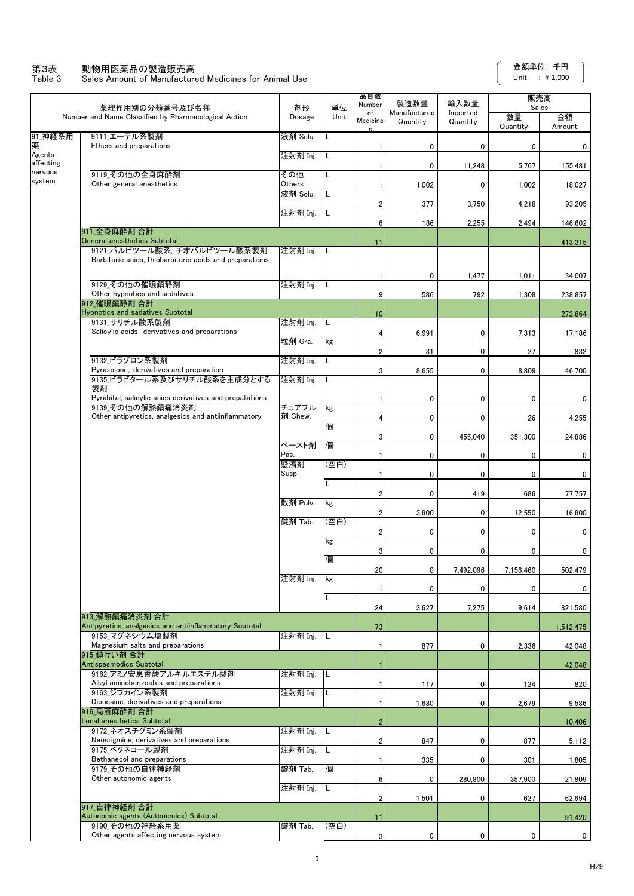# 第3表　動物用医薬品の製造販売高
## Table 3　Sales Amount of Manufactured Medicines for Animal Use

金額単位：千円
Unit　：￥1,000

| | 薬理作用別の分類番号及び名称 Number and Name Classified by Pharmacological Action | 剤形 Dosage | 単位 Unit | 品目数 Number of Medicines | 製造数量 Manufactured Quantity | 輸入数量 Imported Quantity | 販売高 Sales 数量 Quantity | 金額 Amount |
|---|---|---|---|---|---|---|---|---|
| 91_神経系用薬 Agents affecting nervous system | 9111_エーテル系製剤 Ethers and preparations | 液剤 Solu. | L | 1 | 0 | 0 | 0 | 0 |
| | | 注射剤 Inj. | L | 1 | 0 | 11,248 | 5,767 | 155,481 |
| | 9119_その他の全身麻酔剤 Other general anesthetics | その他 Others | L | 1 | 1,002 | 0 | 1,002 | 18,027 |
| | | 液剤 Solu. | L | 2 | 377 | 3,750 | 4,218 | 93,205 |
| | | 注射剤 Inj. | L | 6 | 186 | 2,255 | 2,494 | 146,602 |
| | 911_全身麻酔剤 合計 General anesthetics Subtotal | | | 11 | | | | 413,315 |
| | 9121_バルビツール酸, チオバルビツール酸系製剤 Barbituric acids, thiobarbituric acids and preparations | 注射剤 Inj. | L | 1 | 0 | 1,477 | 1,011 | 34,007 |
| | 9129_その他の催眠鎮静剤 Other hypnotics and sedatives | 注射剤 Inj. | L | 9 | 586 | 792 | 1,308 | 238,857 |
| | 912_催眠鎮静剤 合計 Hypnotics and sadatives Subtotal | | | 10 | | | | 272,864 |
| | 9131_サリチル酸系製剤 Salicylic acids, derivatives and preparations | 注射剤 Inj. | L | 4 | 6,991 | 0 | 7,313 | 17,186 |
| | | 粒剤 Gra. | kg | 2 | 31 | 0 | 27 | 832 |
| | 9132_ピラゾロン系製剤 Pyrazolone, derivatives and preparation | 注射剤 Inj. | L | 3 | 8,655 | 0 | 8,809 | 46,700 |
| | 9135_ピラビタール系及びサリチル酸系を主成分とする製剤 Pyrabital, salicylic acids derivatives and prepatations | 注射剤 Inj. | L | 1 | 0 | 0 | 0 | 0 |
| | 9139_その他の解熱鎮痛消炎剤 Other antipyretics, analgesics and antiinflammatory | チュアブル剤 Chew. | kg | 4 | 0 | 0 | 26 | 4,255 |
| | | | 個 | 3 | 0 | 455,040 | 351,300 | 24,886 |
| | | ペースト剤 Pas. | 個 | 1 | 0 | 0 | 0 | 0 |
| | | 懸濁剤 Susp. | (空白) | 1 | 0 | 0 | 0 | 0 |
| | | | L | 2 | 0 | 419 | 686 | 77,757 |
| | | 散剤 Pulv. | kg | 2 | 3,800 | 0 | 12,550 | 16,800 |
| | | 錠剤 Tab. | (空白) | 2 | 0 | 0 | 0 | 0 |
| | | | kg | 3 | 0 | 0 | 0 | 0 |
| | | | 個 | 20 | 0 | 7,492,096 | 7,156,460 | 502,479 |
| | | 注射剤 Inj. | kg | 1 | 0 | 0 | 0 | 0 |
| | | | L | 24 | 3,627 | 7,275 | 9,614 | 821,580 |
| | 913_解熱鎮痛消炎剤 合計 Antipyretics, analgesics and antiinflammatory Subtotal | | | 73 | | | | 1,512,475 |
| | 9153_マグネシウム塩製剤 Magnesium salts and preparations | 注射剤 Inj. | L | 1 | 877 | 0 | 2,336 | 42,048 |
| | 915_鎮けい剤 合計 Antispasmodics Subtotal | | | 1 | | | | 42,048 |
| | 9162_アミノ安息香酸アルキルエステル製剤 Alkyl aminobenzoates and preparations | 注射剤 Inj. | L | 1 | 117 | 0 | 124 | 820 |
| | 9163_ジブカイン系製剤 Dibucaine, derivatives and preparations | 注射剤 Inj. | L | 1 | 1,680 | 0 | 2,679 | 9,586 |
| | 916_局所麻酔剤 合計 Local anesthetics Subtotal | | | 2 | | | | 10,406 |
| | 9172_ネオスチグミン系製剤 Neostigmine, derivatives and preparations | 注射剤 Inj. | L | 2 | 847 | 0 | 877 | 5,112 |
| | 9175_ベタネコール製剤 Bethanecol and preparations | 注射剤 Inj. | L | 1 | 335 | 0 | 301 | 1,805 |
| | 9179_その他の自律神経剤 Other autonomic agents | 錠剤 Tab. | 個 | 6 | 0 | 280,800 | 357,900 | 21,809 |
| | | 注射剤 Inj. | L | 2 | 1,501 | 0 | 627 | 62,694 |
| | 917_自律神経剤 合計 Autonomic agents (Autonomics) Subtotal | | | 11 | | | | 91,420 |
| | 9190_その他の神経系用薬 Other agents affecting nervous system | 錠剤 Tab. | (空白) | 3 | 0 | 0 | 0 | 0 |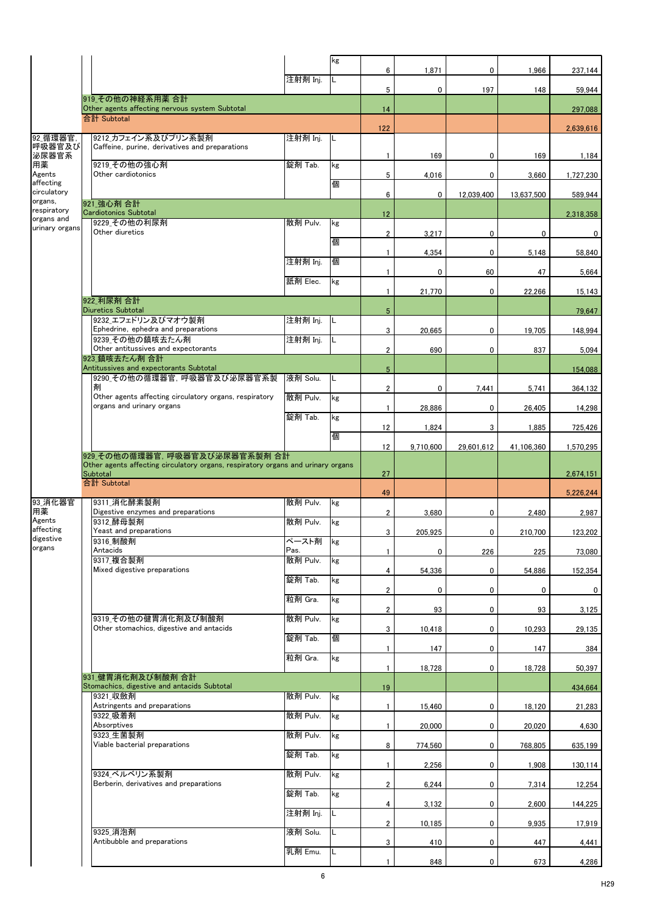| | | | | | | | | |
|---|---|---|---|---|---|---|---|---|
| | | | kg | 6 | 1,871 | 0 | 1,966 | 237,144 |
| | | 注射剤 Inj. | L | 5 | 0 | 197 | 148 | 59,944 |
| | 919_その他の神経系用薬 合計 Other agents affecting nervous system Subtotal | | | 14 | | | | 297,088 |
| | 合計 Subtotal | | | 122 | | | | 2,639,616 |
| 92_循環器官, 呼吸器官及び泌尿器官系用薬 Agents affecting circulatory organs, respiratory organs and urinary organs | 9212_カフェイン系及びプリン系製剤 Caffeine, purine, derivatives and preparations | 注射剤 Inj. | L | 1 | 169 | 0 | 169 | 1,184 |
| | 9219_その他の強心剤 Other cardiotonics | 錠剤 Tab. | kg | 5 | 4,016 | 0 | 3,660 | 1,727,230 |
| | | | 個 | 6 | 0 | 12,039,400 | 13,637,500 | 589,944 |
| | 921_強心剤 合計 Cardiotonics Subtotal | | | 12 | | | | 2,318,358 |
| | 9229_その他の利尿剤 Other diuretics | 散剤 Pulv. | kg | 2 | 3,217 | 0 | 0 | 0 |
| | | | 個 | 1 | 4,354 | 0 | 5,148 | 58,840 |
| | | 注射剤 Inj. | 個 | 1 | 0 | 60 | 47 | 5,664 |
| | | 舐剤 Elec. | kg | 1 | 21,770 | 0 | 22,266 | 15,143 |
| | 922_利尿剤 合計 Diuretics Subtotal | | | 5 | | | | 79,647 |
| | 9232_エフェドリン及びマオウ製剤 Ephedrine, ephedra and preparations | 注射剤 Inj. | L | 3 | 20,665 | 0 | 19,705 | 148,994 |
| | 9239_その他の鎮咳去たん剤 Other antitussives and expectorants | 注射剤 Inj. | L | 2 | 690 | 0 | 837 | 5,094 |
| | 923_鎮咳去たん剤 合計 Antitussives and expectorants Subtotal | | | 5 | | | | 154,088 |
| | 9290_その他の循環器官, 呼吸器官及び泌尿器官系製剤 Other agents affecting circulatory organs, respiratory organs and urinary organs | 液剤 Solu. | L | 2 | 0 | 7,441 | 5,741 | 364,132 |
| | | 散剤 Pulv. | kg | 1 | 28,886 | 0 | 26,405 | 14,298 |
| | | 錠剤 Tab. | kg | 12 | 1,824 | 3 | 1,885 | 725,426 |
| | | | 個 | 12 | 9,710,600 | 29,601,612 | 41,106,360 | 1,570,295 |
| | 929_その他の循環器官, 呼吸器官及び泌尿器官系製剤 合計 Other agents affecting circulatory organs, respiratory organs and urinary organs Subtotal | | | 27 | | | | 2,674,151 |
| | 合計 Subtotal | | | 49 | | | | 5,226,244 |
| 93_消化器官用薬 Agents affecting digestive organs | 9311_消化酵素製剤 Digestive enzymes and preparations | 散剤 Pulv. | kg | 2 | 3,680 | 0 | 2,480 | 2,987 |
| | 9312_酵母製剤 Yeast and preparations | 散剤 Pulv. | kg | 3 | 205,925 | 0 | 210,700 | 123,202 |
| | 9316_制酸剤 Antacids | ペースト剤 Pas. | kg | 1 | 0 | 226 | 225 | 73,080 |
| | 9317_複合製剤 Mixed digestive preparations | 散剤 Pulv. | kg | 4 | 54,336 | 0 | 54,886 | 152,354 |
| | | 錠剤 Tab. | kg | 2 | 0 | 0 | 0 | 0 |
| | | 粒剤 Gra. | kg | 2 | 93 | 0 | 93 | 3,125 |
| | 9319_その他の健胃消化剤及び制酸剤 Other stomachics, digestive and antacids | 散剤 Pulv. | kg | 3 | 10,418 | 0 | 10,293 | 29,135 |
| | | 錠剤 Tab. | 個 | 1 | 147 | 0 | 147 | 384 |
| | | 粒剤 Gra. | kg | 1 | 18,728 | 0 | 18,728 | 50,397 |
| | 931_健胃消化剤及び制酸剤 合計 Stomachics, digestive and antacids Subtotal | | | 19 | | | | 434,664 |
| | 9321_収斂剤 Astringents and preparations | 散剤 Pulv. | kg | 1 | 15,460 | 0 | 18,120 | 21,283 |
| | 9322_吸着剤 Absorptives | 散剤 Pulv. | kg | 1 | 20,000 | 0 | 20,020 | 4,630 |
| | 9323_生菌製剤 Viable bacterial preparations | 散剤 Pulv. | kg | 8 | 774,560 | 0 | 768,805 | 635,199 |
| | | 錠剤 Tab. | kg | 1 | 2,256 | 0 | 1,908 | 130,114 |
| | 9324_ベルベリン系製剤 Berberin, derivatives and preparations | 散剤 Pulv. | kg | 2 | 6,244 | 0 | 7,314 | 12,254 |
| | | 錠剤 Tab. | kg | 4 | 3,132 | 0 | 2,600 | 144,225 |
| | | 注射剤 Inj. | L | 2 | 10,185 | 0 | 9,935 | 17,919 |
| | 9325_消泡剤 Antibubble and preparations | 液剤 Solu. | L | 3 | 410 | 0 | 447 | 4,441 |
| | | 乳剤 Emu. | L | 1 | 848 | 0 | 673 | 4,286 |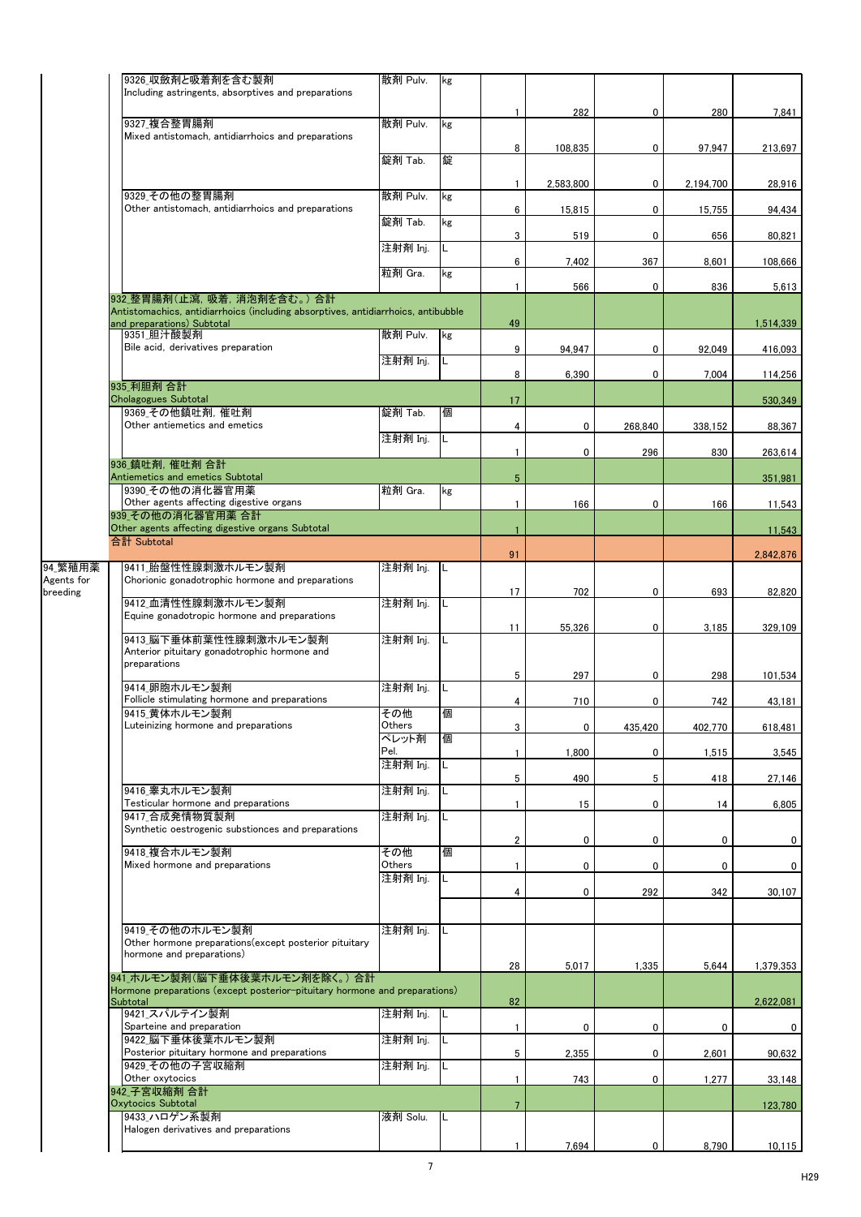| 分類 | 品目 | 剤型 | 単位 | 品目数 | 数量1 | 数量2 | 数量3 | 金額 |
|---|---|---|---|---|---|---|---|---|
| | 9326_収斂剤と吸着剤を含む製剤 Including astringents, absorptives and preparations | 散剤 Pulv. | kg | 1 | 282 | 0 | 280 | 7,841 |
| | 9327_複合整胃腸剤 Mixed antistomach, antidiarrhoics and preparations | 散剤 Pulv. | kg | 8 | 108,835 | 0 | 97,947 | 213,697 |
| | | 錠剤 Tab. | 錠 | 1 | 2,583,800 | 0 | 2,194,700 | 28,916 |
| | 9329_その他の整胃腸剤 Other antistomach, antidiarrhoics and preparations | 散剤 Pulv. | kg | 6 | 15,815 | 0 | 15,755 | 94,434 |
| | | 錠剤 Tab. | kg | 3 | 519 | 0 | 656 | 80,821 |
| | | 注射剤 Inj. | L | 6 | 7,402 | 367 | 8,601 | 108,666 |
| | | 粒剤 Gra. | kg | 1 | 566 | 0 | 836 | 5,613 |
| | 932_整胃腸剤(止瀉, 吸着, 消泡剤を含む。) 合計 Antistomachics, antidiarrhoics (including absorptives, antidiarrhoics, antibubble and preparations) Subtotal | | | 49 | | | | 1,514,339 |
| | 9351_胆汁酸製剤 Bile acid, derivatives preparation | 散剤 Pulv. | kg | 9 | 94,947 | 0 | 92,049 | 416,093 |
| | | 注射剤 Inj. | L | 8 | 6,390 | 0 | 7,004 | 114,256 |
| | 935_利胆剤 合計 Cholagogues Subtotal | | | 17 | | | | 530,349 |
| | 9369_その他鎮吐剤, 催吐剤 Other antiemetics and emetics | 錠剤 Tab. | 個 | 4 | 0 | 268,840 | 338,152 | 88,367 |
| | | 注射剤 Inj. | L | 1 | 0 | 296 | 830 | 263,614 |
| | 936_鎮吐剤, 催吐剤 合計 Antiemetics and emetics Subtotal | | | 5 | | | | 351,981 |
| | 9390_その他の消化器官用薬 Other agents affecting digestive organs | 粒剤 Gra. | kg | 1 | 166 | 0 | 166 | 11,543 |
| | 939_その他の消化器官用薬 合計 Other agents affecting digestive organs Subtotal | | | 1 | | | | 11,543 |
| | 合計 Subtotal | | | 91 | | | | 2,842,876 |
| 94_繁殖用薬 Agents for breeding | 9411_胎盤性性腺刺激ホルモン製剤 Chorionic gonadotrophic hormone and preparations | 注射剤 Inj. | L | 17 | 702 | 0 | 693 | 82,820 |
| | 9412_血清性性腺刺激ホルモン製剤 Equine gonadotropic hormone and preparations | 注射剤 Inj. | L | 11 | 55,326 | 0 | 3,185 | 329,109 |
| | 9413_脳下垂体前葉性性腺刺激ホルモン製剤 Anterior pituitary gonadotrophic hormone and preparations | 注射剤 Inj. | L | 5 | 297 | 0 | 298 | 101,534 |
| | 9414_卵胞ホルモン製剤 Follicle stimulating hormone and preparations | 注射剤 Inj. | L | 4 | 710 | 0 | 742 | 43,181 |
| | 9415_黄体ホルモン製剤 Luteinizing hormone and preparations | その他 Others | 個 | 3 | 0 | 435,420 | 402,770 | 618,481 |
| | | ペレット剤 Pel. | 個 | 1 | 1,800 | 0 | 1,515 | 3,545 |
| | | 注射剤 Inj. | L | 5 | 490 | 5 | 418 | 27,146 |
| | 9416_睾丸ホルモン製剤 Testicular hormone and preparations | 注射剤 Inj. | L | 1 | 15 | 0 | 14 | 6,805 |
| | 9417_合成発情物質製剤 Synthetic oestrogenic substiences and preparations | 注射剤 Inj. | L | 2 | 0 | 0 | 0 | 0 |
| | 9418_複合ホルモン製剤 Mixed hormone and preparations | その他 Others | 個 | 1 | 0 | 0 | 0 | 0 |
| | | 注射剤 Inj. | L | 4 | 0 | 292 | 342 | 30,107 |
| | 9419_その他のホルモン製剤 Other hormone preparations(except posterior pituitary hormone and preparations) | 注射剤 Inj. | L | 28 | 5,017 | 1,335 | 5,644 | 1,379,353 |
| | 941_ホルモン製剤(脳下垂体後葉ホルモン剤を除く。) 合計 Hormone preparations (except posterior-pituitary hormone and preparations) Subtotal | | | 82 | | | | 2,622,081 |
| | 9421_スパルテイン製剤 Sparteine and preparation | 注射剤 Inj. | L | 1 | 0 | 0 | 0 | 0 |
| | 9422_脳下垂体後葉ホルモン製剤 Posterior pituitary hormone and preparations | 注射剤 Inj. | L | 5 | 2,355 | 0 | 2,601 | 90,632 |
| | 9429_その他の子宮収縮剤 Other oxytocics | 注射剤 Inj. | L | 1 | 743 | 0 | 1,277 | 33,148 |
| | 942_子宮収縮剤 合計 Oxytocics Subtotal | | | 7 | | | | 123,780 |
| | 9433_ハロゲン系製剤 Halogen derivatives and preparations | 液剤 Solu. | L | 1 | 7,694 | 0 | 8,790 | 10,115 |

H29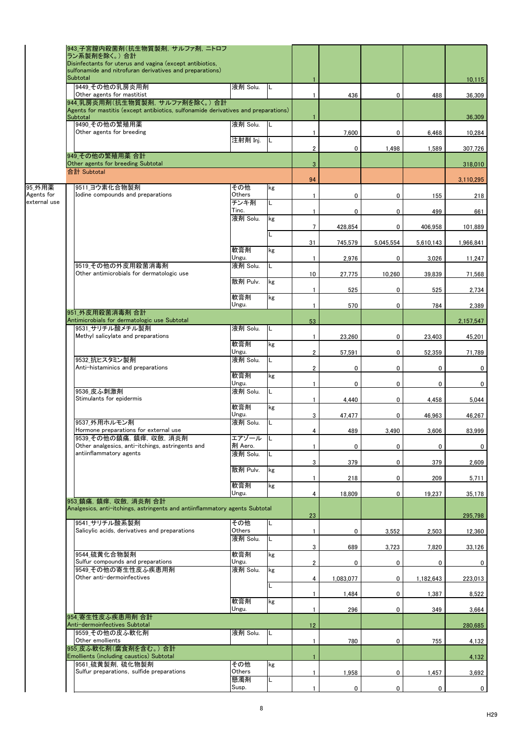| 薬効大分類 | 品目 | 剤型 | 単位 | 件数 | 列1 | 列2 | 列3 | 金額 |
|---|---|---|---|---|---|---|---|---|
| | 943_子宮膣内殺菌剤（抗生物質製剤，サルファ剤，ニトロフラン系製剤を除く。）合計 Disinfectants for uterus and vagina (except antibiotics, sulfonamide and nitrofuran derivatives and preparations) Subtotal | | | 1 | | | | 10,115 |
| | 9449_その他の乳房炎用剤 Other agents for mastitist | 液剤 Solu. | L | 1 | 436 | 0 | 488 | 36,309 |
| | 944_乳房炎用剤（抗生物質製剤，サルファ剤を除く。）合計 Agents for mastitis (except antibiotics, sulfonamide derivatives and preparations) Subtotal | | | 1 | | | | 36,309 |
| | 9490_その他の繁殖用薬 Other agents for breeding | 液剤 Solu. | L | 1 | 7,600 | 0 | 6,468 | 10,284 |
| | | 注射剤 Inj. | L | 2 | 0 | 1,498 | 1,589 | 307,726 |
| | 949_その他の繁殖用薬 合計 Other agents for breeding Subtotal | | | 3 | | | | 318,010 |
| | 合計 Subtotal | | | 94 | | | | 3,110,295 |
| 95_外用薬 Agents for external use | 9511_ヨウ素化合物製剤 Iodine compounds and preparations | その他 Others | kg | 1 | 0 | 0 | 155 | 218 |
| | | チンキ剤 Tinc. | L | 1 | 0 | 0 | 499 | 661 |
| | | 液剤 Solu. | kg | 7 | 428,854 | 0 | 406,958 | 101,889 |
| | | | L | 31 | 745,579 | 5,045,554 | 5,610,143 | 1,966,841 |
| | | 軟膏剤 Ungu. | kg | 1 | 2,976 | 0 | 3,026 | 11,247 |
| | 9519_その他の外皮用殺菌消毒剤 Other antimicrobials for dermatologic use | 液剤 Solu. | L | 10 | 27,775 | 10,260 | 39,839 | 71,568 |
| | | 散剤 Pulv. | kg | 1 | 525 | 0 | 525 | 2,734 |
| | | 軟膏剤 Ungu. | kg | 1 | 570 | 0 | 784 | 2,389 |
| | 951_外皮用殺菌消毒剤 合計 Antimicrobials for dermatologic use Subtotal | | | 53 | | | | 2,157,547 |
| | 9531_サリチル酸メチル製剤 Methyl salicylate and preparations | 液剤 Solu. | L | 1 | 23,260 | 0 | 23,403 | 45,201 |
| | | 軟膏剤 Ungu. | kg | 2 | 57,591 | 0 | 52,359 | 71,789 |
| | 9532_抗ヒスタミン製剤 Anti-histaminics and preparations | 液剤 Solu. | L | 2 | 0 | 0 | 0 | 0 |
| | | 軟膏剤 Ungu. | kg | 1 | 0 | 0 | 0 | 0 |
| | 9536_皮ふ刺激剤 Stimulants for epidermis | 液剤 Solu. | L | 1 | 4,440 | 0 | 4,458 | 5,044 |
| | | 軟膏剤 Ungu. | kg | 3 | 47,477 | 0 | 46,963 | 46,267 |
| | 9537_外用ホルモン剤 Hormone preparations for external use | 液剤 Solu. | L | 4 | 489 | 3,490 | 3,606 | 83,999 |
| | 9539_その他の鎮痛，鎮痒，収斂，消炎剤 Other analgesics, anti-itchings, astringents and antiinflammatory agents | エアゾール剤 Aero. | L | 1 | 0 | 0 | 0 | 0 |
| | | 液剤 Solu. | L | 3 | 379 | 0 | 379 | 2,609 |
| | | 散剤 Pulv. | kg | 1 | 218 | 0 | 209 | 5,711 |
| | | 軟膏剤 Ungu. | kg | 4 | 18,809 | 0 | 19,237 | 35,178 |
| | 953_鎮痛，鎮痒，収斂，消炎剤 合計 Analgesics, anti-itchings, astringents and antiinflammatory agents Subtotal | | | 23 | | | | 295,798 |
| | 9541_サリチル酸系製剤 Salicylic acids, derivatives and preparations | その他 Others | L | 1 | 0 | 3,552 | 2,503 | 12,360 |
| | | 液剤 Solu. | L | 3 | 689 | 3,723 | 7,820 | 33,126 |
| | 9544_硫黄化合物製剤 Sulfur compounds and preparations | 軟膏剤 Ungu. | kg | 2 | 0 | 0 | 0 | 0 |
| | 9549_その他の寄生性皮ふ疾患用剤 Other anti-dermoinfectives | 液剤 Solu. | kg | 4 | 1,083,077 | 0 | 1,182,643 | 223,013 |
| | | | L | 1 | 1,484 | 0 | 1,387 | 8,522 |
| | | 軟膏剤 Ungu. | kg | 1 | 296 | 0 | 349 | 3,664 |
| | 954_寄生性皮ふ疾患用剤 合計 Anti-dermoinfectives Subtotal | | | 12 | | | | 280,685 |
| | 9559_その他の皮ふ軟化剤 Other emollients | 液剤 Solu. | L | 1 | 780 | 0 | 755 | 4,132 |
| | 955_皮ふ軟化剤（腐食剤を含む。）合計 Emollients (including caustics) Subtotal | | | 1 | | | | 4,132 |
| | 9561_硫黄製剤，硫化物製剤 Sulfur preparations, sulfide preparations | その他 Others | kg | 1 | 1,958 | 0 | 1,457 | 3,692 |
| | | 懸濁剤 Susp. | L | 1 | 0 | 0 | 0 | 0 |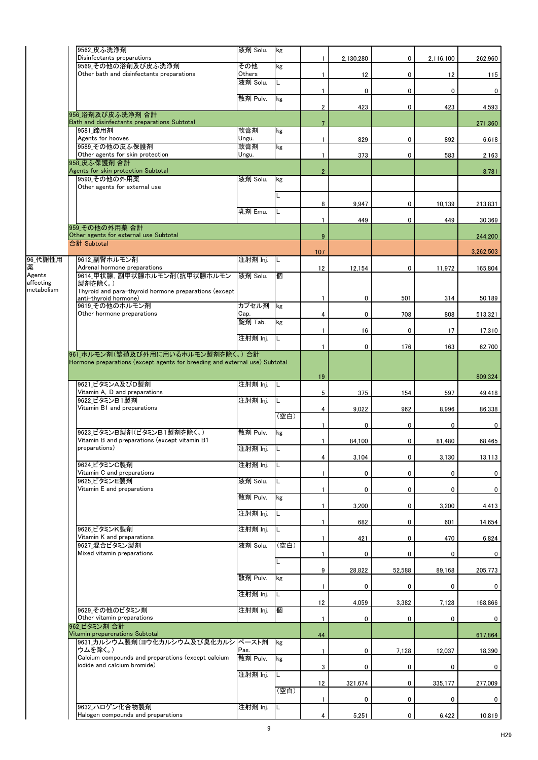| | 品目 | 剤型 | 単位 | | | | | |
|---|---|---|---|---|---|---|---|---|
| | 9562_皮ふ洗浄剤 Disinfectants preparations | 液剤 Solu. | kg | 1 | 2,130,280 | 0 | 2,116,100 | 262,960 |
| | 9569_その他の浴剤及び皮ふ洗浄剤 Other bath and disinfectants preparations | その他 Others | kg | 1 | 12 | 0 | 12 | 115 |
| | | 液剤 Solu. | L | 1 | 0 | 0 | 0 | 0 |
| | | 散剤 Pulv. | kg | 2 | 423 | 0 | 423 | 4,593 |
| | 956_浴剤及び皮ふ洗浄剤 合計 Bath and disinfectants preparations Subtotal | | | 7 | | | | 271,360 |
| | 9581_蹄用剤 Agents for hooves | 軟膏剤 Ungu. | kg | 1 | 829 | 0 | 892 | 6,618 |
| | 9589_その他の皮ふ保護剤 Other agents for skin protection | 軟膏剤 Ungu. | kg | 1 | 373 | 0 | 583 | 2,163 |
| | 958_皮ふ保護剤 合計 Agents for skin protection Subtotal | | | 2 | | | | 8,781 |
| | 9590_その他の外用薬 Other agents for external use | 液剤 Solu. | kg | | | | | |
| | | | L | 8 | 9,947 | 0 | 10,139 | 213,831 |
| | | 乳剤 Emu. | L | 1 | 449 | 0 | 449 | 30,369 |
| | 959_その他の外用薬 合計 Other agents for external use Subtotal | | | 9 | | | | 244,200 |
| | 合計 Subtotal | | | 107 | | | | 3,262,503 |
| 96_代謝性用薬 Agents affecting metabolism | 9612_副腎ホルモン剤 Adrenal hormone preparations | 注射剤 Inj. | L | 12 | 12,154 | 0 | 11,972 | 165,804 |
| | 9614_甲状腺、副甲状腺ホルモン剤(抗甲状腺ホルモン製剤を除く。) Thyroid and para-thyroid hormone preparations (except anti-thyroid hormone) | 液剤 Solu. | 個 | 1 | 0 | 501 | 314 | 50,189 |
| | 9619_その他のホルモン剤 Other hormone preparations | カプセル剤 Cap. | kg | 4 | 0 | 708 | 808 | 513,321 |
| | | 錠剤 Tab. | kg | 1 | 16 | 0 | 17 | 17,310 |
| | | 注射剤 Inj. | L | 1 | 0 | 176 | 163 | 62,700 |
| | 961_ホルモン剤(繁殖及び外用に用いるホルモン製剤を除く。) 合計 Hormone preparations (except agents for breeding and external use) Subtotal | | | 19 | | | | 809,324 |
| | 9621_ビタミンA及びD製剤 Vitamin A, D and preparations | 注射剤 Inj. | L | 5 | 375 | 154 | 597 | 49,418 |
| | 9622_ビタミンB1製剤 Vitamin B1 and preparations | 注射剤 Inj. | L | 4 | 9,022 | 962 | 8,996 | 86,338 |
| | | | (空白) | 1 | 0 | 0 | 0 | 0 |
| | 9623_ビタミンB製剤(ビタミンB1製剤を除く。) Vitamin B and preparations (except vitamin B1 preparations) | 散剤 Pulv. | kg | 1 | 84,100 | 0 | 81,480 | 68,465 |
| | | 注射剤 Inj. | L | 4 | 3,104 | 0 | 3,130 | 13,113 |
| | 9624_ビタミンC製剤 Vitamin C and preparations | 注射剤 Inj. | L | 1 | 0 | 0 | 0 | 0 |
| | 9625_ビタミンE製剤 Vitamin E and preparations | 液剤 Solu. | L | 1 | 0 | 0 | 0 | 0 |
| | | 散剤 Pulv. | kg | 1 | 3,200 | 0 | 3,200 | 4,413 |
| | | 注射剤 Inj. | L | 1 | 682 | 0 | 601 | 14,654 |
| | 9626_ビタミンK製剤 Vitamin K and preparations | 注射剤 Inj. | L | 1 | 421 | 0 | 470 | 6,824 |
| | 9627_混合ビタミン製剤 Mixed vitamin preparations | 液剤 Solu. | (空白) | 1 | 0 | 0 | 0 | 0 |
| | | | L | 9 | 28,822 | 52,588 | 89,168 | 205,773 |
| | | 散剤 Pulv. | kg | 1 | 0 | 0 | 0 | 0 |
| | | 注射剤 Inj. | L | 12 | 4,059 | 3,382 | 7,128 | 168,866 |
| | 9629_その他のビタミン剤 Other vitamin preparations | 注射剤 Inj. | 個 | 1 | 0 | 0 | 0 | 0 |
| | 962_ビタミン剤 合計 Vitamin preparerations Subtotal | | | 44 | | | | 617,864 |
| | 9631_カルシウム製剤(ヨウ化カルシウム及び臭化カルシウムを除く。) Calcium compounds and preparations (except calcium iodide and calcium bromide) | ペースト剤 Pas. | kg | 1 | 0 | 7,128 | 12,037 | 18,390 |
| | | 散剤 Pulv. | kg | 3 | 0 | 0 | 0 | 0 |
| | | 注射剤 Inj. | L | 12 | 321,674 | 0 | 335,177 | 277,009 |
| | | | (空白) | 1 | 0 | 0 | 0 | 0 |
| | 9632_ハロゲン化合物製剤 Halogen compounds and preparations | 注射剤 Inj. | L | 4 | 5,251 | 0 | 6,422 | 10,819 |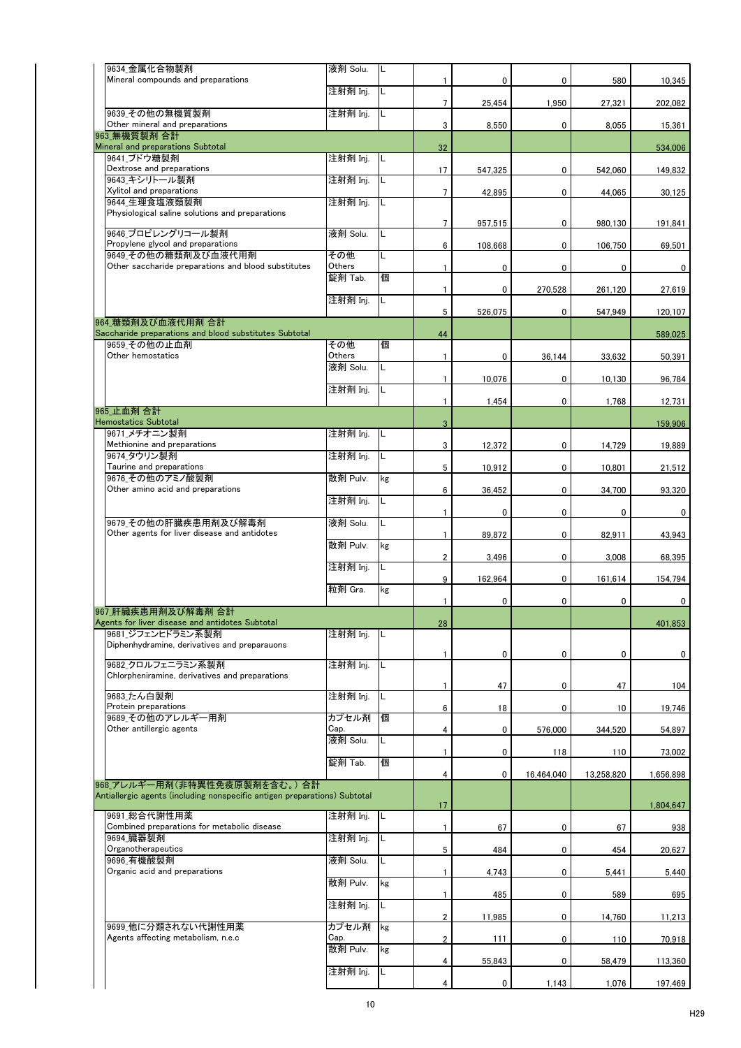| 薬効分類 | 剤型 | 単位 | | | | | |
|---|---|---|---|---|---|---|---|
| 9634_金属化合物製剤<br>Mineral compounds and preparations | 液剤 Solu. | L | 1 | 0 | 0 | 580 | 10,345 |
| | 注射剤 Inj. | L | 7 | 25,454 | 1,950 | 27,321 | 202,082 |
| 9639_その他の無機質製剤<br>Other mineral and preparations | 注射剤 Inj. | L | 3 | 8,550 | 0 | 8,055 | 15,361 |
| 963_無機質製剤 合計<br>Mineral and preparations Subtotal | | | 32 | | | | 534,006 |
| 9641_ブドウ糖製剤<br>Dextrose and preparations | 注射剤 Inj. | L | 17 | 547,325 | 0 | 542,060 | 149,832 |
| 9643_キシリトール製剤<br>Xylitol and preparations | 注射剤 Inj. | L | 7 | 42,895 | 0 | 44,065 | 30,125 |
| 9644_生理食塩液類製剤<br>Physiological saline solutions and preparations | 注射剤 Inj. | L | 7 | 957,515 | 0 | 980,130 | 191,841 |
| 9646_プロピレングリコール製剤<br>Propylene glycol and preparations | 液剤 Solu. | L | 6 | 108,668 | 0 | 106,750 | 69,501 |
| 9649_その他の糖類剤及び血液代用剤<br>Other saccharide preparations and blood substitutes | その他 Others | L | 1 | 0 | 0 | 0 | 0 |
| | 錠剤 Tab. | 個 | 1 | 0 | 270,528 | 261,120 | 27,619 |
| | 注射剤 Inj. | L | 5 | 526,075 | 0 | 547,949 | 120,107 |
| 964_糖類剤及び血液代用剤 合計<br>Saccharide preparations and blood substitutes Subtotal | | | 44 | | | | 589,025 |
| 9659_その他の止血剤<br>Other hemostatics | その他 Others | 個 | 1 | 0 | 36,144 | 33,632 | 50,391 |
| | 液剤 Solu. | L | 1 | 10,076 | 0 | 10,130 | 96,784 |
| | 注射剤 Inj. | L | 1 | 1,454 | 0 | 1,768 | 12,731 |
| 965_止血剤 合計<br>Hemostatics Subtotal | | | 3 | | | | 159,906 |
| 9671_メチオニン製剤<br>Methionine and preparations | 注射剤 Inj. | L | 3 | 12,372 | 0 | 14,729 | 19,889 |
| 9674_タウリン製剤<br>Taurine and preparations | 注射剤 Inj. | L | 5 | 10,912 | 0 | 10,801 | 21,512 |
| 9676_その他のアミノ酸製剤<br>Other amino acid and preparations | 散剤 Pulv. | kg | 6 | 36,452 | 0 | 34,700 | 93,320 |
| | 注射剤 Inj. | L | 1 | 0 | 0 | 0 | 0 |
| 9679_その他の肝臓疾患用剤及び解毒剤<br>Other agents for liver disease and antidotes | 液剤 Solu. | L | 1 | 89,872 | 0 | 82,911 | 43,943 |
| | 散剤 Pulv. | kg | 2 | 3,496 | 0 | 3,008 | 68,395 |
| | 注射剤 Inj. | L | 9 | 162,964 | 0 | 161,614 | 154,794 |
| | 粒剤 Gra. | kg | 1 | 0 | 0 | 0 | 0 |
| 967_肝臓疾患用剤及び解毒剤 合計<br>Agents for liver disease and antidotes Subtotal | | | 28 | | | | 401,853 |
| 9681_ジフェンヒドラミン系製剤<br>Diphenhydramine, derivatives and preparauons | 注射剤 Inj. | L | 1 | 0 | 0 | 0 | 0 |
| 9682_クロルフェニラミン系製剤<br>Chlorpheniramine, derivatives and preparations | 注射剤 Inj. | L | 1 | 47 | 0 | 47 | 104 |
| 9683_たん白製剤<br>Protein preparations | 注射剤 Inj. | L | 6 | 18 | 0 | 10 | 19,746 |
| 9689_その他のアレルギー用剤<br>Other antillergic agents | カプセル剤 Cap. | 個 | 4 | 0 | 576,000 | 344,520 | 54,897 |
| | 液剤 Solu. | L | 1 | 0 | 118 | 110 | 73,002 |
| | 錠剤 Tab. | 個 | 4 | 0 | 16,464,040 | 13,258,820 | 1,656,898 |
| 968_アレルギー用剤(非特異性免疫原製剤を含む。) 合計<br>Antiallergic agents (including nonspecific antigen preparations) Subtotal | | | 17 | | | | 1,804,647 |
| 9691_総合代謝性用薬<br>Combined preparations for metabolic disease | 注射剤 Inj. | L | 1 | 67 | 0 | 67 | 938 |
| 9694_臓器製剤<br>Organotherapeutics | 注射剤 Inj. | L | 5 | 484 | 0 | 454 | 20,627 |
| 9696_有機酸製剤<br>Organic acid and preparations | 液剤 Solu. | L | 1 | 4,743 | 0 | 5,441 | 5,440 |
| | 散剤 Pulv. | kg | 1 | 485 | 0 | 589 | 695 |
| | 注射剤 Inj. | L | 2 | 11,985 | 0 | 14,760 | 11,213 |
| 9699_他に分類されない代謝性用薬<br>Agents affecting metabolism, n.e.c | カプセル剤 Cap. | kg | 2 | 111 | 0 | 110 | 70,918 |
| | 散剤 Pulv. | kg | 4 | 55,843 | 0 | 58,479 | 113,360 |
| | 注射剤 Inj. | L | 4 | 0 | 1,143 | 1,076 | 197,469 |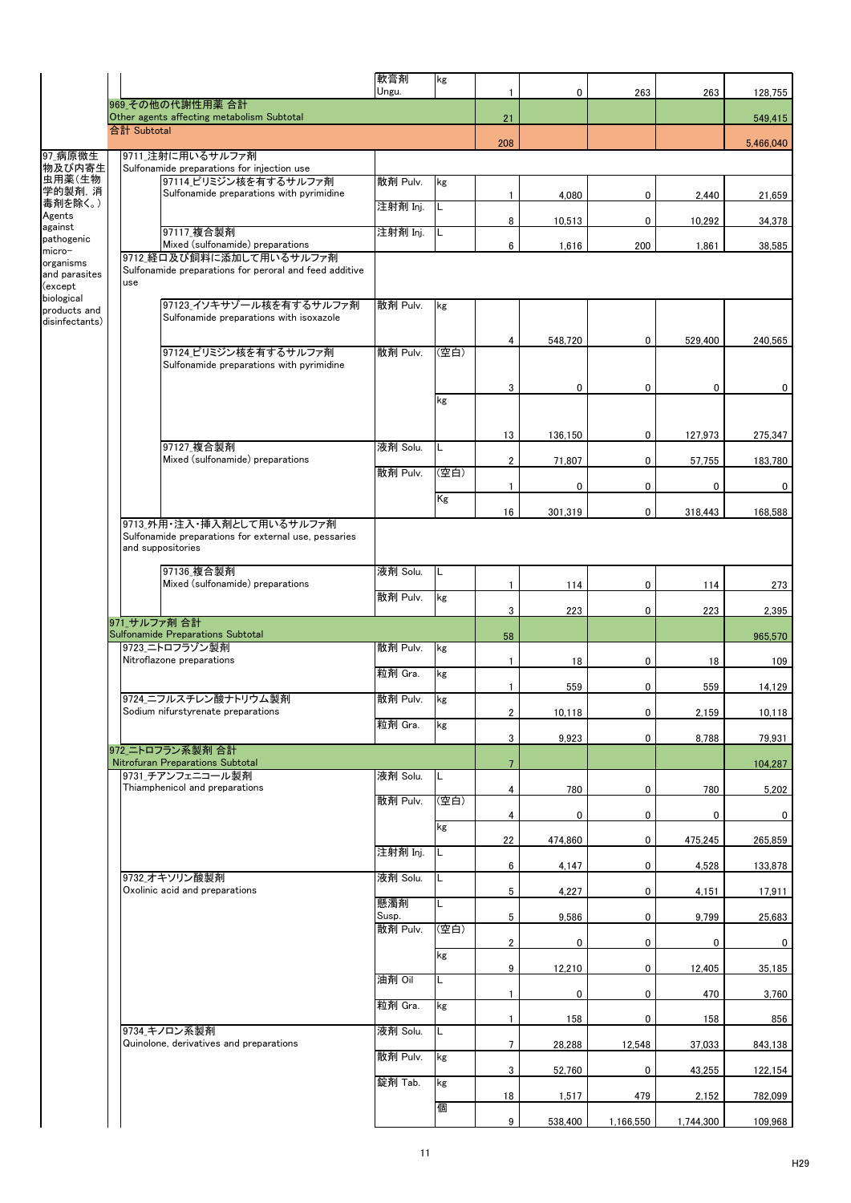| 分類 | 品目 | 剤型 | 単位 | 件数 | 数量1 | 数量2 | 数量3 | 金額 |
|---|---|---|---|---|---|---|---|---|
| | | 軟膏剤 Ungu. | kg | 1 | 0 | 263 | 263 | 128,755 |
| | 969_その他の代謝性用薬 合計 Other agents affecting metabolism Subtotal | | | 21 | | | | 549,415 |
| | 合計 Subtotal | | | 208 | | | | 5,466,040 |
| 97_病原微生物及び内寄生虫用薬(生物学的製剤、消毒剤を除く。) Agents against pathogenic micro-organisms and parasites (except biological products and disinfectants) | 9711_注射に用いるサルファ剤 Sulfonamide preparations for injection use | | | | | | | |
| | 97114_ピリミジン核を有するサルファ剤 Sulfonamide preparations with pyrimidine | 散剤 Pulv. | kg | 1 | 4,080 | 0 | 2,440 | 21,659 |
| | | 注射剤 Inj. | L | 8 | 10,513 | 0 | 10,292 | 34,378 |
| | 97117_複合製剤 Mixed (sulfonamide) preparations | 注射剤 Inj. | L | 6 | 1,616 | 200 | 1,861 | 38,585 |
| | 9712_経口及び飼料に添加して用いるサルファ剤 Sulfonamide preparations for peroral and feed additive use | | | | | | | |
| | 97123_イソキサゾール核を有するサルファ剤 Sulfonamide preparations with isoxazole | 散剤 Pulv. | kg | 4 | 548,720 | 0 | 529,400 | 240,565 |
| | 97124_ピリミジン核を有するサルファ剤 Sulfonamide preparations with pyrimidine | 散剤 Pulv. | (空白) | 3 | 0 | 0 | 0 | 0 |
| | | | kg | 13 | 136,150 | 0 | 127,973 | 275,347 |
| | 97127_複合製剤 Mixed (sulfonamide) preparations | 液剤 Solu. | L | 2 | 71,807 | 0 | 57,755 | 183,780 |
| | | 散剤 Pulv. | (空白) | 1 | 0 | 0 | 0 | 0 |
| | | | Kg | 16 | 301,319 | 0 | 318,443 | 168,588 |
| | 9713_外用・注入・挿入剤として用いるサルファ剤 Sulfonamide preparations for external use, pessaries and suppositories | | | | | | | |
| | 97136_複合製剤 Mixed (sulfonamide) preparations | 液剤 Solu. | L | 1 | 114 | 0 | 114 | 273 |
| | | 散剤 Pulv. | kg | 3 | 223 | 0 | 223 | 2,395 |
| | 971_サルファ剤 合計 Sulfonamide Preparations Subtotal | | | 58 | | | | 965,570 |
| | 9723_ニトロフラゾン製剤 Nitroflazone preparations | 散剤 Pulv. | kg | 1 | 18 | 0 | 18 | 109 |
| | | 粒剤 Gra. | kg | 1 | 559 | 0 | 559 | 14,129 |
| | 9724_ニフルスチレン酸ナトリウム製剤 Sodium nifurstyrenate preparations | 散剤 Pulv. | kg | 2 | 10,118 | 0 | 2,159 | 10,118 |
| | | 粒剤 Gra. | kg | 3 | 9,923 | 0 | 8,788 | 79,931 |
| | 972_ニトロフラン系製剤 合計 Nitrofuran Preparations Subtotal | | | 7 | | | | 104,287 |
| | 9731_チアンフェニコール製剤 Thiamphenicol and preparations | 液剤 Solu. | L | 4 | 780 | 0 | 780 | 5,202 |
| | | 散剤 Pulv. | (空白) | 4 | 0 | 0 | 0 | 0 |
| | | | kg | 22 | 474,860 | 0 | 475,245 | 265,859 |
| | | 注射剤 Inj. | L | 6 | 4,147 | 0 | 4,528 | 133,878 |
| | 9732_オキソリン酸製剤 Oxolinic acid and preparations | 液剤 Solu. | L | 5 | 4,227 | 0 | 4,151 | 17,911 |
| | | 懸濁剤 Susp. | L | 5 | 9,586 | 0 | 9,799 | 25,683 |
| | | 散剤 Pulv. | (空白) | 2 | 0 | 0 | 0 | 0 |
| | | | kg | 9 | 12,210 | 0 | 12,405 | 35,185 |
| | | 油剤 Oil | L | 1 | 0 | 0 | 470 | 3,760 |
| | | 粒剤 Gra. | kg | 1 | 158 | 0 | 158 | 856 |
| | 9734_キノロン系製剤 Quinolone, derivatives and preparations | 液剤 Solu. | L | 7 | 28,288 | 12,548 | 37,033 | 843,138 |
| | | 散剤 Pulv. | kg | 3 | 52,760 | 0 | 43,255 | 122,154 |
| | | 錠剤 Tab. | kg | 18 | 1,517 | 479 | 2,152 | 782,099 |
| | | | 個 | 9 | 538,400 | 1,166,550 | 1,744,300 | 109,968 |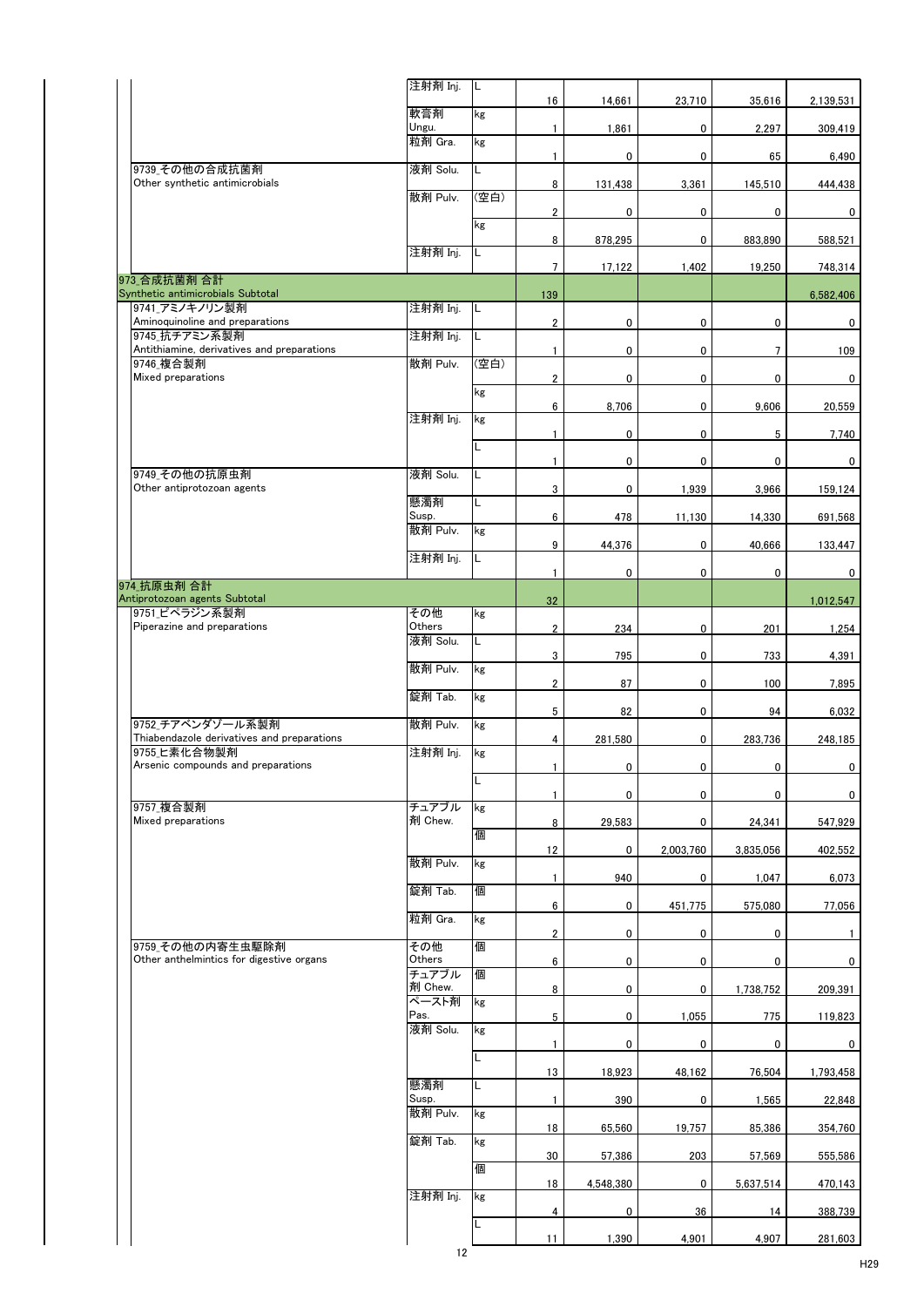| 分類 | 剤型 | 単位 | | | | | |
|---|---|---|---|---|---|---|---|
| | 注射剤 Inj. | L | 16 | 14,661 | 23,710 | 35,616 | 2,139,531 |
| | 軟膏剤 Ungu. | kg | 1 | 1,861 | 0 | 2,297 | 309,419 |
| | 粒剤 Gra. | kg | 1 | 0 | 0 | 65 | 6,490 |
| 9739_その他の合成抗菌剤 Other synthetic antimicrobials | 液剤 Solu. | L | 8 | 131,438 | 3,361 | 145,510 | 444,438 |
| | 散剤 Pulv. | (空白) | 2 | 0 | 0 | 0 | 0 |
| | | kg | 8 | 878,295 | 0 | 883,890 | 588,521 |
| | 注射剤 Inj. | L | 7 | 17,122 | 1,402 | 19,250 | 748,314 |
| 973_合成抗菌剤 合計 Synthetic antimicrobials Subtotal | | | 139 | | | | 6,582,406 |
| 9741_アミノキノリン製剤 Aminoquinoline and preparations | 注射剤 Inj. | L | 2 | 0 | 0 | 0 | 0 |
| 9745_抗チアミン系製剤 Antithiamine, derivatives and preparations | 注射剤 Inj. | L | 1 | 0 | 0 | 7 | 109 |
| 9746_複合製剤 Mixed preparations | 散剤 Pulv. | (空白) | 2 | 0 | 0 | 0 | 0 |
| | | kg | 6 | 8,706 | 0 | 9,606 | 20,559 |
| | 注射剤 Inj. | kg | 1 | 0 | 0 | 5 | 7,740 |
| | | L | 1 | 0 | 0 | 0 | 0 |
| 9749_その他の抗原虫剤 Other antiprotozoan agents | 液剤 Solu. | L | 3 | 0 | 1,939 | 3,966 | 159,124 |
| | 懸濁剤 Susp. | L | 6 | 478 | 11,130 | 14,330 | 691,568 |
| | 散剤 Pulv. | kg | 9 | 44,376 | 0 | 40,666 | 133,447 |
| | 注射剤 Inj. | L | 1 | 0 | 0 | 0 | 0 |
| 974_抗原虫剤 合計 Antiprotozoan agents Subtotal | | | 32 | | | | 1,012,547 |
| 9751_ピペラジン系製剤 Piperazine and preparations | その他 Others | kg | 2 | 234 | 0 | 201 | 1,254 |
| | 液剤 Solu. | L | 3 | 795 | 0 | 733 | 4,391 |
| | 散剤 Pulv. | kg | 2 | 87 | 0 | 100 | 7,895 |
| | 錠剤 Tab. | kg | 5 | 82 | 0 | 94 | 6,032 |
| 9752_チアベンダゾール系製剤 Thiabendazole derivatives and preparations | 散剤 Pulv. | kg | 4 | 281,580 | 0 | 283,736 | 248,185 |
| 9755_ヒ素化合物製剤 Arsenic compounds and preparations | 注射剤 Inj. | kg | 1 | 0 | 0 | 0 | 0 |
| | | L | 1 | 0 | 0 | 0 | 0 |
| 9757_複合製剤 Mixed preparations | チュアブル剤 Chew. | kg | 8 | 29,583 | 0 | 24,341 | 547,929 |
| | | 個 | 12 | 0 | 2,003,760 | 3,835,056 | 402,552 |
| | 散剤 Pulv. | kg | 1 | 940 | 0 | 1,047 | 6,073 |
| | 錠剤 Tab. | 個 | 6 | 0 | 451,775 | 575,080 | 77,056 |
| | 粒剤 Gra. | kg | 2 | 0 | 0 | 0 | 1 |
| 9759_その他の内寄生虫駆除剤 Other anthelmintics for digestive organs | その他 Others | 個 | 6 | 0 | 0 | 0 | 0 |
| | チュアブル剤 Chew. | 個 | 8 | 0 | 0 | 1,738,752 | 209,391 |
| | ペースト剤 Pas. | kg | 5 | 0 | 1,055 | 775 | 119,823 |
| | 液剤 Solu. | kg | 1 | 0 | 0 | 0 | 0 |
| | | L | 13 | 18,923 | 48,162 | 76,504 | 1,793,458 |
| | 懸濁剤 Susp. | L | 1 | 390 | 0 | 1,565 | 22,848 |
| | 散剤 Pulv. | kg | 18 | 65,560 | 19,757 | 85,386 | 354,760 |
| | 錠剤 Tab. | kg | 30 | 57,386 | 203 | 57,569 | 555,586 |
| | | 個 | 18 | 4,548,380 | 0 | 5,637,514 | 470,143 |
| | 注射剤 Inj. | kg | 4 | 0 | 36 | 14 | 388,739 |
| | | L | 11 | 1,390 | 4,901 | 4,907 | 281,603 |

H29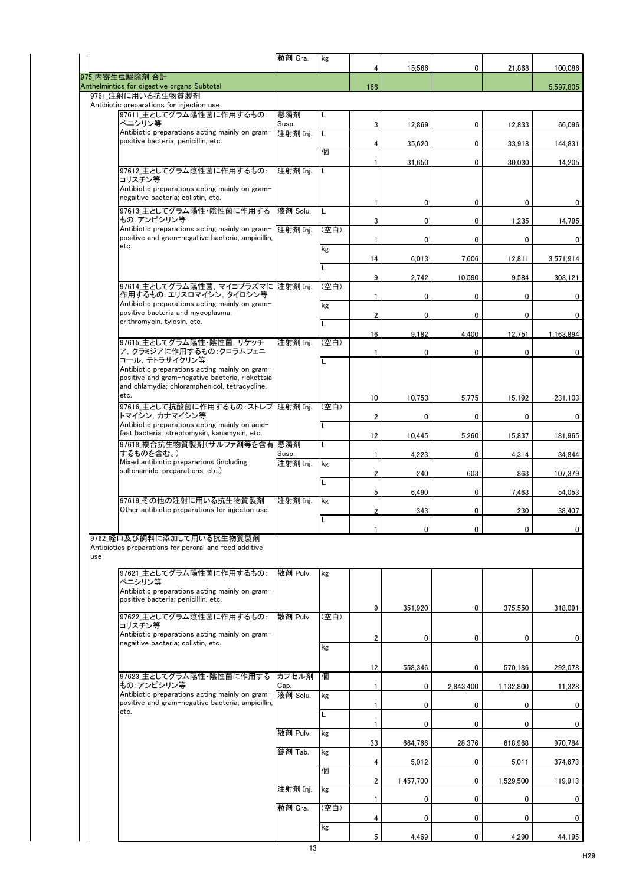| 区分 | 剤型 | 単位 | 件数 | 数量1 | 数量2 | 数量3 | 金額 |
|---|---|---|---|---|---|---|---|
| | 粒剤 Gra. | kg | 4 | 15,566 | 0 | 21,868 | 100,086 |
| 975_内寄生虫駆除剤 合計 Anthelmintics for digestive organs Subtotal | | | 166 | | | | 5,597,805 |
| 9761_注射に用いる抗生物質製剤 Antibiotic preparations for injection use | | | | | | | |
| 97611_主としてグラム陽性菌に作用するもの：ペニシリン等 Antibiotic preparations acting mainly on gram-positive bacteria; penicillin, etc. | 懸濁剤 Susp. | L | 3 | 12,869 | 0 | 12,833 | 66,096 |
| | 注射剤 Inj. | L | 4 | 35,620 | 0 | 33,918 | 144,831 |
| | | 個 | 1 | 31,650 | 0 | 30,030 | 14,205 |
| 97612_主としてグラム陰性菌に作用するもの：コリスチン等 Antibiotic preparations acting mainly on gram-negaitive bacteria; colistin, etc. | 注射剤 Inj. | L | 1 | 0 | 0 | 0 | 0 |
| 97613_主としてグラム陽性・陰性菌に作用するもの：アンピシリン等 Antibiotic preparations acting mainly on gram-positive and gram-negative bacteria; ampicillin, etc. | 液剤 Solu. | L | 3 | 0 | 0 | 1,235 | 14,795 |
| | 注射剤 Inj. | (空白) | 1 | 0 | 0 | 0 | 0 |
| | | kg | 14 | 6,013 | 7,606 | 12,811 | 3,571,914 |
| | | L | 9 | 2,742 | 10,590 | 9,584 | 308,121 |
| 97614_主としてグラム陽性菌，マイコプラズマに作用するもの：エリスロマイシン，タイロシン等 Antibiotic preparations acting mainly on gram-positive bacteria and mycoplasma; erithromycin, tylosin, etc. | 注射剤 Inj. | (空白) | 1 | 0 | 0 | 0 | 0 |
| | | kg | 2 | 0 | 0 | 0 | 0 |
| | | L | 16 | 9,182 | 4,400 | 12,751 | 1,163,894 |
| 97615_主としてグラム陽性・陰性菌，リケッチア，クラミジアに作用するもの：クロラムフェニコール，テトラサイクリン等 Antibiotic preparations acting mainly on gram-positive and gram-negative bacteria, rickettsia and chlamydia; chloramphenicol, tetracycline, etc. | 注射剤 Inj. | (空白) | 1 | 0 | 0 | 0 | 0 |
| | | L | 10 | 10,753 | 5,775 | 15,192 | 231,103 |
| 97616_主として抗酸菌に作用するもの：ストレプトマイシン，カナマイシン等 Antibiotic preparations acting mainly on acid-fast bacteria; streptomysin, kanamysin, etc. | 注射剤 Inj. | (空白) | 2 | 0 | 0 | 0 | 0 |
| | | L | 12 | 10,445 | 5,260 | 15,837 | 181,965 |
| 97618_複合抗生物質製剤(サルファ剤等を含有するものを含む。) Mixed antibiotic prepararions (including sulfonamide. preparations, etc.) | 懸濁剤 Susp. | L | 1 | 4,223 | 0 | 4,314 | 34,844 |
| | 注射剤 Inj. | kg | 2 | 240 | 603 | 863 | 107,379 |
| | | L | 5 | 6,490 | 0 | 7,463 | 54,053 |
| 97619_その他の注射に用いる抗生物質製剤 Other antibiotic preparations for injecton use | 注射剤 Inj. | kg | 2 | 343 | 0 | 230 | 38,407 |
| | | L | 1 | 0 | 0 | 0 | 0 |
| 9762_経口及び飼料に添加して用いる抗生物質製剤 Antibiotics preparations for peroral and feed additive use | | | | | | | |
| 97621_主としてグラム陽性菌に作用するもの：ペニシリン等 Antibiotic preparations acting mainly on gram-positive bacteria; penicillin, etc. | 散剤 Pulv. | kg | 9 | 351,920 | 0 | 375,550 | 318,091 |
| 97622_主としてグラム陰性菌に作用するもの：コリスチン等 Antibiotic preparations acting mainly on gram-negaitive bacteria; colistin, etc. | 散剤 Pulv. | (空白) | 2 | 0 | 0 | 0 | 0 |
| | | kg | 12 | 558,346 | 0 | 570,186 | 292,078 |
| 97623_主としてグラム陽性・陰性菌に作用するもの：アンピシリン等 Antibiotic preparations acting mainly on gram-positive and gram-negative bacteria; ampicillin, etc. | カプセル剤 Cap. | 個 | 1 | 0 | 2,843,400 | 1,132,800 | 11,328 |
| | 液剤 Solu. | kg | 1 | 0 | 0 | 0 | 0 |
| | | L | 1 | 0 | 0 | 0 | 0 |
| | 散剤 Pulv. | kg | 33 | 664,766 | 28,376 | 618,968 | 970,784 |
| | 錠剤 Tab. | kg | 4 | 5,012 | 0 | 5,011 | 374,673 |
| | | 個 | 2 | 1,457,700 | 0 | 1,529,500 | 119,913 |
| | 注射剤 Inj. | kg | 1 | 0 | 0 | 0 | 0 |
| | 粒剤 Gra. | (空白) | 4 | 0 | 0 | 0 | 0 |
| | | kg | 5 | 4,469 | 0 | 4,290 | 44,195 |

H29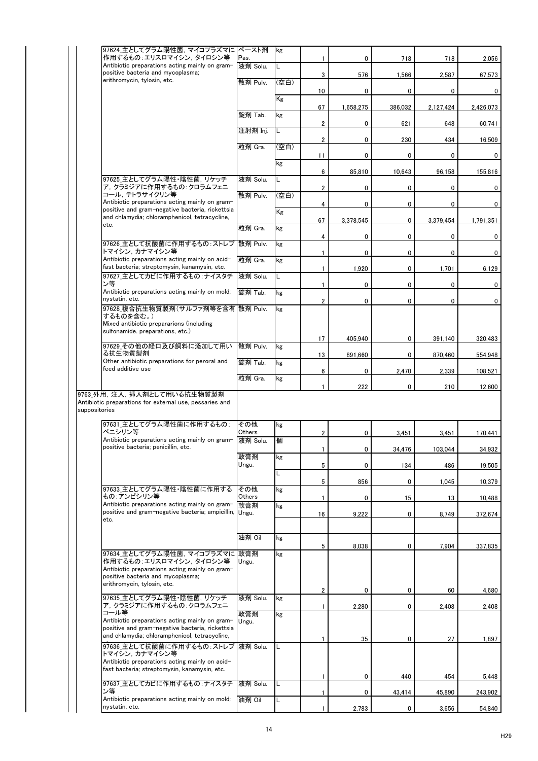| 品目 | 剤型 | 単位 | | | | | |
|---|---|---|---|---|---|---|---|
| 97624_主としてグラム陽性菌，マイコプラズマに作用するもの：エリスロマイシン，タイロシン等 Antibiotic preparations acting mainly on gram-positive bacteria and mycoplasma; erythromycin, tylosin, etc. | ペースト剤 Pas. | kg | 1 | 0 | 718 | 718 | 2,056 |
| | 液剤 Solu. | L | 3 | 576 | 1,566 | 2,587 | 67,573 |
| | 散剤 Pulv. | (空白) | 10 | 0 | 0 | 0 | 0 |
| | | Kg | 67 | 1,658,275 | 386,032 | 2,127,424 | 2,426,073 |
| | 錠剤 Tab. | kg | 2 | 0 | 621 | 648 | 60,741 |
| | 注射剤 Inj. | L | 2 | 0 | 230 | 434 | 16,509 |
| | 粒剤 Gra. | (空白) | 11 | 0 | 0 | 0 | 0 |
| | | kg | 6 | 85,810 | 10,643 | 96,158 | 155,816 |
| 97625_主としてグラム陽性・陰性菌，リケッチア，クラミジアに作用するもの：クロラムフェニコール，テトラサイクリン等 Antibiotic preparations acting mainly on gram-positive and gram-negative bacteria, rickettsia and chlamydia; chloramphenicol, tetracycline, etc. | 液剤 Solu. | L | 2 | 0 | 0 | 0 | 0 |
| | 散剤 Pulv. | (空白) | 4 | 0 | 0 | 0 | 0 |
| | | Kg | 67 | 3,378,545 | 0 | 3,379,454 | 1,791,351 |
| | 粒剤 Gra. | kg | 4 | 0 | 0 | 0 | 0 |
| 97626_主として抗酸菌に作用するもの：ストレプトマイシン，カナマイシン等 Antibiotic preparations acting mainly on acid-fast bacteria; streptomysin, kanamysin, etc. | 散剤 Pulv. | kg | 1 | 0 | 0 | 0 | 0 |
| | 粒剤 Gra. | kg | 1 | 1,920 | 0 | 1,701 | 6,129 |
| 97627_主としてカビに作用するもの：ナイスタチン等 Antibiotic preparations acting mainly on mold; nystatin, etc. | 液剤 Solu. | L | 1 | 0 | 0 | 0 | 0 |
| | 錠剤 Tab. | kg | 2 | 0 | 0 | 0 | 0 |
| 97628_複合抗生物質製剤（サルファ剤等を含有するものを含む。） Mixed antibiotic preparations (including sulfonamide. preparations, etc.) | 散剤 Pulv. | kg | 17 | 405,940 | 0 | 391,140 | 320,483 |
| 97629_その他の経口及び飼料に添加して用いる抗生物質製剤 Other antibiotic preparations for peroral and feed additive use | 散剤 Pulv. | kg | 13 | 891,660 | 0 | 870,460 | 554,948 |
| | 錠剤 Tab. | kg | 6 | 0 | 2,470 | 2,339 | 108,521 |
| | 粒剤 Gra. | kg | 1 | 222 | 0 | 210 | 12,600 |
| **9763_外用，注入，挿入剤として用いる抗生物質製剤 Antibiotic preparations for external use, pessaries and suppositories** | | | | | | | |
| 97631_主としてグラム陽性菌に作用するもの：ペニシリン等 Antibiotic preparations acting mainly on gram-positive bacteria; penicillin, etc. | その他 Others | kg | 2 | 0 | 3,451 | 3,451 | 170,441 |
| | 液剤 Solu. | 個 | 1 | 0 | 34,476 | 103,044 | 34,932 |
| | 軟膏剤 Ungu. | kg | 5 | 0 | 134 | 486 | 19,505 |
| | | L | 5 | 856 | 0 | 1,045 | 10,379 |
| 97633_主としてグラム陽性・陰性菌に作用するもの：アンピシリン等 Antibiotic preparations acting mainly on gram-positive and gram-negative bacteria; ampicillin, etc. | その他 Others | kg | 1 | 0 | 15 | 13 | 10,488 |
| | 軟膏剤 Ungu. | kg | 16 | 9,222 | 0 | 8,749 | 372,674 |
| | 油剤 Oil | kg | 5 | 8,038 | 0 | 7,904 | 337,835 |
| 97634_主としてグラム陽性菌，マイコプラズマに作用するもの：エリスロマイシン，タイロシン等 Antibiotic preparations acting mainly on gram-positive bacteria and mycoplasma; erythromycin, tylosin, etc. | 軟膏剤 Ungu. | kg | 2 | 0 | 0 | 60 | 4,680 |
| 97635_主としてグラム陽性・陰性菌，リケッチア，クラミジアに作用するもの：クロラムフェニコール等 Antibiotic preparations acting mainly on gram-positive and gram-negative bacteria, rickettsia and chlamydia; chloramphenicol, tetracycline, etc. | 液剤 Solu. | kg | 1 | 2,280 | 0 | 2,408 | 2,408 |
| | 軟膏剤 Ungu. | kg | 1 | 35 | 0 | 27 | 1,897 |
| 97636_主として抗酸菌に作用するもの：ストレプトマイシン，カナマイシン等 Antibiotic preparations acting mainly on acid-fast bacteria; streptomysin, kanamysin, etc. | 液剤 Solu. | L | 1 | 0 | 440 | 454 | 5,448 |
| 97637_主としてカビに作用するもの：ナイスタチン等 Antibiotic preparations acting mainly on mold; nystatin, etc. | 液剤 Solu. | L | 1 | 0 | 43,414 | 45,890 | 243,902 |
| | 油剤 Oil | L | 1 | 2,783 | 0 | 3,656 | 54,840 |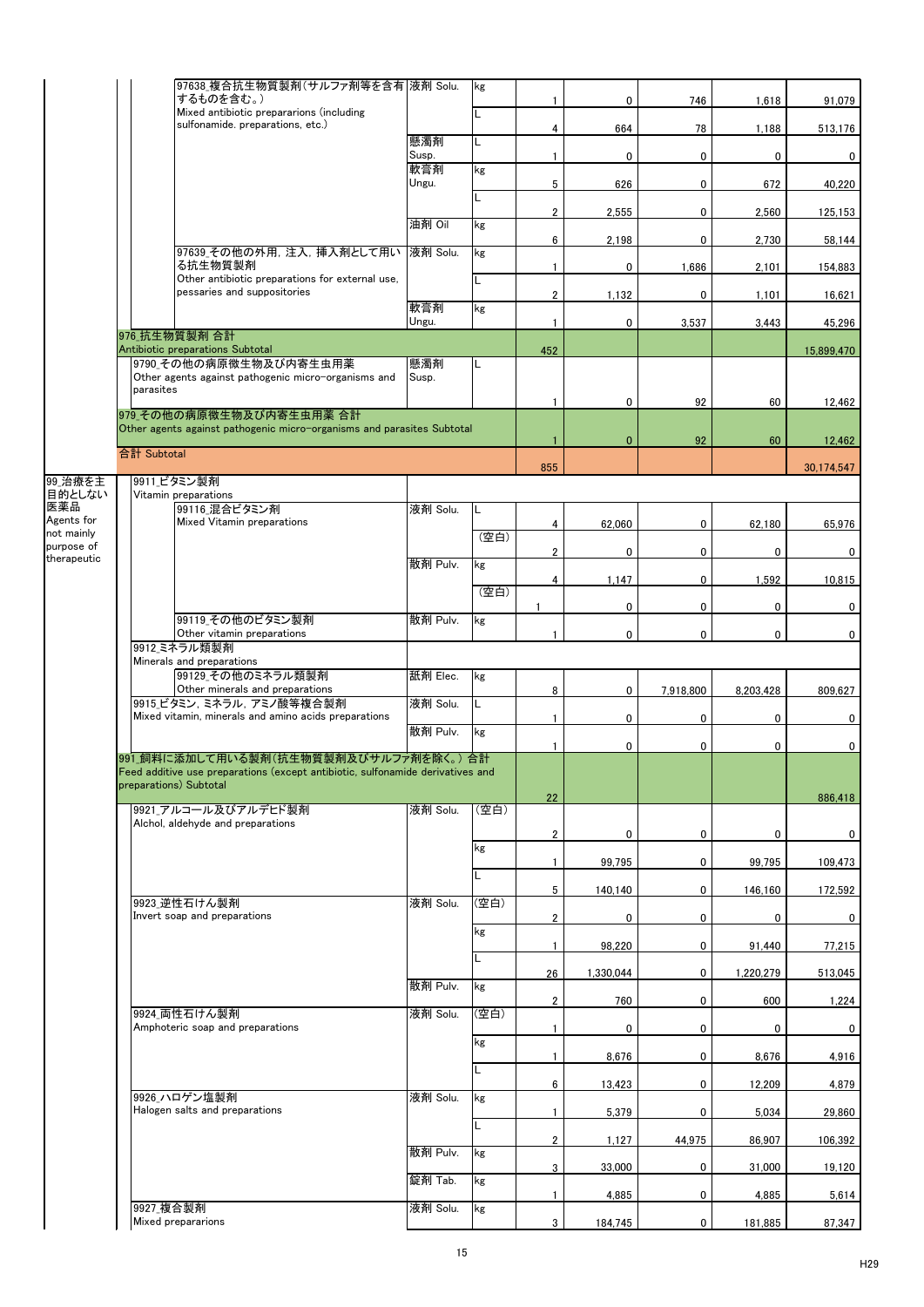| 分類 | 品目 | | 剤型 | 単位 | 件数 | 数量1 | 数量2 | 数量3 | 金額 |
|---|---|---|---|---|---|---|---|---|---|
| | | 97638_複合抗生物質製剤(サルファ剤等を含有するものを含む。) Mixed antibiotic preparations (including sulfonamide. preparations, etc.) | 液剤 Solu. | kg | 1 | 0 | 746 | 1,618 | 91,079 |
| | | | | L | 4 | 664 | 78 | 1,188 | 513,176 |
| | | | 懸濁剤 Susp. | L | 1 | 0 | 0 | 0 | 0 |
| | | | 軟膏剤 Ungu. | kg | 5 | 626 | 0 | 672 | 40,220 |
| | | | | L | 2 | 2,555 | 0 | 2,560 | 125,153 |
| | | | 油剤 Oil | kg | 6 | 2,198 | 0 | 2,730 | 58,144 |
| | | 97639_その他の外用, 注入, 挿入剤として用いる抗生物質製剤 Other antibiotic preparations for external use, pessaries and suppositories | 液剤 Solu. | kg | 1 | 0 | 1,686 | 2,101 | 154,883 |
| | | | | L | 2 | 1,132 | 0 | 1,101 | 16,621 |
| | | | 軟膏剤 Ungu. | kg | 1 | 0 | 3,537 | 3,443 | 45,296 |
| | 976_抗生物質製剤 合計 Antibiotic preparations Subtotal | | | | 452 | | | | 15,899,470 |
| | 9790_その他の病原微生物及び内寄生虫用薬 Other agents against pathogenic micro-organisms and parasites | | 懸濁剤 Susp. | L | 1 | 0 | 92 | 60 | 12,462 |
| | 979_その他の病原微生物及び内寄生虫用薬 合計 Other agents against pathogenic micro-organisms and parasites Subtotal | | | | 1 | 0 | 92 | 60 | 12,462 |
| | 合計 Subtotal | | | | 855 | | | | 30,174,547 |
| 99_治療を主目的としない医薬品 Agents for not mainly purpose of therapeutic | 9911_ビタミン製剤 Vitamin preparations | | | | | | | | |
| | | 99116_混合ビタミン剤 Mixed Vitamin preparations | 液剤 Solu. | L | 4 | 62,060 | 0 | 62,180 | 65,976 |
| | | | | (空白) | 2 | 0 | 0 | 0 | 0 |
| | | | 散剤 Pulv. | kg | 4 | 1,147 | 0 | 1,592 | 10,815 |
| | | | | (空白) | 1 | 0 | 0 | 0 | 0 |
| | | 99119_その他のビタミン製剤 Other vitamin preparations | 散剤 Pulv. | kg | 1 | 0 | 0 | 0 | 0 |
| | 9912_ミネラル類製剤 Minerals and preparations | | | | | | | | |
| | | 99129_その他のミネラル類製剤 Other minerals and preparations | 舐剤 Elec. | kg | 8 | 0 | 7,918,800 | 8,203,428 | 809,627 |
| | 9915_ビタミン, ミネラル, アミノ酸等複合製剤 Mixed vitamin, minerals and amino acids preparations | | 液剤 Solu. | L | 1 | 0 | 0 | 0 | 0 |
| | | | 散剤 Pulv. | kg | 1 | 0 | 0 | 0 | 0 |
| | 991_飼料に添加して用いる製剤(抗生物質製剤及びサルファ剤を除く。) 合計 Feed additive use preparations (except antibiotic, sulfonamide derivatives and preparations) Subtotal | | | | 22 | | | | 886,418 |
| | 9921_アルコール及びアルデヒド製剤 Alchol, aldehyde and preparations | | 液剤 Solu. | (空白) | 2 | 0 | 0 | 0 | 0 |
| | | | | kg | 1 | 99,795 | 0 | 99,795 | 109,473 |
| | | | | L | 5 | 140,140 | 0 | 146,160 | 172,592 |
| | 9923_逆性石けん製剤 Invert soap and preparations | | 液剤 Solu. | (空白) | 2 | 0 | 0 | 0 | 0 |
| | | | | kg | 1 | 98,220 | 0 | 91,440 | 77,215 |
| | | | | L | 26 | 1,330,044 | 0 | 1,220,279 | 513,045 |
| | | | 散剤 Pulv. | kg | 2 | 760 | 0 | 600 | 1,224 |
| | 9924_両性石けん製剤 Amphoteric soap and preparations | | 液剤 Solu. | (空白) | 1 | 0 | 0 | 0 | 0 |
| | | | | kg | 1 | 8,676 | 0 | 8,676 | 4,916 |
| | | | | L | 6 | 13,423 | 0 | 12,209 | 4,879 |
| | 9926_ハロゲン塩製剤 Halogen salts and preparations | | 液剤 Solu. | kg | 1 | 5,379 | 0 | 5,034 | 29,860 |
| | | | | L | 2 | 1,127 | 44,975 | 86,907 | 106,392 |
| | | | 散剤 Pulv. | kg | 3 | 33,000 | 0 | 31,000 | 19,120 |
| | | | 錠剤 Tab. | kg | 1 | 4,885 | 0 | 4,885 | 5,614 |
| | 9927_複合製剤 Mixed preparations | | 液剤 Solu. | kg | 3 | 184,745 | 0 | 181,885 | 87,347 |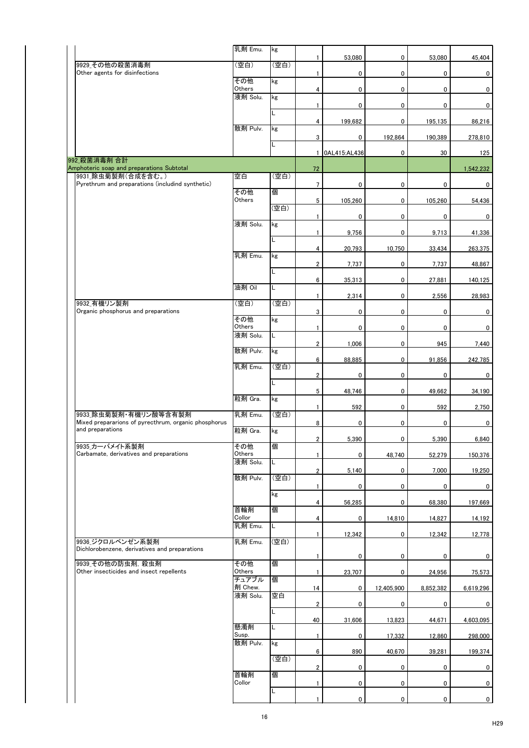| | | | | | | | |
|---|---|---|---|---|---|---|---|
| | 乳剤 Emu. | kg | 1 | 53,080 | 0 | 53,080 | 45,404 |
| 9929_その他の殺菌消毒剤 Other agents for disinfections | (空白) | (空白) | 1 | 0 | 0 | 0 | 0 |
| | その他 Others | kg | 4 | 0 | 0 | 0 | 0 |
| | 液剤 Solu. | kg | 1 | 0 | 0 | 0 | 0 |
| | | L | 4 | 199,682 | 0 | 195,135 | 86,216 |
| | 散剤 Pulv. | kg | 3 | 0 | 192,864 | 190,389 | 278,810 |
| | | L | 1 | 0AL415:AL436 | 0 | 30 | 125 |
| 992_殺菌消毒剤 合計 Amphoteric soap and preparations Subtotal | | | 72 | | | | 1,542,232 |
| 9931_除虫菊製剤(合成を含む。) Pyrethrum and preparations (includind synthetic) | 空白 | (空白) | 7 | 0 | 0 | 0 | 0 |
| | その他 Others | 個 | 5 | 105,260 | 0 | 105,260 | 54,436 |
| | | (空白) | 1 | 0 | 0 | 0 | 0 |
| | 液剤 Solu. | kg | 1 | 9,756 | 0 | 9,713 | 41,336 |
| | | L | 4 | 20,793 | 10,750 | 33,434 | 263,375 |
| | 乳剤 Emu. | kg | 2 | 7,737 | 0 | 7,737 | 48,867 |
| | | L | 6 | 35,313 | 0 | 27,881 | 140,125 |
| | 油剤 Oil | L | 1 | 2,314 | 0 | 2,556 | 28,983 |
| 9932_有機リン製剤 Organic phosphorus and preparations | (空白) | (空白) | 3 | 0 | 0 | 0 | 0 |
| | その他 Others | kg | 1 | 0 | 0 | 0 | 0 |
| | 液剤 Solu. | L | 2 | 1,006 | 0 | 945 | 7,440 |
| | 散剤 Pulv. | kg | 6 | 88,885 | 0 | 91,856 | 242,785 |
| | 乳剤 Emu. | (空白) | 2 | 0 | 0 | 0 | 0 |
| | | L | 5 | 48,746 | 0 | 49,662 | 34,190 |
| | 粒剤 Gra. | kg | 1 | 592 | 0 | 592 | 2,750 |
| 9933_除虫菊製剤・有機リン酸等含有製剤 Mixed prepararions of pyrecthrum, organic phosphorus and preparations | 乳剤 Emu. | (空白) | 8 | 0 | 0 | 0 | 0 |
| | 粒剤 Gra. | kg | 2 | 5,390 | 0 | 5,390 | 6,840 |
| 9935_カーバメイト系製剤 Carbamate, derivatives and preparations | その他 Others | 個 | 1 | 0 | 48,740 | 52,279 | 150,376 |
| | 液剤 Solu. | L | 2 | 5,140 | 0 | 7,000 | 19,250 |
| | 散剤 Pulv. | (空白) | 1 | 0 | 0 | 0 | 0 |
| | | kg | 4 | 56,285 | 0 | 68,380 | 197,669 |
| | 首輪剤 Collor | 個 | 4 | 0 | 14,810 | 14,827 | 14,192 |
| | 乳剤 Emu. | L | 1 | 12,342 | 0 | 12,342 | 12,778 |
| 9936_ジクロルベンゼン系製剤 Dichlorobenzene, derivatives and preparations | 乳剤 Emu. | (空白) | 1 | 0 | 0 | 0 | 0 |
| 9939_その他の防虫剤, 殺虫剤 Other insecticides and insect repellents | その他 Others | 個 | 1 | 23,707 | 0 | 24,956 | 75,573 |
| | チュアブル剤 Chew. | 個 | 14 | 0 | 12,405,900 | 8,852,382 | 6,619,296 |
| | 液剤 Solu. | 空白 | 2 | 0 | 0 | 0 | 0 |
| | | L | 40 | 31,606 | 13,823 | 44,671 | 4,603,095 |
| | 懸濁剤 Susp. | L | 1 | 0 | 17,332 | 12,860 | 298,000 |
| | 散剤 Pulv. | kg | 6 | 890 | 40,670 | 39,281 | 199,374 |
| | | (空白) | 2 | 0 | 0 | 0 | 0 |
| | 首輪剤 Collor | 個 | 1 | 0 | 0 | 0 | 0 |
| | | L | 1 | 0 | 0 | 0 | 0 |

H29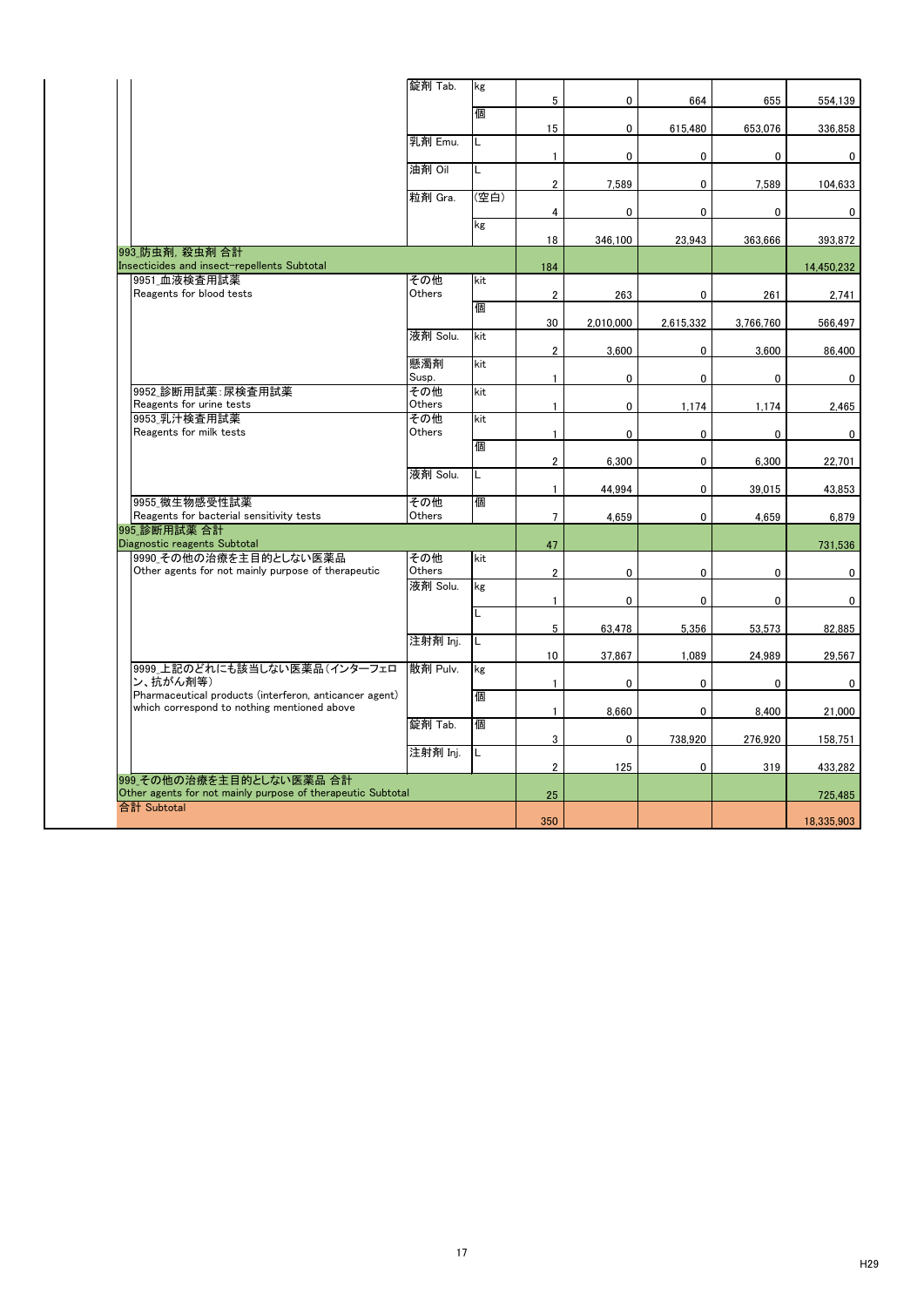| | 剤型 | 単位 | | | | | |
|---|---|---|---|---|---|---|---|
| | 錠剤 Tab. | kg | 5 | 0 | 664 | 655 | 554,139 |
| | | 個 | 15 | 0 | 615,480 | 653,076 | 336,858 |
| | 乳剤 Emu. | L | 1 | 0 | 0 | 0 | 0 |
| | 油剤 Oil | L | 2 | 7,589 | 0 | 7,589 | 104,633 |
| | 粒剤 Gra. | (空白) | 4 | 0 | 0 | 0 | 0 |
| | | kg | 18 | 346,100 | 23,943 | 363,666 | 393,872 |
| 993_防虫剤、殺虫剤 合計 Insecticides and insect-repellents Subtotal | | | 184 | | | | 14,450,232 |
| 9951_血液検査用試薬 Reagents for blood tests | その他 Others | kit | 2 | 263 | 0 | 261 | 2,741 |
| | | 個 | 30 | 2,010,000 | 2,615,332 | 3,766,760 | 566,497 |
| | 液剤 Solu. | kit | 2 | 3,600 | 0 | 3,600 | 86,400 |
| | 懸濁剤 Susp. | kit | 1 | 0 | 0 | 0 | 0 |
| 9952_診断用試薬：尿検査用試薬 Reagents for urine tests | その他 Others | kit | 1 | 0 | 1,174 | 1,174 | 2,465 |
| 9953_乳汁検査用試薬 Reagents for milk tests | その他 Others | kit | 1 | 0 | 0 | 0 | 0 |
| | | 個 | 2 | 6,300 | 0 | 6,300 | 22,701 |
| | 液剤 Solu. | L | 1 | 44,994 | 0 | 39,015 | 43,853 |
| 9955_微生物感受性試薬 Reagents for bacterial sensitivity tests | その他 Others | 個 | 7 | 4,659 | 0 | 4,659 | 6,879 |
| 995_診断用試薬 合計 Diagnostic reagents Subtotal | | | 47 | | | | 731,536 |
| 9990_その他の治療を主目的としない医薬品 Other agents for not mainly purpose of therapeutic | その他 Others | kit | 2 | 0 | 0 | 0 | 0 |
| | 液剤 Solu. | kg | 1 | 0 | 0 | 0 | 0 |
| | | L | 5 | 63,478 | 5,356 | 53,573 | 82,885 |
| | 注射剤 Inj. | L | 10 | 37,867 | 1,089 | 24,989 | 29,567 |
| 9999_上記のどれにも該当しない医薬品(インターフェロン、抗がん剤等) Pharmaceutical products (interferon, anticancer agent) which correspond to nothing mentioned above | 散剤 Pulv. | kg | 1 | 0 | 0 | 0 | 0 |
| | | 個 | 1 | 8,660 | 0 | 8,400 | 21,000 |
| | 錠剤 Tab. | 個 | 3 | 0 | 738,920 | 276,920 | 158,751 |
| | 注射剤 Inj. | L | 2 | 125 | 0 | 319 | 433,282 |
| 999_その他の治療を主目的としない医薬品 合計 Other agents for not mainly purpose of therapeutic Subtotal | | | 25 | | | | 725,485 |
| 合計 Subtotal | | | 350 | | | | 18,335,903 |

H29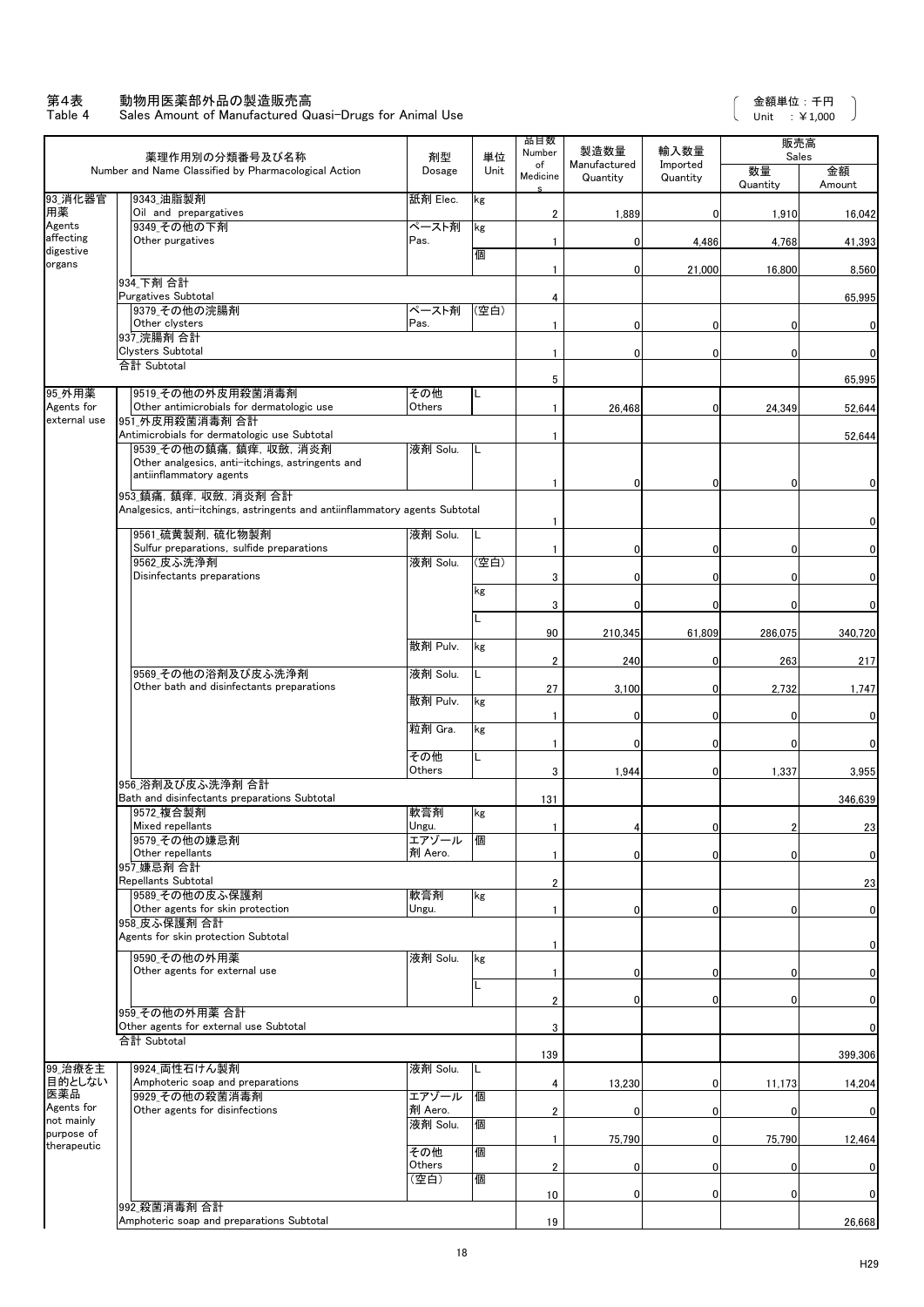# 第4表　動物用医薬部外品の製造販売高
# Table 4　Sales Amount of Manufactured Quasi-Drugs for Animal Use

（金額単位：千円　Unit ：¥1,000）

| | 薬理作用別の分類番号及び名称 Number and Name Classified by Pharmacological Action | 剤型 Dosage | 単位 Unit | 品目数 Number of Medicines | 製造数量 Manufactured Quantity | 輸入数量 Imported Quantity | 販売高 Sales 数量 Quantity | 販売高 Sales 金額 Amount |
|---|---|---|---|---|---|---|---|---|
| 93_消化器官用薬 Agents affecting digestive organs | 9343_油脂製剤 Oil and prepargatives | 舐剤 Elec. | kg | 2 | 1,889 | 0 | 1,910 | 16,042 |
| | 9349_その他の下剤 Other purgatives | ペースト剤 Pas. | kg | 1 | 0 | 4,486 | 4,768 | 41,393 |
| | | | 個 | 1 | 0 | 21,000 | 16,800 | 8,560 |
| | 934_下剤 合計 Purgatives Subtotal | | | 4 | | | | 65,995 |
| | 9379_その他の浣腸剤 Other clysters | ペースト剤 Pas. | (空白) | 1 | 0 | 0 | 0 | 0 |
| | 937_浣腸剤 合計 Clysters Subtotal | | | 1 | 0 | 0 | 0 | 0 |
| | 合計 Subtotal | | | 5 | | | | 65,995 |
| 95_外用薬 Agents for external use | 9519_その他の外皮用殺菌消毒剤 Other antimicrobials for dermatologic use | その他 Others | L | 1 | 26,468 | 0 | 24,349 | 52,644 |
| | 951_外皮用殺菌消毒剤 合計 Antimicrobials for dermatologic use Subtotal | | | 1 | | | | 52,644 |
| | 9539_その他の鎮痛，鎮痒，収斂，消炎剤 Other analgesics, anti-itchings, astringents and antiinflammatory agents | 液剤 Solu. | L | 1 | 0 | 0 | 0 | 0 |
| | 953_鎮痛，鎮痒，収斂，消炎剤 合計 Analgesics, anti-itchings, astringents and antiinflammatory agents Subtotal | | | 1 | | | | 0 |
| | 9561_硫黄製剤，硫化物製剤 Sulfur preparations, sulfide preparations | 液剤 Solu. | L | 1 | 0 | 0 | 0 | 0 |
| | 9562_皮ふ洗浄剤 Disinfectants preparations | 液剤 Solu. | (空白) | 3 | 0 | 0 | 0 | 0 |
| | | | kg | 3 | 0 | 0 | 0 | 0 |
| | | | L | 90 | 210,345 | 61,809 | 286,075 | 340,720 |
| | | 散剤 Pulv. | kg | 2 | 240 | 0 | 263 | 217 |
| | 9569_その他の浴剤及び皮ふ洗浄剤 Other bath and disinfectants preparations | 液剤 Solu. | L | 27 | 3,100 | 0 | 2,732 | 1,747 |
| | | 散剤 Pulv. | kg | 1 | 0 | 0 | 0 | 0 |
| | | 粒剤 Gra. | kg | 1 | 0 | 0 | 0 | 0 |
| | | その他 Others | L | 3 | 1,944 | 0 | 1,337 | 3,955 |
| | 956_浴剤及び皮ふ洗浄剤 合計 Bath and disinfectants preparations Subtotal | | | 131 | | | | 346,639 |
| | 9572_複合製剤 Mixed repellants | 軟膏剤 Ungu. | kg | 1 | 4 | 0 | 2 | 23 |
| | 9579_その他の嫌忌剤 Other repellants | エアゾール剤 Aero. | 個 | 1 | 0 | 0 | 0 | 0 |
| | 957_嫌忌剤 合計 Repellants Subtotal | | | 2 | | | | 23 |
| | 9589_その他の皮ふ保護剤 Other agents for skin protection | 軟膏剤 Ungu. | kg | 1 | 0 | 0 | 0 | 0 |
| | 958_皮ふ保護剤 合計 Agents for skin protection Subtotal | | | 1 | | | | 0 |
| | 9590_その他の外用薬 Other agents for external use | 液剤 Solu. | kg | 1 | 0 | 0 | 0 | 0 |
| | | | L | 2 | 0 | 0 | 0 | 0 |
| | 959_その他の外用薬 合計 Other agents for external use Subtotal | | | 3 | | | | 0 |
| | 合計 Subtotal | | | 139 | | | | 399,306 |
| 99_治療を主目的としない医薬品 Agents for not mainly purpose of therapeutic | 9924_両性石けん製剤 Amphoteric soap and preparations | 液剤 Solu. | L | 4 | 13,230 | 0 | 11,173 | 14,204 |
| | 9929_その他の殺菌消毒剤 Other agents for disinfections | エアゾール剤 Aero. | 個 | 2 | 0 | 0 | 0 | 0 |
| | | 液剤 Solu. | 個 | 1 | 75,790 | 0 | 75,790 | 12,464 |
| | | その他 Others | 個 | 2 | 0 | 0 | 0 | 0 |
| | | (空白) | 個 | 10 | 0 | 0 | 0 | 0 |
| | 992_殺菌消毒剤 合計 Amphoteric soap and preparations Subtotal | | | 19 | | | | 26,668 |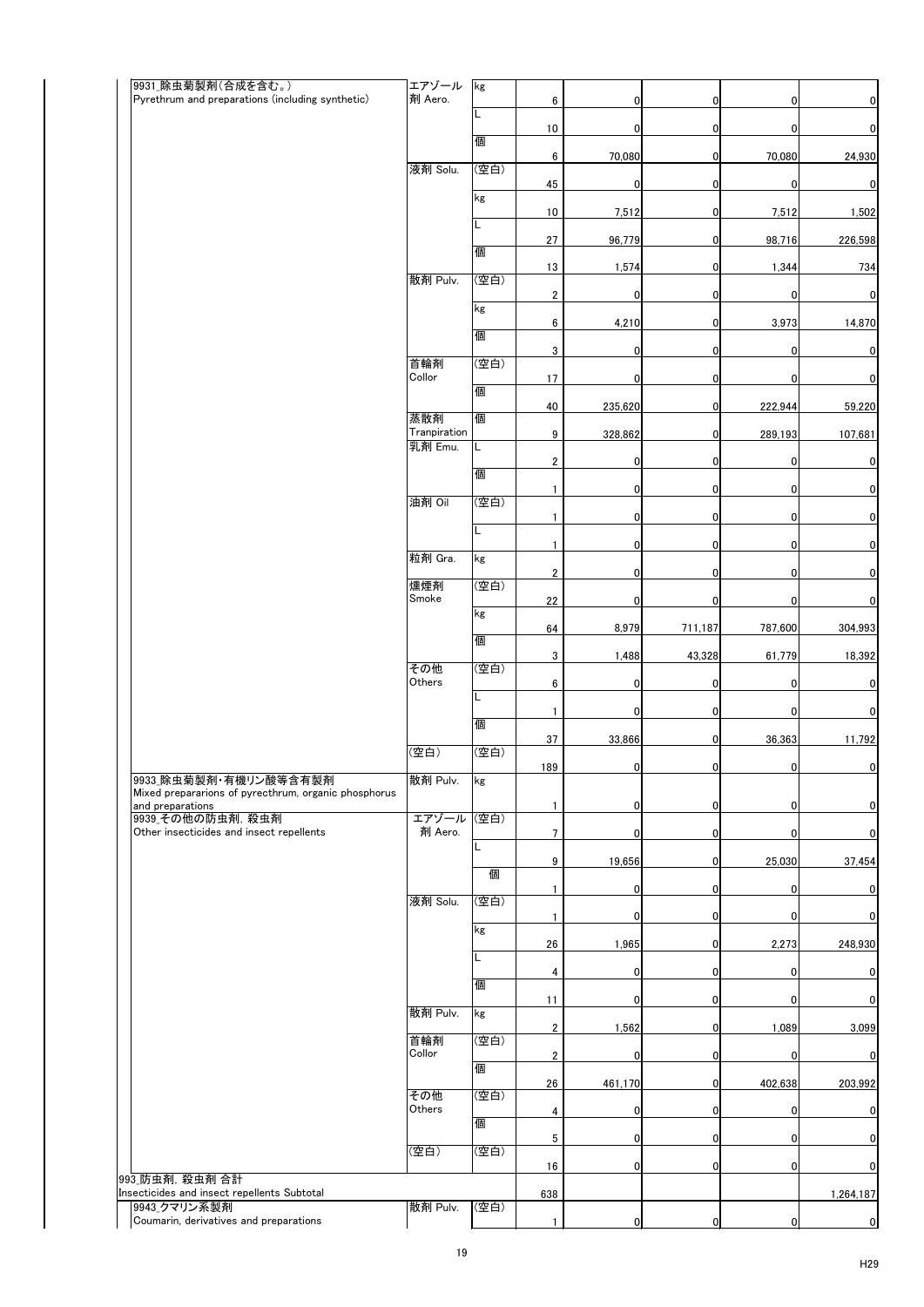| | | | | | | | |
|---|---|---|---|---|---|---|---|
| 9931_除虫菊製剤(合成を含む。)<br>Pyrethrum and preparations (including synthetic) | エアゾール剤 Aero. | kg | 6 | 0 | 0 | 0 | 0 |
| | | L | 10 | 0 | 0 | 0 | 0 |
| | | 個 | 6 | 70,080 | 0 | 70,080 | 24,930 |
| | 液剤 Solu. | (空白) | 45 | 0 | 0 | 0 | 0 |
| | | kg | 10 | 7,512 | 0 | 7,512 | 1,502 |
| | | L | 27 | 96,779 | 0 | 98,716 | 226,598 |
| | | 個 | 13 | 1,574 | 0 | 1,344 | 734 |
| | 散剤 Pulv. | (空白) | 2 | 0 | 0 | 0 | 0 |
| | | kg | 6 | 4,210 | 0 | 3,973 | 14,870 |
| | | 個 | 3 | 0 | 0 | 0 | 0 |
| | 首輪剤 Collor | (空白) | 17 | 0 | 0 | 0 | 0 |
| | | 個 | 40 | 235,620 | 0 | 222,944 | 59,220 |
| | 蒸散剤 Tranpiration | 個 | 9 | 328,862 | 0 | 289,193 | 107,681 |
| | 乳剤 Emu. | L | 2 | 0 | 0 | 0 | 0 |
| | | 個 | 1 | 0 | 0 | 0 | 0 |
| | 油剤 Oil | (空白) | 1 | 0 | 0 | 0 | 0 |
| | | L | 1 | 0 | 0 | 0 | 0 |
| | 粒剤 Gra. | kg | 2 | 0 | 0 | 0 | 0 |
| | 燻煙剤 Smoke | (空白) | 22 | 0 | 0 | 0 | 0 |
| | | kg | 64 | 8,979 | 711,187 | 787,600 | 304,993 |
| | | 個 | 3 | 1,488 | 43,328 | 61,779 | 18,392 |
| | その他 Others | (空白) | 6 | 0 | 0 | 0 | 0 |
| | | L | 1 | 0 | 0 | 0 | 0 |
| | | 個 | 37 | 33,866 | 0 | 36,363 | 11,792 |
| | (空白) | (空白) | 189 | 0 | 0 | 0 | 0 |
| 9933_除虫菊製剤・有機リン酸等含有製剤<br>Mixed preprarions of pyrecthrum, organic phosphorus and preparations | 散剤 Pulv. | kg | 1 | 0 | 0 | 0 | 0 |
| 9939_その他の防虫剤, 殺虫剤<br>Other insecticides and insect repellents | エアゾール剤 Aero. | (空白) | 7 | 0 | 0 | 0 | 0 |
| | | L | 9 | 19,656 | 0 | 25,030 | 37,454 |
| | | 個 | 1 | 0 | 0 | 0 | 0 |
| | 液剤 Solu. | (空白) | 1 | 0 | 0 | 0 | 0 |
| | | kg | 26 | 1,965 | 0 | 2,273 | 248,930 |
| | | L | 4 | 0 | 0 | 0 | 0 |
| | | 個 | 11 | 0 | 0 | 0 | 0 |
| | 散剤 Pulv. | kg | 2 | 1,562 | 0 | 1,089 | 3,099 |
| | 首輪剤 Collor | (空白) | 2 | 0 | 0 | 0 | 0 |
| | | 個 | 26 | 461,170 | 0 | 402,638 | 203,992 |
| | その他 Others | (空白) | 4 | 0 | 0 | 0 | 0 |
| | | 個 | 5 | 0 | 0 | 0 | 0 |
| | (空白) | (空白) | 16 | 0 | 0 | 0 | 0 |
| 993_防虫剤, 殺虫剤 合計<br>Insecticides and insect repellents Subtotal | | | 638 | | | | 1,264,187 |
| 9943_クマリン系製剤<br>Coumarin, derivatives and preparations | 散剤 Pulv. | (空白) | 1 | 0 | 0 | 0 | 0 |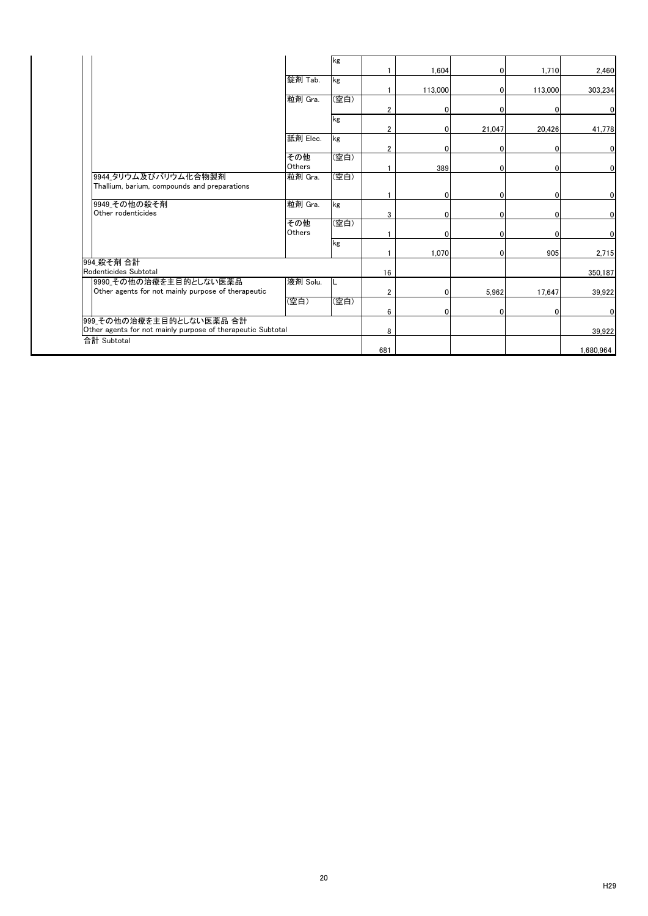| 薬効分類 | 剤形 | 単位 | 件数 | 列1 | 列2 | 列3 | 列4 |
|---|---|---|---|---|---|---|---|
| | | kg | 1 | 1,604 | 0 | 1,710 | 2,460 |
| | 錠剤 Tab. | kg | 1 | 113,000 | 0 | 113,000 | 303,234 |
| | 粒剤 Gra. | (空白) | 2 | 0 | 0 | 0 | 0 |
| | | kg | 2 | 0 | 21,047 | 20,426 | 41,778 |
| | 舐剤 Elec. | kg | 2 | 0 | 0 | 0 | 0 |
| | その他 Others | (空白) | 1 | 389 | 0 | 0 | 0 |
| 9944_タリウム及びバリウム化合物製剤 Thallium, barium, compounds and preparations | 粒剤 Gra. | (空白) | 1 | 0 | 0 | 0 | 0 |
| 9949_その他の殺そ剤 Other rodenticides | 粒剤 Gra. | kg | 3 | 0 | 0 | 0 | 0 |
| | その他 Others | (空白) | 1 | 0 | 0 | 0 | 0 |
| | | kg | 1 | 1,070 | 0 | 905 | 2,715 |
| 994_殺そ剤 合計 Rodenticides Subtotal | | | 16 | | | | 350,187 |
| 9990_その他の治療を主目的としない医薬品 Other agents for not mainly purpose of therapeutic | 液剤 Solu. | L | 2 | 0 | 5,962 | 17,647 | 39,922 |
| | (空白) | (空白) | 6 | 0 | 0 | 0 | 0 |
| 999_その他の治療を主目的としない医薬品 合計 Other agents for not mainly purpose of therapeutic Subtotal | | | 8 | | | | 39,922 |
| 合計 Subtotal | | | 681 | | | | 1,680,964 |

H29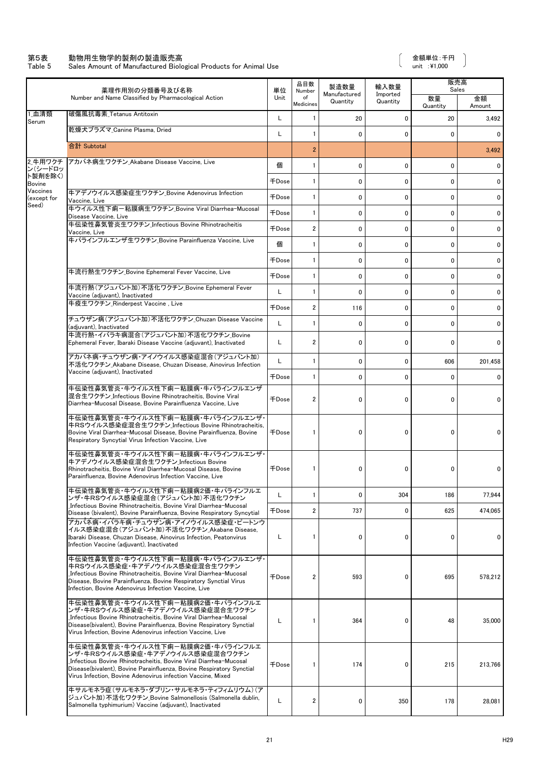第5表　動物用生物学的製剤の製造販売高
Table 5　Sales Amount of Manufactured Biological Products for Animal Use

（金額単位：千円 unit ：¥1,000）

| 薬理作用別の分類番号及び名称 Number and Name Classified by Pharmacological Action | | 単位 Unit | 品目数 Number of Medicines | 製造数量 Manufactured Quantity | 輸入数量 Imported Quantity | 販売高 Sales | |
|---|---|---|---|---|---|---|---|
| | | | | | | 数量 Quantity | 金額 Amount |
| 1_血清類 Serum | 破傷風抗毒素_Tetanus Antitoxin | L | 1 | 20 | 0 | 20 | 3,492 |
| | 乾燥犬プラズマ_Canine Plasma, Dried | L | 1 | 0 | 0 | 0 | 0 |
| | 合計 Subtotal | | 2 | | | | 3,492 |
| 2_牛用ワクチン（シードロット製剤を除く） Bovine Vaccines (except for Seed) | アカバネ病生ワクチン_Akabane Disease Vaccine, Live | 個 | 1 | 0 | 0 | 0 | 0 |
| | | 千Dose | 1 | 0 | 0 | 0 | 0 |
| | 牛アデノウイルス感染症生ワクチン_Bovine Adenovirus Infection Vaccine, Live | 千Dose | 1 | 0 | 0 | 0 | 0 |
| | 牛ウイルス性下痢－粘膜病生ワクチン_Bovine Viral Diarrhea-Mucosal Disease Vaccine, Live | 千Dose | 1 | 0 | 0 | 0 | 0 |
| | 牛伝染性鼻気管炎生ワクチン_Infectious Bovine Rhinotracheitis Vaccine, Live | 千Dose | 2 | 0 | 0 | 0 | 0 |
| | 牛パラインフルエンザ生ワクチン_Bovine Parainfluenza Vaccine, Live | 個 | 1 | 0 | 0 | 0 | 0 |
| | | 千Dose | 1 | 0 | 0 | 0 | 0 |
| | 牛流行熱生ワクチン_Bovine Ephemeral Fever Vaccine, Live | 千Dose | 1 | 0 | 0 | 0 | 0 |
| | 牛流行熱（アジュバント加）不活化ワクチン_Bovine Ephemeral Fever Vaccine (adjuvant), Inactivated | L | 1 | 0 | 0 | 0 | 0 |
| | 牛疫生ワクチン_Rinderpest Vaccine , Live | 千Dose | 2 | 116 | 0 | 0 | 0 |
| | チュウザン病（アジュバント加）不活化ワクチン_Chuzan Disease Vaccine (adjuvant), Inactivated | L | 1 | 0 | 0 | 0 | 0 |
| | 牛流行熱・イバラキ病混合（アジュバント加）不活化ワクチン_Bovine Ephemeral Fever, Ibaraki Disease Vaccine (adjuvant), Inactivated | L | 2 | 0 | 0 | 0 | 0 |
| | アカバネ病・チュウザン病・アイノウイルス感染症混合（アジュバント加）不活化ワクチン_Akabane Disease, Chuzan Disease, Ainovirus Infection Vaccine (adjuvant), Inactivated | L | 1 | 0 | 0 | 606 | 201,458 |
| | | 千Dose | 1 | 0 | 0 | 0 | 0 |
| | 牛伝染性鼻気管炎・牛ウイルス性下痢－粘膜病・牛パラインフルエンザ混合生ワクチン_Infectious Bovine Rhinotracheitis, Bovine Viral Diarrhea-Mucosal Disease, Bovine Parainfluenza Vaccine, Live | 千Dose | 2 | 0 | 0 | 0 | 0 |
| | 牛伝染性鼻気管炎・牛ウイルス性下痢－粘膜病・牛パラインフルエンザ・牛RSウイルス感染症混合生ワクチン_Infectious Bovine Rhinotracheitis, Bovine Viral Diarrhea-Mucosal Disease, Bovine Parainfluenza, Bovine Respiratory Syncytial Virus Infection Vaccine, Live | 千Dose | 1 | 0 | 0 | 0 | 0 |
| | 牛伝染性鼻気管炎・牛ウイルス性下痢－粘膜病・牛パラインフルエンザ・牛アデノウイルス感染症混合生ワクチン_Infectious Bovine Rhinotracheitis, Bovine Viral Diarrhea-Mucosal Disease, Bovine Parainfluenza, Bovine Adenovirus Infection Vaccine, Live | 千Dose | 1 | 0 | 0 | 0 | 0 |
| | 牛伝染性鼻気管炎・牛ウイルス性下痢－粘膜病2価・牛パラインフルエンザ・牛RSウイルス感染症混合（アジュバント加）不活化ワクチン_Infectious Bovine Rhinotracheitis, Bovine Viral Diarrhea-Mucosal Disease (bivalent), Bovine Parainfluenza, Bovine Respiratory Syncytial | L | 1 | 0 | 304 | 186 | 77,944 |
| | | 千Dose | 2 | 737 | 0 | 625 | 474,065 |
| | アカバネ病・イバラキ病・チュウザン病・アイノウイルス感染症・ピートンウイルス感染症混合（アジュバント加）不活化ワクチン_Akabane Disease, Ibaraki Disease, Chuzan Disease, Ainovirus Infection, Peatonvirus Infection Vaccine (adjuvant), Inactivated | L | 1 | 0 | 0 | 0 | 0 |
| | 牛伝染性鼻気管炎・牛ウイルス性下痢－粘膜病・牛パラインフルエンザ・牛RSウイルス感染症・牛アデノウイルス感染症混合生ワクチン_Infectious Bovine Rhinotracheitis, Bovine Viral Diarrhea-Mucosal Disease, Bovine Parainfluenza, Bovine Respiratory Synctial Virus Infection, Bovine Adenovirus Infection Vaccine, Live | 千Dose | 2 | 593 | 0 | 695 | 578,212 |
| | 牛伝染性鼻気管炎・牛ウイルス性下痢－粘膜病2価・牛パラインフルエンザ・牛RSウイルス感染症・牛アデノウイルス感染症混合生ワクチン_Infectious Bovine Rhinotracheitis, Bovine Viral Diarrhea-Mucosal Disease(bivalent), Bovine Parainfluenza, Bovine Respiratory Synctial Virus Infection, Bovine Adenovirus infection Vaccine, Live | L | 1 | 364 | 0 | 48 | 35,000 |
| | 牛伝染性鼻気管炎・牛ウイルス性下痢－粘膜病2価・牛パラインフルエンザ・牛RSウイルス感染症・牛アデノウイルス感染症混合ワクチン_Infectious Bovine Rhinotracheitis, Bovine Viral Diarrhea-Mucosal Disease(bivalent), Bovine Parainfluenza, Bovine Respiratory Synctial Virus Infection, Bovine Adenovirus infection Vaccine, Mixed | 千Dose | 1 | 174 | 0 | 215 | 213,766 |
| | 牛サルモネラ症（サルモネラ・ダブリン・サルモネラ・ティフィムリウム）（アジュバント加）不活化ワクチン_Bovine Salmonellosis (Salmonella dublin, Salmonella typhimurium) Vaccine (adjuvant), Inactivated | L | 2 | 0 | 350 | 178 | 28,081 |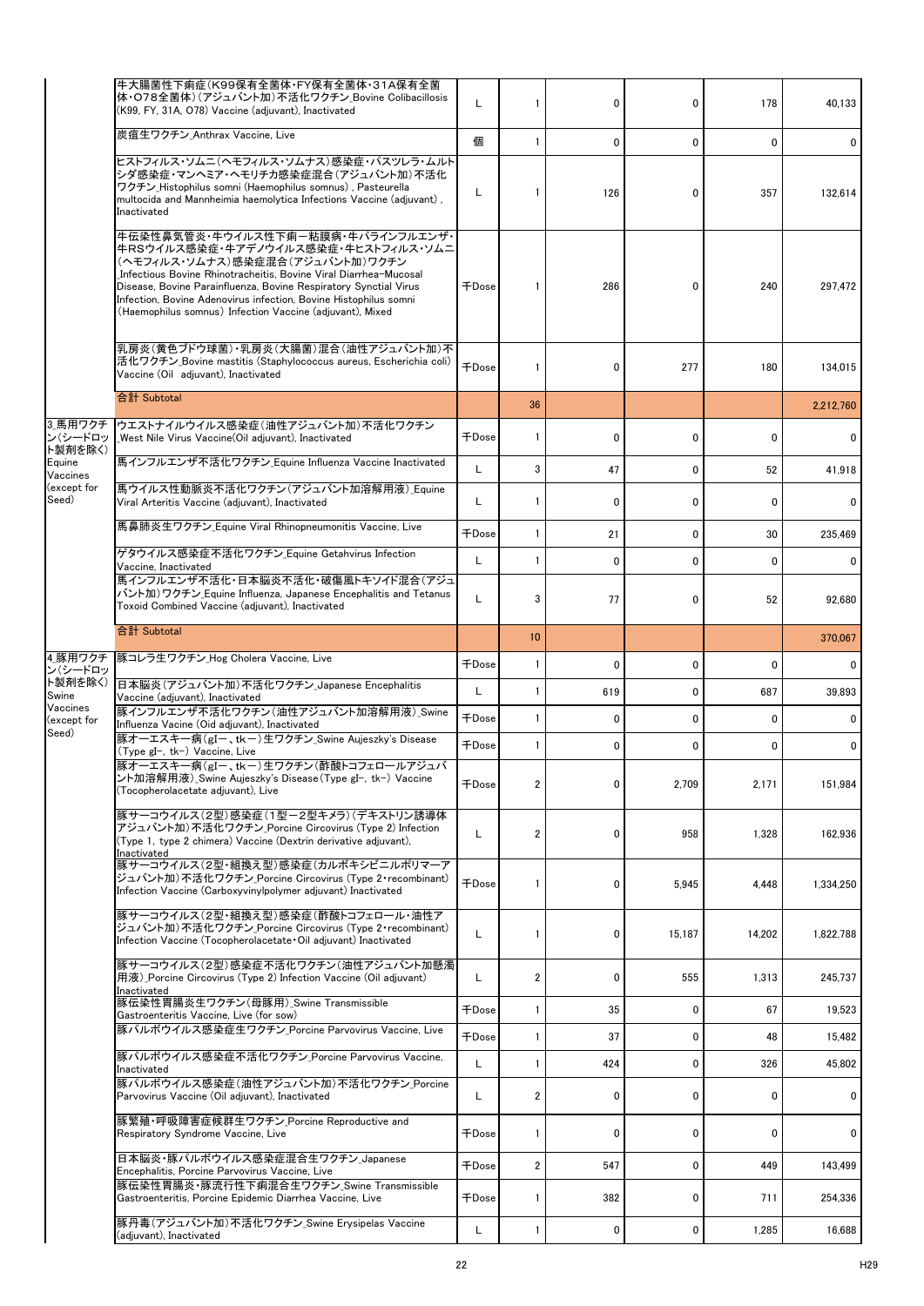| | | | | | | | |
|---|---|---|---|---|---|---|---|
| | 牛大腸菌性下痢症(K99保有全菌体・FY保有全菌体・31A保有全菌体・O78全菌体)(アジュバント加)不活化ワクチン_Bovine Colibacillosis (K99, FY, 31A, O78) Vaccine (adjuvant), Inactivated | L | 1 | 0 | 0 | 178 | 40,133 |
| | 炭疽生ワクチン_Anthrax Vaccine, Live | 個 | 1 | 0 | 0 | 0 | 0 |
| | ヒストフィルス・ソムニ(ヘモフィルス・ソムナス)感染症・パスツレラ・ムルトシダ感染症・マンヘミア・ヘモリチカ感染症混合(アジュバント加)不活化ワクチン_Histophilus somni (Haemophilus somnus) , Pasteurella multocida and Mannheimia haemolytica Infections Vaccine (adjuvant) , Inactivated | L | 1 | 126 | 0 | 357 | 132,614 |
| | 牛伝染性鼻気管炎・牛ウイルス性下痢-粘膜病・牛パラインフルエンザ・牛RSウイルス感染症・牛アデノウイルス感染症・牛ヒストフィルス・ソムニ(ヘモフィルス・ソムナス)感染症混合(アジュバント加)ワクチン_Infectious Bovine Rhinotracheitis, Bovine Viral Diarrhea-Mucosal Disease, Bovine Parainfluenza, Bovine Respiratory Syncytial Virus Infection, Bovine Adenovirus infection, Bovine Histophilus somni (Haemophilus somnus) Infection Vaccine (adjuvant), Mixed | 千Dose | 1 | 286 | 0 | 240 | 297,472 |
| | 乳房炎(黄色ブドウ球菌)・乳房炎(大腸菌)混合(油性アジュバント加)不活化ワクチン_Bovine mastitis (Staphylococcus aureus, Escherichia coli) Vaccine (Oil adjuvant), Inactivated | 千Dose | 1 | 0 | 277 | 180 | 134,015 |
| | 合計 Subtotal | | 36 | | | | 2,212,760 |
| 3.馬用ワクチン(シードロット製剤を除く) Equine Vaccines (except for Seed) | ウエストナイルウイルス感染症(油性アジュバント加)不活化ワクチン_West Nile Virus Vaccine(Oil adjuvant), Inactivated | 千Dose | 1 | 0 | 0 | 0 | 0 |
| | 馬インフルエンザ不活化ワクチン_Equine Influenza Vaccine Inactivated | L | 3 | 47 | 0 | 52 | 41,918 |
| | 馬ウイルス性動脈炎不活化ワクチン(アジュバント加溶解用液)_Equine Viral Arteritis Vaccine (adjuvant), Inactivated | L | 1 | 0 | 0 | 0 | 0 |
| | 馬鼻肺炎生ワクチン_Equine Viral Rhinopneumonitis Vaccine, Live | 千Dose | 1 | 21 | 0 | 30 | 235,469 |
| | ゲタウイルス感染症不活化ワクチン_Equine Getahvirus Infection Vaccine, Inactivated | L | 1 | 0 | 0 | 0 | 0 |
| | 馬インフルエンザ不活化・日本脳炎不活化・破傷風トキソイド混合(アジュバント加)ワクチン_Equine Influenza, Japanese Encephalitis and Tetanus Toxoid Combined Vaccine (adjuvant), Inactivated | L | 3 | 77 | 0 | 52 | 92,680 |
| | 合計 Subtotal | | 10 | | | | 370,067 |
| 4.豚用ワクチン(シードロット製剤を除く) Swine Vaccines (except for Seed) | 豚コレラ生ワクチン_Hog Cholera Vaccine, Live | 千Dose | 1 | 0 | 0 | 0 | 0 |
| | 日本脳炎(アジュバント加)不活化ワクチン_Japanese Encephalitis Vaccine (adjuvant), Inactivated | L | 1 | 619 | 0 | 687 | 39,893 |
| | 豚インフルエンザ不活化ワクチン(油性アジュバント加溶解用液)_Swine Influenza Vacine (Oid adjuvant), Inactivated | 千Dose | 1 | 0 | 0 | 0 | 0 |
| | 豚オーエスキー病(gI-、tk-)生ワクチン_Swine Aujeszky's Disease (Type gI-, tk-) Vaccine, Live | 千Dose | 1 | 0 | 0 | 0 | 0 |
| | 豚オーエスキー病(gI-、tk-)生ワクチン(酢酸トコフェロールアジュバント加溶解用液)_Swine Aujeszky's Disease(Type gI-, tk-) Vaccine (Tocopherolacetate adjuvant), Live | 千Dose | 2 | 0 | 2,709 | 2,171 | 151,984 |
| | 豚サーコウイルス(2型)感染症(1型-2型キメラ)(デキストリン誘導体アジュバント加)不活化ワクチン_Porcine Circovirus (Type 2) Infection (Type 1, type 2 chimera) Vaccine (Dextrin derivative adjuvant), Inactivated | L | 2 | 0 | 958 | 1,328 | 162,936 |
| | 豚サーコウイルス(2型・組換え型)感染症(カルボキシビニルポリマーアジュバント加)不活化ワクチン_Porcine Circovirus (Type 2・recombinant) Infection Vaccine (Carboxyvinylpolymer adjuvant) Inactivated | 千Dose | 1 | 0 | 5,945 | 4,448 | 1,334,250 |
| | 豚サーコウイルス(2型・組換え型)感染症(酢酸トコフェロール・油性アジュバント加)不活化ワクチン_Porcine Circovirus (Type 2・recombinant) Infection Vaccine (Tocopherolacetate・Oil adjuvant) Inactivated | L | 1 | 0 | 15,187 | 14,202 | 1,822,788 |
| | 豚サーコウイルス(2型)感染症不活化ワクチン(油性アジュバント加懸濁用液)_Porcine Circovirus (Type 2) Infection Vaccine (Oil adjuvant) Inactivated | L | 2 | 0 | 555 | 1,313 | 245,737 |
| | 豚伝染性胃腸炎生ワクチン(母豚用)_Swine Transmissible Gastroenteritis Vaccine, Live (for sow) | 千Dose | 1 | 35 | 0 | 67 | 19,523 |
| | 豚パルボウイルス感染症生ワクチン_Porcine Parvovirus Vaccine, Live | 千Dose | 1 | 37 | 0 | 48 | 15,482 |
| | 豚パルボウイルス感染症不活化ワクチン_Porcine Parvovirus Vaccine, Inactivated | L | 1 | 424 | 0 | 326 | 45,802 |
| | 豚パルボウイルス感染症(油性アジュバント加)不活化ワクチン_Porcine Parvovirus Vaccine (Oil adjuvant), Inactivated | L | 2 | 0 | 0 | 0 | 0 |
| | 豚繁殖・呼吸障害症候群生ワクチン_Porcine Reproductive and Respiratory Syndrome Vaccine, Live | 千Dose | 1 | 0 | 0 | 0 | 0 |
| | 日本脳炎・豚パルボウイルス感染症混合生ワクチン_Japanese Encephalitis, Porcine Parvovirus Vaccine, Live | 千Dose | 2 | 547 | 0 | 449 | 143,499 |
| | 豚伝染性胃腸炎・豚流行性下痢混合生ワクチン_Swine Transmissible Gastroenteritis, Porcine Epidemic Diarrhea Vaccine, Live | 千Dose | 1 | 382 | 0 | 711 | 254,336 |
| | 豚丹毒(アジュバント加)不活化ワクチン_Swine Erysipelas Vaccine (adjuvant), Inactivated | L | 1 | 0 | 0 | 1,285 | 16,688 |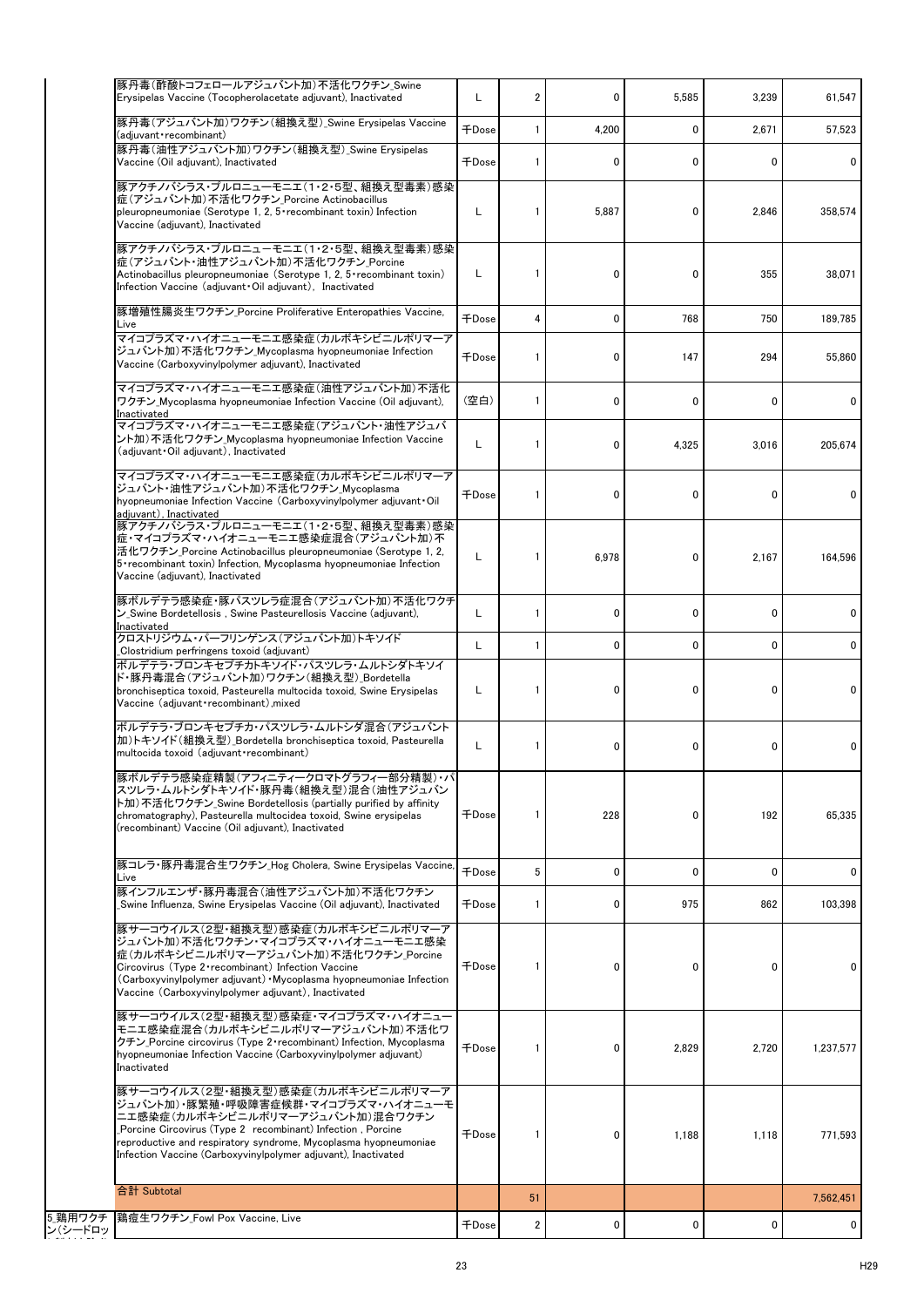| | | | | | | | |
|---|---|---|---|---|---|---|---|
| | 豚丹毒(酢酸トコフェロールアジュバント加)不活化ワクチン_Swine Erysipelas Vaccine (Tocopherolacetate adjuvant), Inactivated | L | 2 | 0 | 5,585 | 3,239 | 61,547 |
| | 豚丹毒(アジュバント加)ワクチン(組換え型)_Swine Erysipelas Vaccine (adjuvant・recombinant) | 千Dose | 1 | 4,200 | 0 | 2,671 | 57,523 |
| | 豚丹毒(油性アジュバント加)ワクチン(組換え型)_Swine Erysipelas Vaccine (Oil adjuvant), Inactivated | 千Dose | 1 | 0 | 0 | 0 | 0 |
| | 豚アクチノバシラス・プルロニューモニエ(1・2・5型、組換え型毒素)感染症(アジュバント加)不活化ワクチン_Porcine Actinobacillus pleuropneumoniae (Serotype 1, 2, 5・recombinant toxin) Infection Vaccine (adjuvant), Inactivated | L | 1 | 5,887 | 0 | 2,846 | 358,574 |
| | 豚アクチノバシラス・プルロニューモニエ(1・2・5型、組換え型毒素)感染症(アジュバント・油性アジュバント加)不活化ワクチン_Porcine Actinobacillus pleuropneumoniae (Serotype 1, 2, 5・recombinant toxin) Infection Vaccine (adjuvant・Oil adjuvant), Inactivated | L | 1 | 0 | 0 | 355 | 38,071 |
| | 豚増殖性腸炎生ワクチン_Porcine Proliferative Enteropathies Vaccine, Live | 千Dose | 4 | 0 | 768 | 750 | 189,785 |
| | マイコプラズマ・ハイオニューモニエ感染症(カルボキシビニルポリマーアジュバント加)不活化ワクチン_Mycoplasma hyopneumoniae Infection Vaccine (Carboxyvinylpolymer adjuvant), Inactivated | 千Dose | 1 | 0 | 147 | 294 | 55,860 |
| | マイコプラズマ・ハイオニューモニエ感染症(油性アジュバント加)不活化ワクチン_Mycoplasma hyopneumoniae Infection Vaccine (Oil adjuvant), Inactivated | (空白) | 1 | 0 | 0 | 0 | 0 |
| | マイコプラズマ・ハイオニューモニエ感染症(アジュバント・油性アジュバント加)不活化ワクチン_Mycoplasma hyopneumoniae Infection Vaccine (adjuvant・Oil adjuvant), Inactivated | L | 1 | 0 | 4,325 | 3,016 | 205,674 |
| | マイコプラズマ・ハイオニューモニエ感染症(カルボキシビニルポリマーアジュバント・油性アジュバント加)不活化ワクチン_Mycoplasma hyopneumoniae Infection Vaccine (Carboxyvinylpolymer adjuvant・Oil adjuvant), Inactivated | 千Dose | 1 | 0 | 0 | 0 | 0 |
| | 豚アクチノバシラス・プルロニューモニエ(1・2・5型、組換え型毒素)感染症・マイコプラズマ・ハイオニューモニエ感染症混合(アジュバント加)不活化ワクチン_Porcine Actinobacillus pleuropneumoniae (Serotype 1, 2, 5・recombinant toxin) Infection, Mycoplasma hyopneumoniae Infection Vaccine (adjuvant), Inactivated | L | 1 | 6,978 | 0 | 2,167 | 164,596 |
| | 豚ボルデテラ感染症・豚パスツレラ症混合(アジュバント加)不活化ワクチン_Swine Bordetellosis , Swine Pasteurellosis Vaccine (adjuvant), Inactivated | L | 1 | 0 | 0 | 0 | 0 |
| | クロストリジウム・パーフリンゲンス(アジュバント加)トキソイド_Clostridium perfringens toxoid (adjuvant) | L | 1 | 0 | 0 | 0 | 0 |
| | ボルデテラ・ブロンキセプチカトキソイド・パスツレラ・ムルトシダトキソイド・豚丹毒混合(アジュバント加)ワクチン(組換え型)_Bordetella bronchiseptica toxoid, Pasteurella multocida toxoid, Swine Erysipelas Vaccine (adjuvant・recombinant),mixed | L | 1 | 0 | 0 | 0 | 0 |
| | ボルデテラ・ブロンキセプチカ・パスツレラ・ムルトシダ混合(アジュバント加)トキソイド(組換え型)_Bordetella bronchiseptica toxoid, Pasteurella multocida toxoid (adjuvant・recombinant) | L | 1 | 0 | 0 | 0 | 0 |
| | 豚ボルデテラ感染症精製(アフィニティークロマトグラフィー部分精製)・パスツレラ・ムルトシダトキソイド・豚丹毒(組換え型)混合(油性アジュバント加)不活化ワクチン_Swine Bordetellosis (partially purified by affinity chromatography), Pasteurella multocidea toxoid, Swine erysipelas (recombinant) Vaccine (Oil adjuvant), Inactivated | 千Dose | 1 | 228 | 0 | 192 | 65,335 |
| | 豚コレラ・豚丹毒混合生ワクチン_Hog Cholera, Swine Erysipelas Vaccine, Live | 千Dose | 5 | 0 | 0 | 0 | 0 |
| | 豚インフルエンザ・豚丹毒混合(油性アジュバント加)不活化ワクチン_Swine Influenza, Swine Erysipelas Vaccine (Oil adjuvant), Inactivated | 千Dose | 1 | 0 | 975 | 862 | 103,398 |
| | 豚サーコウイルス(2型・組換え型)感染症(カルボキシビニルポリマーアジュバント加)不活化ワクチン・マイコプラズマ・ハイオニューモニエ感染症(カルボキシビニルポリマーアジュバント加)不活化ワクチン_Porcine Circovirus (Type 2・recombinant) Infection Vaccine (Carboxyvinylpolymer adjuvant)・Mycoplasma hyopneumoniae Infection Vaccine (Carboxyvinylpolymer adjuvant), Inactivated | 千Dose | 1 | 0 | 0 | 0 | 0 |
| | 豚サーコウイルス(2型・組換え型)感染症・マイコプラズマ・ハイオニューモニエ感染症混合(カルボキシビニルポリマーアジュバント加)不活化ワクチン_Porcine circovirus (Type 2・recombinant) Infection, Mycoplasma hyopneumoniae Infection Vaccine (Carboxyvinylpolymer adjuvant) Inactivated | 千Dose | 1 | 0 | 2,829 | 2,720 | 1,237,577 |
| | 豚サーコウイルス(2型・組換え型)感染症(カルボキシビニルポリマーアジュバント加)・豚繁殖・呼吸障害症候群・マイコプラズマ・ハイオニューモニエ感染症(カルボキシビニルポリマーアジュバント加)混合ワクチン_Porcine Circovirus (Type 2 recombinant) Infection , Porcine reproductive and respiratory syndrome, Mycoplasma hyopneumoniae Infection Vaccine (Carboxyvinylpolymer adjuvant), Inactivated | 千Dose | 1 | 0 | 1,188 | 1,118 | 771,593 |
| | 合計 Subtotal | | 51 | | | | 7,562,451 |
| 5.鶏用ワクチン(シードロッ | 鶏痘生ワクチン_Fowl Pox Vaccine, Live | 千Dose | 2 | 0 | 0 | 0 | 0 |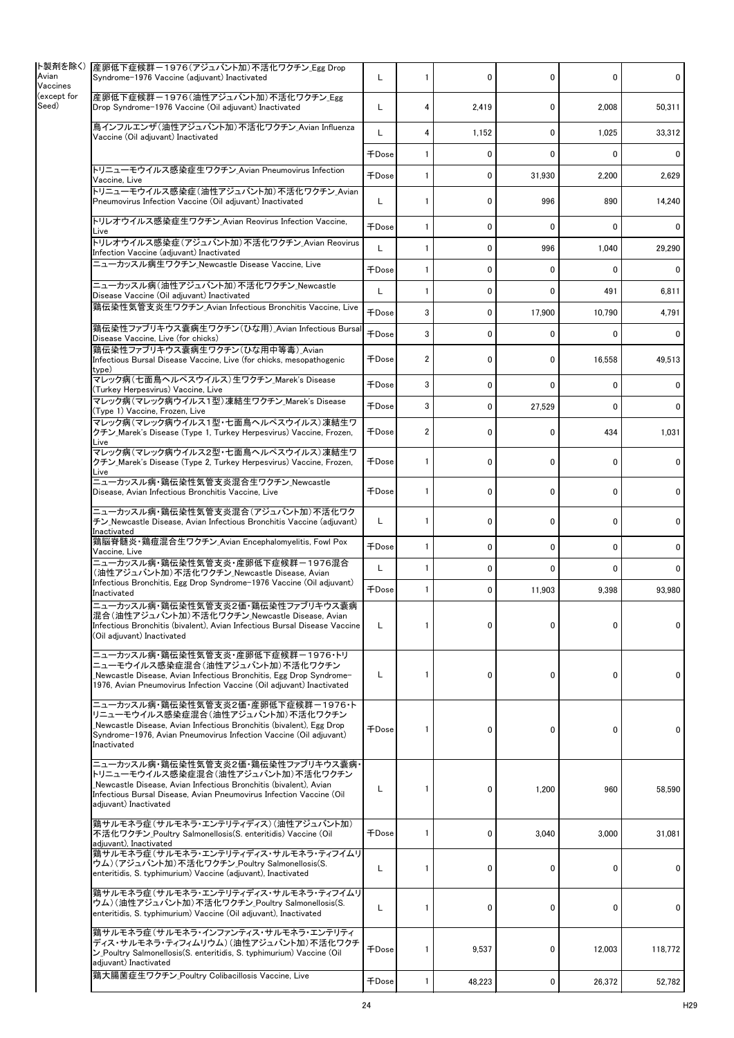| | | | | | | | |
|---|---|---|---|---|---|---|---|
| ト製剤を除く) Avian Vaccines (except for Seed) | 産卵低下症候群－1976(アジュバント加)不活化ワクチン_Egg Drop Syndrome-1976 Vaccine (adjuvant) Inactivated | L | 1 | 0 | 0 | 0 | 0 |
| | 産卵低下症候群－1976(油性アジュバント加)不活化ワクチン_Egg Drop Syndrome-1976 Vaccine (Oil adjuvant) Inactivated | L | 4 | 2,419 | 0 | 2,008 | 50,311 |
| | 鳥インフルエンザ(油性アジュバント加)不活化ワクチン_Avian Influenza Vaccine (Oil adjuvant) Inactivated | L | 4 | 1,152 | 0 | 1,025 | 33,312 |
| | | 千Dose | 1 | 0 | 0 | 0 | 0 |
| | トリニューモウイルス感染症生ワクチン_Avian Pneumovirus Infection Vaccine, Live | 千Dose | 1 | 0 | 31,930 | 2,200 | 2,629 |
| | トリニューモウイルス感染症(油性アジュバント加)不活化ワクチン_Avian Pneumovirus Infection Vaccine (Oil adjuvant) Inactivated | L | 1 | 0 | 996 | 890 | 14,240 |
| | トリレオウイルス感染症生ワクチン_Avian Reovirus Infection Vaccine, Live | 千Dose | 1 | 0 | 0 | 0 | 0 |
| | トリレオウイルス感染症(アジュバント加)不活化ワクチン_Avian Reovirus Infection Vaccine (adjuvant) Inactivated | L | 1 | 0 | 996 | 1,040 | 29,290 |
| | ニューカッスル病生ワクチン_Newcastle Disease Vaccine, Live | 千Dose | 1 | 0 | 0 | 0 | 0 |
| | ニューカッスル病(油性アジュバント加)不活化ワクチン_Newcastle Disease Vaccine (Oil adjuvant) Inactivated | L | 1 | 0 | 0 | 491 | 6,811 |
| | 鶏伝染性気管支炎生ワクチン_Avian Infectious Bronchitis Vaccine, Live | 千Dose | 3 | 0 | 17,900 | 10,790 | 4,791 |
| | 鶏伝染性ファブリキウス嚢病生ワクチン(ひな用)_Avian Infectious Bursal Disease Vaccine, Live (for chicks) | 千Dose | 3 | 0 | 0 | 0 | 0 |
| | 鶏伝染性ファブリキウス嚢病生ワクチン(ひな用中等毒)_Avian Infectious Bursal Disease Vaccine, Live (for chicks, mesopathogenic type) | 千Dose | 2 | 0 | 0 | 16,558 | 49,513 |
| | マレック病(七面鳥ヘルペスウイルス)生ワクチン_Marek's Disease (Turkey Herpesvirus) Vaccine, Live | 千Dose | 3 | 0 | 0 | 0 | 0 |
| | マレック病(マレック病ウイルス1型)凍結生ワクチン_Marek's Disease (Type 1) Vaccine, Frozen, Live | 千Dose | 3 | 0 | 27,529 | 0 | 0 |
| | マレック病(マレック病ウイルス1型・七面鳥ヘルペスウイルス)凍結生ワクチン_Marek's Disease (Type 1, Turkey Herpesvirus) Vaccine, Frozen, Live | 千Dose | 2 | 0 | 0 | 434 | 1,031 |
| | マレック病(マレック病ウイルス2型・七面鳥ヘルペスウイルス)凍結生ワクチン_Marek's Disease (Type 2, Turkey Herpesvirus) Vaccine, Frozen, Live | 千Dose | 1 | 0 | 0 | 0 | 0 |
| | ニューカッスル病・鶏伝染性気管支炎混合生ワクチン_Newcastle Disease, Avian Infectious Bronchitis Vaccine, Live | 千Dose | 1 | 0 | 0 | 0 | 0 |
| | ニューカッスル病・鶏伝染性気管支炎混合(アジュバント加)不活化ワクチン_Newcastle Disease, Avian Infectious Bronchitis Vaccine (adjuvant) Inactivated | L | 1 | 0 | 0 | 0 | 0 |
| | 鶏脳脊髄炎・鶏痘混合生ワクチン_Avian Encephalomyelitis, Fowl Pox Vaccine, Live | 千Dose | 1 | 0 | 0 | 0 | 0 |
| | ニューカッスル病・鶏伝染性気管支炎・産卵低下症候群－1976混合(油性アジュバント加)不活化ワクチン_Newcastle Disease, Avian Infectious Bronchitis, Egg Drop Syndrome-1976 Vaccine (Oil adjuvant) Inactivated | L | 1 | 0 | 0 | 0 | 0 |
| | | 千Dose | 1 | 0 | 11,903 | 9,398 | 93,980 |
| | ニューカッスル病・鶏伝染性気管支炎2価・鶏伝染性ファブリキウス嚢病混合(油性アジュバント加)不活化ワクチン_Newcastle Disease, Avian Infectious Bronchitis (bivalent), Avian Infectious Bursal Disease Vaccine (Oil adjuvant) Inactivated | L | 1 | 0 | 0 | 0 | 0 |
| | ニューカッスル病・鶏伝染性気管支炎・産卵低下症候群－1976・トリニューモウイルス感染症混合(油性アジュバント加)不活化ワクチン_Newcastle Disease, Avian Infectious Bronchitis, Egg Drop Syndrome-1976, Avian Pneumovirus Infection Vaccine (Oil adjuvant) Inactivated | L | 1 | 0 | 0 | 0 | 0 |
| | ニューカッスル病・鶏伝染性気管支炎2価・産卵低下症候群－1976・トリニューモウイルス感染症混合(油性アジュバント加)不活化ワクチン_Newcastle Disease, Avian Infectious Bronchitis (bivalent), Egg Drop Syndrome-1976, Avian Pneumovirus Infection Vaccine (Oil adjuvant) Inactivated | 千Dose | 1 | 0 | 0 | 0 | 0 |
| | ニューカッスル病・鶏伝染性気管支炎2価・鶏伝染性ファブリキウス嚢病・トリニューモウイルス感染症混合(油性アジュバント加)不活化ワクチン_Newcastle Disease, Avian Infectious Bronchitis (bivalent), Avian Infectious Bursal Disease, Avian Pneumovirus Infection Vaccine (Oil adjuvant) Inactivated | L | 1 | 0 | 1,200 | 960 | 58,590 |
| | 鶏サルモネラ症(サルモネラ・エンテリティディス)(油性アジュバント加)不活化ワクチン_Poultry Salmonellosis(S. enteritidis) Vaccine (Oil adjuvant), Inactivated | 千Dose | 1 | 0 | 3,040 | 3,000 | 31,081 |
| | 鶏サルモネラ症(サルモネラ・エンテリティディス・サルモネラ・ティフイムリウム)(アジュバント加)不活化ワクチン_Poultry Salmonellosis(S. enteritidis, S. typhimurium) Vaccine (adjuvant), Inactivated | L | 1 | 0 | 0 | 0 | 0 |
| | 鶏サルモネラ症(サルモネラ・エンテリティディス・サルモネラ・ティフイムリウム)(油性アジュバント加)不活化ワクチン_Poultry Salmonellosis(S. enteritidis, S. typhimurium) Vaccine (Oil adjuvant), Inactivated | L | 1 | 0 | 0 | 0 | 0 |
| | 鶏サルモネラ症(サルモネラ・インファンティス・サルモネラ・エンテリティディス・サルモネラ・ティフィムリウム)(油性アジュバント加)不活化ワクチン_Poultry Salmonellosis(S. enteritidis, S. typhimurium) Vaccine (Oil adjuvant) Inactivated | 千Dose | 1 | 9,537 | 0 | 12,003 | 118,772 |
| | 鶏大腸菌症生ワクチン_Poultry Colibacillosis Vaccine, Live | 千Dose | 1 | 48,223 | 0 | 26,372 | 52,782 |

H29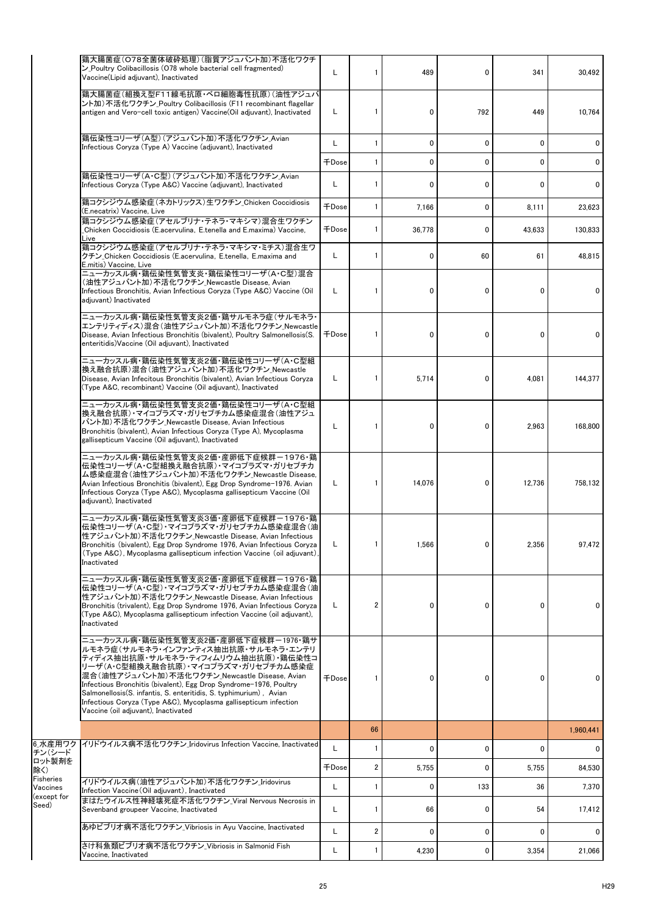| | | | | | | | |
|---|---|---|---|---|---|---|---|
| | 鶏大腸菌症（O78全菌体破砕処理）（脂質アジュバント加）不活化ワクチン_Poultry Colibacillosis (O78 whole bacterial cell fragmented) Vaccine(Lipid adjuvant), Inactivated | L | 1 | 489 | 0 | 341 | 30,492 |
| | 鶏大腸菌症（組換え型F11線毛抗原・ベロ細胞毒性抗原）（油性アジュバント加）不活化ワクチン_Poultry Colibacillosis (F11 recombinant flagellar antigen and Vero-cell toxic antigen) Vaccine(Oil adjuvant), Inactivated | L | 1 | 0 | 792 | 449 | 10,764 |
| | 鶏伝染性コリーザ（A型）（アジュバント加）不活化ワクチン_Avian Infectious Coryza (Type A) Vaccine (adjuvant), Inactivated | L | 1 | 0 | 0 | 0 | 0 |
| | | 千Dose | 1 | 0 | 0 | 0 | 0 |
| | 鶏伝染性コリーザ（A・C型）（アジュバント加）不活化ワクチン_Avian Infectious Coryza (Type A&C) Vaccine (adjuvant), Inactivated | L | 1 | 0 | 0 | 0 | 0 |
| | 鶏コクシジウム感染症（ネカトリックス）生ワクチン_Chicken Coccidiosis (E.necatrix) Vaccine, Live | 千Dose | 1 | 7,166 | 0 | 8,111 | 23,623 |
| | 鶏コクシジウム感染症（アセルブリナ・テネラ・マキシマ）混合生ワクチン_Chicken Coccidiosis (E.acervulina, E.tenella and E.maxima) Vaccine, Live | 千Dose | 1 | 36,778 | 0 | 43,633 | 130,833 |
| | 鶏コクシジウム感染症（アセルブリナ・テネラ・マキシマ・ミチス）混合生ワクチン_Chicken Coccidiosis (E.acervulina, E.tenella, E.maxima and E.mitis) Vaccine, Live | L | 1 | 0 | 60 | 61 | 48,815 |
| | ニューカッスル病・鶏伝染性気管支炎・鶏伝染性コリーザ（A・C型）混合（油性アジュバント加）不活化ワクチン_Newcastle Disease, Avian Infectious Bronchitis, Avian Infectious Coryza (Type A&C) Vaccine (Oil adjuvant) Inactivated | L | 1 | 0 | 0 | 0 | 0 |
| | ニューカッスル病・鶏伝染性気管支炎2価・鶏サルモネラ症（サルモネラ・エンテリティディス）混合（油性アジュバント加）不活化ワクチン_Newcastle Disease, Avian Infectious Bronchitis (bivalent), Poultry Salmonellosis(S. enteritidis)Vaccine (Oil adjuvant), Inactivated | 千Dose | 1 | 0 | 0 | 0 | 0 |
| | ニューカッスル病・鶏伝染性気管支炎2価・鶏伝染性コリーザ（A・C型組換え融合抗原）混合（油性アジュバント加）不活化ワクチン_Newcastle Disease, Avian Infecitous Bronchitis (bivalent), Avian Infectious Coryza (Type A&C, recombinant) Vaccine (Oil adjuvant), Inactivated | L | 1 | 5,714 | 0 | 4,081 | 144,377 |
| | ニューカッスル病・鶏伝染性気管支炎2価・鶏伝染性コリーザ（A・C型組換え融合抗原）・マイコプラズマ・ガリセプチカム感染症混合（油性アジュバント加）不活化ワクチン_Newcastle Disease, Avian Infectious Bronchitis (bivalent), Avian Infectious Coryza (Type A), Mycoplasma gallisepticum Vaccine (Oil adjuvant), Inactivated | L | 1 | 0 | 0 | 2,963 | 168,800 |
| | ニューカッスル病・鶏伝染性気管支炎2価・産卵低下症候群－1976・鶏伝染性コリーザ（A・C型組換え融合抗原）・マイコプラズマ・ガリセプチカム感染症混合（油性アジュバント加）不活化ワクチン_Newcastle Disease, Avian Infectious Bronchitis (bivalent), Egg Drop Syndrome-1976, Avian Infectious Coryza (Type A&C), Mycoplasma gallisepticum Vaccine (Oil adjuvant), Inactivated | L | 1 | 14,076 | 0 | 12,736 | 758,132 |
| | ニューカッスル病・鶏伝染性気管支炎3価・産卵低下症候群－1976・鶏伝染性コリーザ（A・C型）・マイコプラズマ・ガリセプチカム感染症混合（油性アジュバント加）不活化ワクチン_Newcastle Disease, Avian Infectious Bronchitis (bivalent), Egg Drop Syndrome 1976, Avian Infectious Coryza (Type A&C), Mycoplasma gallisepticum infection Vaccine (oil adjuvant), Inactivated | L | 1 | 1,566 | 0 | 2,356 | 97,472 |
| | ニューカッスル病・鶏伝染性気管支炎2価・産卵低下症候群－1976・鶏伝染性コリーザ（A・C型）・マイコプラズマ・ガリセプチカム感染症混合（油性アジュバント加）不活化ワクチン_Newcastle Disease, Avian Infectious Bronchitis (trivalent), Egg Drop Syndrome 1976, Avian Infectious Coryza (Type A&C), Mycoplasma gallisepticum infection Vaccine (oil adjuvant), Inactivated | L | 2 | 0 | 0 | 0 | 0 |
| | ニューカッスル病・鶏伝染性気管支炎2価・産卵低下症候群－1976・鶏サルモネラ症（サルモネラ・インファンティス抽出抗原・サルモネラ・エンテリティディス抽出抗原・サルモネラ・ティフィムリウム抽出抗原）・鶏伝染性コリーザ（A・C型組換え融合抗原）・マイコプラズマ・ガリセプチカム感染症混合（油性アジュバント加）不活化ワクチン_Newcastle Disease, Avian Infectious Bronchitis (bivalent), Egg Drop Syndrome-1976, Poultry Salmonellosis(S. infantis, S. enteritidis, S. typhimurium), Avian Infectious Coryza (Type A&C), Mycoplasma gallisepticum infection Vaccine (oil adjuvant), Inactivated | 千Dose | 1 | 0 | 0 | 0 | 0 |
| | | | 66 | | | | 1,960,441 |
| 6_水産用ワクチン（シードロット製剤を除く） Fisheries Vaccines (except for Seed) | イリドウイルス病不活化ワクチン_Iridovirus Infection Vaccine, Inactivated | L | 1 | 0 | 0 | 0 | 0 |
| | | 千Dose | 2 | 5,755 | 0 | 5,755 | 84,530 |
| | イリドウイルス病（油性アジュバント加）不活化ワクチン_Iridovirus Infection Vaccine(Oil adjuvant), Inactivated | L | 1 | 0 | 133 | 36 | 7,370 |
| | まはたウイルス性神経壊死症不活化ワクチン_Viral Nervous Necrosis in Sevenband groupeer Vaccine, Inactivated | L | 1 | 66 | 0 | 54 | 17,412 |
| | あゆビブリオ病不活化ワクチン_Vibriosis in Ayu Vaccine, Inactivated | L | 2 | 0 | 0 | 0 | 0 |
| | さけ科魚類ビブリオ病不活化ワクチン_Vibriosis in Salmonid Fish Vaccine, Inactivated | L | 1 | 4,230 | 0 | 3,354 | 21,066 |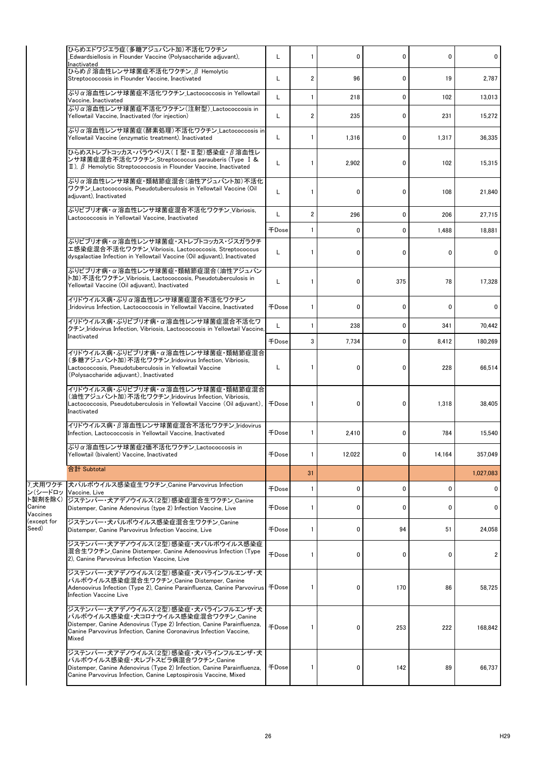| | | | | | | | |
|---|---|---|---|---|---|---|---|
| | ひらめエドワジエラ症（多糖アジュバント加）不活化ワクチン_Edwardsiellosis in Flounder Vaccine (Polysaccharide adjuvant), Inactivated | L | 1 | 0 | 0 | 0 | 0 |
| | ひらめβ溶血性レンサ球菌症不活化ワクチン_β Hemolytic Streptococcosis in Flounder Vaccine, Inactivated | L | 2 | 96 | 0 | 19 | 2,787 |
| | ぶりα溶血性レンサ球菌症不活化ワクチン_Lactococcosis in Yellowtail Vaccine, Inactivated | L | 1 | 218 | 0 | 102 | 13,013 |
| | ぶりα溶血性レンサ球菌症不活化ワクチン（注射型）_Lactococcosis in Yellowtail Vaccine, Inactivated (for injection) | L | 2 | 235 | 0 | 231 | 15,272 |
| | ぶりα溶血性レンサ球菌症（酵素処理）不活化ワクチン_Lactococcosis in Yellowtail Vaccine (enzymatic treatment). Inactivated | L | 1 | 1,316 | 0 | 1,317 | 36,335 |
| | ひらめストレプトコッカス・パラウベリス（Ⅰ型・Ⅱ型）感染症・β溶血性レンサ球菌症混合不活化ワクチン_Streptococcus parauberis (Type Ⅰ & Ⅱ), β Hemolytic Streptococcosis in Flounder Vaccine, Inactivated | L | 1 | 2,902 | 0 | 102 | 15,315 |
| | ぶりα溶血性レンサ球菌症・類結節症混合（油性アジュバント加）不活化ワクチン_Lactococcosis, Pseudotuberculosis in Yellowtail Vaccine (Oil adjuvant), Inactivated | L | 1 | 0 | 0 | 108 | 21,840 |
| | ぶりビブリオ病・α溶血性レンサ球菌症混合不活化ワクチン_Vibriosis, Lactococcosis in Yellowtail Vaccine, Inactivated | L | 2 | 296 | 0 | 206 | 27,715 |
| | | 千Dose | 1 | 0 | 0 | 1,488 | 18,881 |
| | ぶりビブリオ病・α溶血性レンサ球菌症・ストレプトコッカス・ジスガラクチエ感染症混合不活化ワクチン_Vibriosis, Lactococcosis, Streptococcus dysgalactiae Infection in Yellowtail Vaccine (Oil adjuvant), Inactivated | L | 1 | 0 | 0 | 0 | 0 |
| | ぶりビブリオ病・α溶血性レンサ球菌症・類結節症混合（油性アジュバント加）不活化ワクチン_Vibriosis, Lactococcosis, Pseudotuberculosis in Yellowtail Vaccine (Oil adjuvant), Inactivated | L | 1 | 0 | 375 | 78 | 17,328 |
| | イリドウイルス病・ぶりα溶血性レンサ球菌症混合不活化ワクチン_Iridovirus Infection, Lactococcosis in Yellowtail Vaccine, Inactivated | 千Dose | 1 | 0 | 0 | 0 | 0 |
| | イリドウイルス病・ぶりビブリオ病・α溶血性レンサ球菌症混合不活化ワクチン_Iridovirus Infection, Vibriosis, Lactococcosis in Yellowtail Vaccine, Inactivated | L | 1 | 238 | 0 | 341 | 70,442 |
| | | 千Dose | 3 | 7,734 | 0 | 8,412 | 180,269 |
| | イリドウイルス病・ぶりビブリオ病・α溶血性レンサ球菌症・類結節症混合（多糖アジュバント加）不活化ワクチン_Iridovirus Infection, Vibriosis, Lactococcosis, Pseudotuberculosis in Yellowtail Vaccine (Polysaccharide adjuvant), Inactivated | L | 1 | 0 | 0 | 228 | 66,514 |
| | イリドウイルス病・ぶりビブリオ病・α溶血性レンサ球菌症・類結節症混合（油性アジュバント加）不活化ワクチン_Iridovirus Infection, Vibriosis, Lactococcosis, Pseudotuberculosis in Yellowtail Vaccine (Oil adjuvant), Inactivated | 千Dose | 1 | 0 | 0 | 1,318 | 38,405 |
| | イリドウイルス病・β溶血性レンサ球菌症混合不活化ワクチン_Iridovirus Infection, Lactococcosis in Yellowtail Vaccine, Inactivated | 千Dose | 1 | 2,410 | 0 | 784 | 15,540 |
| | ぶりα溶血性レンサ球菌症2価不活化ワクチン_Lactococcosis in Yellowtail (bivalent) Vaccine, Inactivated | 千Dose | 1 | 12,022 | 0 | 14,164 | 357,049 |
| | 合計 Subtotal | | 31 | | | | 1,027,083 |
| 7_犬用ワクチン（シードロット製剤を除く）Canine Vaccines (except for Seed) | 犬パルボウイルス感染症生ワクチン_Canine Parvovirus Infection Vaccine, Live | 千Dose | 1 | 0 | 0 | 0 | 0 |
| | ジステンパー・犬アデノウイルス（2型）感染症混合生ワクチン_Canine Distemper, Canine Adenovirus (type 2) Infection Vaccine, Live | 千Dose | 1 | 0 | 0 | 0 | 0 |
| | ジステンパー・犬パルボウイルス感染症混合生ワクチン_Canine Distemper, Canine Parvovirus Infection Vaccine, Live | 千Dose | 1 | 0 | 94 | 51 | 24,058 |
| | ジステンパー・犬アデノウイルス（2型）感染症・犬パルボウイルス感染症混合生ワクチン_Canine Distemper, Canine Adenoovirus Infection (Type 2), Canine Parvovirus Infection Vaccine, Live | 千Dose | 1 | 0 | 0 | 0 | 2 |
| | ジステンパー・犬アデノウイルス（2型）感染症・犬パラインフルエンザ・犬パルボウイルス感染症混合生ワクチン_Canine Distemper, Canine Adenoovirus Infection (Type 2), Canine Parainfluenza, Canine Parvovirus Infection Vaccine Live | 千Dose | 1 | 0 | 170 | 86 | 58,725 |
| | ジステンパー・犬アデノウイルス（2型）感染症・犬パラインフルエンザ・犬パルボウイルス感染症・犬コロナウイルス感染症混合ワクチン_Canine Distemper, Canine Adenovirus (Type 2) Infection, Canine Parainfluenza, Canine Parvovirus Infection, Canine Coronavirus Infection Vaccine, Mixed | 千Dose | 1 | 0 | 253 | 222 | 168,842 |
| | ジステンパー・犬アデノウイルス（2型）感染症・犬パラインフルエンザ・犬パルボウイルス感染症・犬レプトスピラ病混合ワクチン_Canine Distemper, Canine Adenovirus (Type 2) Infection, Canine Parainfluenza, Canine Parvovirus Infection, Canine Leptospirosis Vaccine, Mixed | 千Dose | 1 | 0 | 142 | 89 | 66,737 |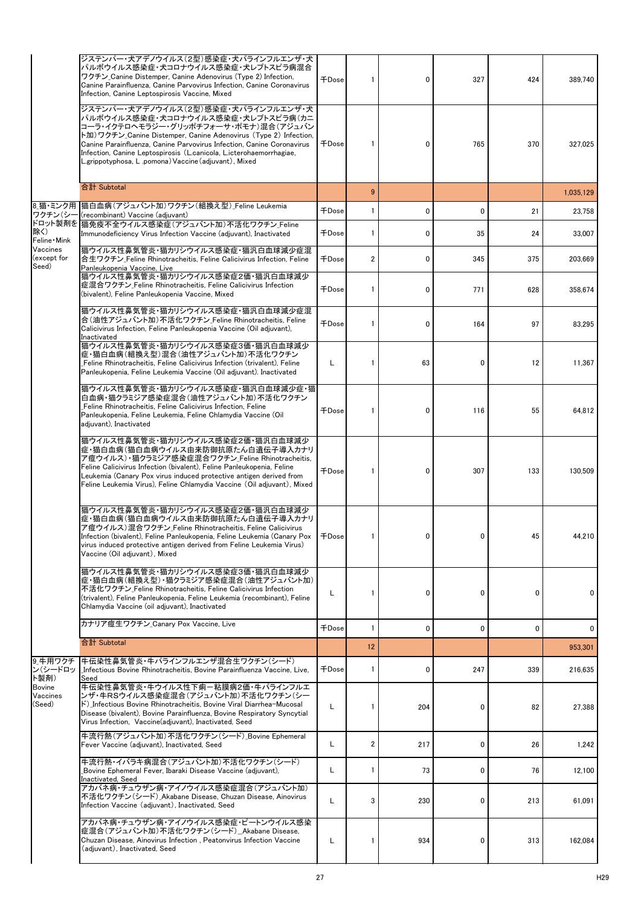| | | | | | | | |
|---|---|---|---|---|---|---|---|
| | ジステンパー・犬アデノウイルス(2型)感染症・犬パラインフルエンザ・犬パルボウイルス感染症・犬コロナウイルス感染症・犬レプトスピラ病混合ワクチン_Canine Distemper, Canine Adenovirus (Type 2) Infection, Canine Parainfluenza, Canine Parvovirus Infection, Canine Coronavirus Infection, Canine Leptospirosis Vaccine, Mixed | 千Dose | 1 | 0 | 327 | 424 | 389,740 |
| | ジステンパー・犬アデノウイルス(2型)感染症・犬パラインフルエンザ・犬パルボウイルス感染症・犬コロナウイルス感染症・犬レプトスピラ病(カニコーラ・イクテロヘモラジー・グリッポチフォーサ・ポモナ)混合(アジュバント加)ワクチン_Canine Distemper, Canine Adenovirus (Type 2) Infection, Canine Parainfluenza, Canine Parvovirus Infection, Canine Coronavirus Infection, Canine Leptospirosis (L.canicola, L.icterohaemorrhagiae, L.grippotyphosa, L .pomona) Vaccine (adjuvant), Mixed | 千Dose | 1 | 0 | 765 | 370 | 327,025 |
| | 合計 Subtotal | | 9 | | | | 1,035,129 |
| 8_猫・ミンク用ワクチン(シードロット製剤を除く) Feline・Mink Vaccines (except for Seed) | 猫白血病(アジュバント加)ワクチン(組換え型)_Feline Leukemia (recombinant) Vaccine (adjuvant) | 千Dose | 1 | 0 | 0 | 21 | 23,758 |
| | 猫免疫不全ウイルス感染症(アジュバント加)不活化ワクチン_Feline Immunodeficiency Virus Infection Vaccine (adjuvant), Inactivated | 千Dose | 1 | 0 | 35 | 24 | 33,007 |
| | 猫ウイルス性鼻気管炎・猫カリシウイルス感染症・猫汎白血球減少症混合生ワクチン_Feline Rhinotracheitis, Feline Calicivirus Infection, Feline Panleukopenia Vaccine, Live | 千Dose | 2 | 0 | 345 | 375 | 203,669 |
| | 猫ウイルス性鼻気管炎・猫カリシウイルス感染症2価・猫汎白血球減少症混合ワクチン_Feline Rhinotracheitis, Feline Calicivirus Infection (bivalent), Feline Panleukopenia Vaccine, Mixed | 千Dose | 1 | 0 | 771 | 628 | 358,674 |
| | 猫ウイルス性鼻気管炎・猫カリシウイルス感染症・猫汎白血球減少症混合(油性アジュバント加)不活化ワクチン_Feline Rhinotracheitis, Feline Calicivirus Infection, Feline Panleukopenia Vaccine (Oil adjuvant), Inactivated | 千Dose | 1 | 0 | 164 | 97 | 83,295 |
| | 猫ウイルス性鼻気管炎・猫カリシウイルス感染症3価・猫汎白血球減少症・猫白血病(組換え型)混合(油性アジュバント加)不活化ワクチン_Feline Rhinotracheitis, Feline Calicivirus Infection (trivalent), Feline Panleukopenia, Feline Leukemia Vaccine (Oil adjuvant), Inactivated | L | 1 | 63 | 0 | 12 | 11,367 |
| | 猫ウイルス性鼻気管炎・猫カリシウイルス感染症・猫汎白血球減少症・猫白血病・猫クラミジア感染症混合(油性アジュバント加)不活化ワクチン_Feline Rhinotracheitis, Feline Calicivirus Infection, Feline Panleukopenia, Feline Leukemia, Feline Chlamydia Vaccine (Oil adjuvant), Inactivated | 千Dose | 1 | 0 | 116 | 55 | 64,812 |
| | 猫ウイルス性鼻気管炎・猫カリシウイルス感染症2価・猫汎白血球減少症・猫白血病(猫白血病ウイルス由来防御抗原たん白遺伝子導入カナリア痘ウイルス)・猫クラミジア感染症混合ワクチン_Feline Rhinotracheitis, Feline Calicivirus Infection (bivalent), Feline Panleukopenia, Feline Leukemia (Canary Pox virus induced protective antigen derived from Feline Leukemia Virus), Feline Chlamydia Vaccine (Oil adjuvant), Mixed | 千Dose | 1 | 0 | 307 | 133 | 130,509 |
| | 猫ウイルス性鼻気管炎・猫カリシウイルス感染症2価・猫汎白血球減少症・猫白血病(猫白血病ウイルス由来防御抗原たん白遺伝子導入カナリア痘ウイルス)混合ワクチン_Feline Rhinotracheitis, Feline Calicivirus Infection (bivalent), Feline Panleukopenia, Feline Leukemia (Canary Pox virus induced protective antigen derived from Feline Leukemia Virus) Vaccine (Oil adjuvant), Mixed | 千Dose | 1 | 0 | 0 | 45 | 44,210 |
| | 猫ウイルス性鼻気管炎・猫カリシウイルス感染症3価・猫汎白血球減少症・猫白血病(組換え型)・猫クラミジア感染症混合(油性アジュバント加)不活化ワクチン_Feline Rhinotracheitis, Feline Calicivirus Infection (trivalent), Feline Panleukopenia, Feline Leukemia (recombinant), Feline Chlamydia Vaccine (oil adjuvant), Inactivated | L | 1 | 0 | 0 | 0 | 0 |
| | カナリア痘生ワクチン_Canary Pox Vaccine, Live | 千Dose | 1 | 0 | 0 | 0 | 0 |
| | 合計 Subtotal | | 12 | | | | 953,301 |
| 9_牛用ワクチン(シードロット製剤) Bovine Vaccines (Seed) | 牛伝染性鼻気管炎・牛パラインフルエンザ混合生ワクチン(シード)_Infectious Bovine Rhinotracheitis, Bovine Parainfluenza Vaccine, Live, Seed | 千Dose | 1 | 0 | 247 | 339 | 216,635 |
| | 牛伝染性鼻気管炎・牛ウイルス性下痢－粘膜病2価・牛パラインフルエンザ・牛RSウイルス感染症混合(アジュバント加)不活化ワクチン(シード)_Infectious Bovine Rhinotracheitis, Bovine Viral Diarrhea-Mucosal Disease (bivalent), Bovine Parainfluenza, Bovine Respiratory Syncytial Virus Infection, Vaccine(adjuvant), Inactivated, Seed | L | 1 | 204 | 0 | 82 | 27,388 |
| | 牛流行熱(アジュバント加)不活化ワクチン(シード)_Bovine Ephemeral Fever Vaccine (adjuvant), Inactivated, Seed | L | 2 | 217 | 0 | 26 | 1,242 |
| | 牛流行熱・イバラキ病混合(アジュバント加)不活化ワクチン(シード)_Bovine Ephemeral Fever, Ibaraki Disease Vaccine (adjuvant), Inactivated, Seed | L | 1 | 73 | 0 | 76 | 12,100 |
| | アカバネ病・チュウザン病・アイノウイルス感染症混合(アジュバント加)不活化ワクチン(シード)_Akabane Disease, Chuzan Disease, Ainovirus Infection Vaccine (adjuvant), Inactivated, Seed | L | 3 | 230 | 0 | 213 | 61,091 |
| | アカバネ病・チュウザン病・アイノウイルス感染症・ピートンウイルス感染症混合(アジュバント加)不活化ワクチン(シード)_Akabane Disease, Chuzan Disease, Ainovirus Infection , Peatonvirus Infection Vaccine (adjuvant), Inactivated, Seed | L | 1 | 934 | 0 | 313 | 162,084 |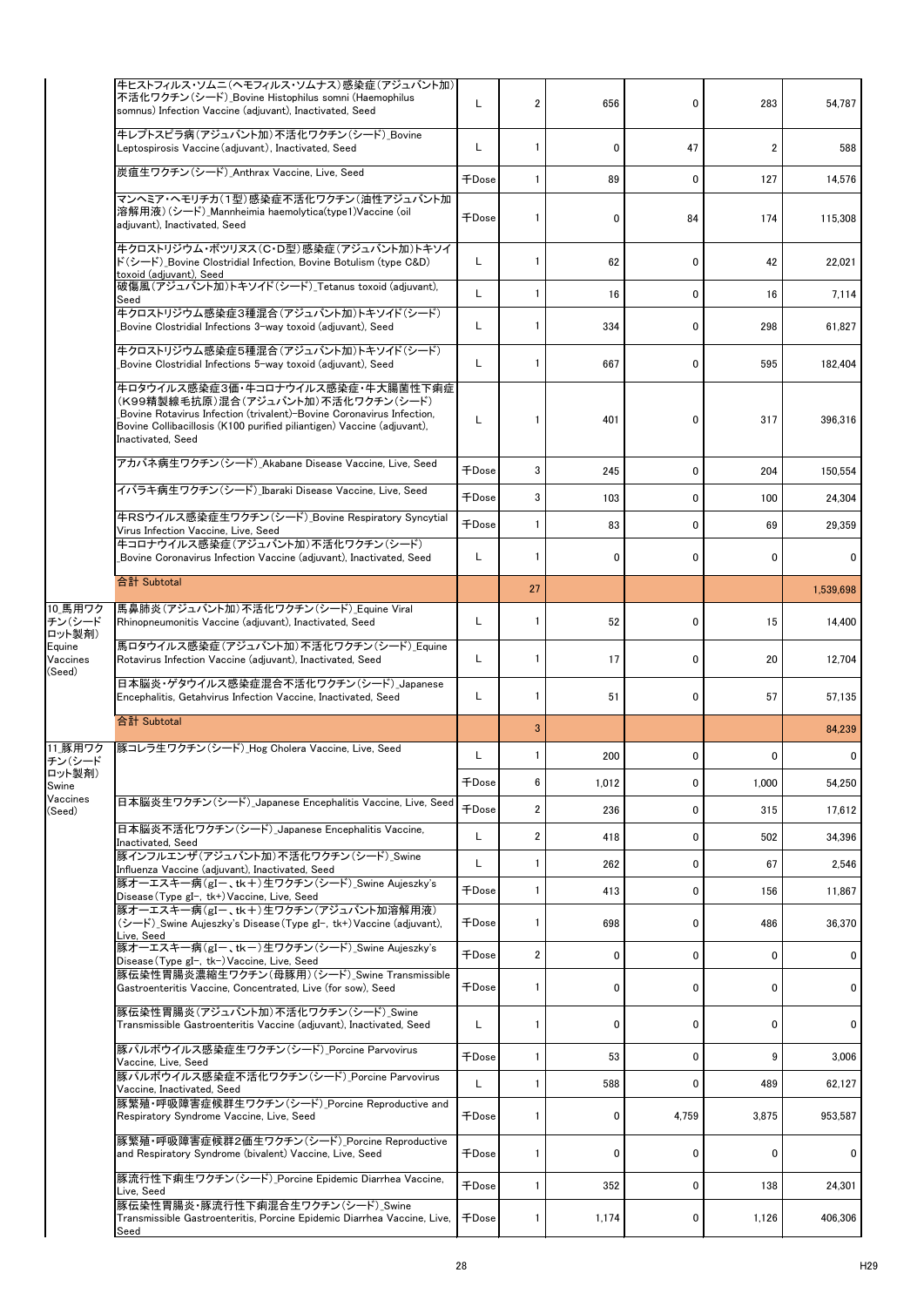| | | | | | | | |
|---|---|---|---|---|---|---|---|
| | 牛ヒストフィルス・ソムニ(ヘモフィルス・ソムナス)感染症(アジュバント加)不活化ワクチン(シード)_Bovine Histophilus somni (Haemophilus somnus) Infection Vaccine (adjuvant), Inactivated, Seed | L | 2 | 656 | 0 | 283 | 54,787 |
| | 牛レプトスピラ病(アジュバント加)不活化ワクチン(シード)_Bovine Leptospirosis Vaccine(adjuvant), Inactivated, Seed | L | 1 | 0 | 47 | 2 | 588 |
| | 炭疽生ワクチン(シード)_Anthrax Vaccine, Live, Seed | 千Dose | 1 | 89 | 0 | 127 | 14,576 |
| | マンヘミア・ヘモリチカ(1型)感染症不活化ワクチン(油性アジュバント加溶解用液)(シード)_Mannheimia haemolytica(type1)Vaccine (oil adjuvant), Inactivated, Seed | 千Dose | 1 | 0 | 84 | 174 | 115,308 |
| | 牛クロストリジウム・ボツリヌス(C・D型)感染症(アジュバント加)トキソイド(シード)_Bovine Clostridial Infection, Bovine Botulism (type C&D) toxoid (adjuvant), Seed | L | 1 | 62 | 0 | 42 | 22,021 |
| | 破傷風(アジュバント加)トキソイド(シード)_Tetanus toxoid (adjuvant), Seed | L | 1 | 16 | 0 | 16 | 7,114 |
| | 牛クロストリジウム感染症3種混合(アジュバント加)トキソイド(シード)_Bovine Clostridial Infections 3-way toxoid (adjuvant), Seed | L | 1 | 334 | 0 | 298 | 61,827 |
| | 牛クロストリジウム感染症5種混合(アジュバント加)トキソイド(シード)_Bovine Clostridial Infections 5-way toxoid (adjuvant), Seed | L | 1 | 667 | 0 | 595 | 182,404 |
| | 牛ロタウイルス感染症3価・牛コロナウイルス感染症・牛大腸菌性下痢症(K99精製線毛抗原)混合(アジュバント加)不活化ワクチン(シード)_Bovine Rotavirus Infection (trivalent)-Bovine Coronavirus Infection, Bovine Collibacillosis (K100 purified piliantigen) Vaccine (adjuvant), Inactivated, Seed | L | 1 | 401 | 0 | 317 | 396,316 |
| | アカバネ病生ワクチン(シード)_Akabane Disease Vaccine, Live, Seed | 千Dose | 3 | 245 | 0 | 204 | 150,554 |
| | イバラキ病生ワクチン(シード)_Ibaraki Disease Vaccine, Live, Seed | 千Dose | 3 | 103 | 0 | 100 | 24,304 |
| | 牛RSウイルス感染症生ワクチン(シード)_Bovine Respiratory Syncytial Virus Infection Vaccine, Live, Seed | 千Dose | 1 | 83 | 0 | 69 | 29,359 |
| | 牛コロナウイルス感染症(アジュバント加)不活化ワクチン(シード)_Bovine Coronavirus Infection Vaccine (adjuvant), Inactivated, Seed | L | 1 | 0 | 0 | 0 | 0 |
| | 合計 Subtotal | | 27 | | | | 1,539,698 |
| 10_馬用ワクチン(シードロット製剤) Equine Vaccines (Seed) | 馬鼻肺炎(アジュバント加)不活化ワクチン(シード)_Equine Viral Rhinopneumonitis Vaccine (adjuvant), Inactivated, Seed | L | 1 | 52 | 0 | 15 | 14,400 |
| | 馬ロタウイルス感染症(アジュバント加)不活化ワクチン(シード)_Equine Rotavirus Infection Vaccine (adjuvant), Inactivated, Seed | L | 1 | 17 | 0 | 20 | 12,704 |
| | 日本脳炎・ゲタウイルス感染症混合不活化ワクチン(シード)_Japanese Encephalitis, Getahvirus Infection Vaccine, Inactivated, Seed | L | 1 | 51 | 0 | 57 | 57,135 |
| | 合計 Subtotal | | 3 | | | | 84,239 |
| 11_豚用ワクチン(シードロット製剤) Swine Vaccines (Seed) | 豚コレラ生ワクチン(シード)_Hog Cholera Vaccine, Live, Seed | L | 1 | 200 | 0 | 0 | 0 |
| | | 千Dose | 6 | 1,012 | 0 | 1,000 | 54,250 |
| | 日本脳炎生ワクチン(シード)_Japanese Encephalitis Vaccine, Live, Seed | 千Dose | 2 | 236 | 0 | 315 | 17,612 |
| | 日本脳炎不活化ワクチン(シード)_Japanese Encephalitis Vaccine, Inactivated, Seed | L | 2 | 418 | 0 | 502 | 34,396 |
| | 豚インフルエンザ(アジュバント加)不活化ワクチン(シード)_Swine Influenza Vaccine (adjuvant), Inactivated, Seed | L | 1 | 262 | 0 | 67 | 2,546 |
| | 豚オーエスキー病(gI－、tk＋)生ワクチン(シード)_Swine Aujeszky's Disease(Type gI-, tk+)Vaccine, Live, Seed | 千Dose | 1 | 413 | 0 | 156 | 11,867 |
| | 豚オーエスキー病(gI－、tk＋)生ワクチン(アジュバント加溶解用液)(シード)_Swine Aujeszky's Disease(Type gI-, tk+)Vaccine (adjuvant), Live, Seed | 千Dose | 1 | 698 | 0 | 486 | 36,370 |
| | 豚オーエスキー病(gI－、tk－)生ワクチン(シード)_Swine Aujeszky's Disease(Type gI-, tk-)Vaccine, Live, Seed | 千Dose | 2 | 0 | 0 | 0 | 0 |
| | 豚伝染性胃腸炎濃縮生ワクチン(母豚用)(シード)_Swine Transmissible Gastroenteritis Vaccine, Concentrated, Live (for sow), Seed | 千Dose | 1 | 0 | 0 | 0 | 0 |
| | 豚伝染性胃腸炎(アジュバント加)不活化ワクチン(シード)_Swine Transmissible Gastroenteritis Vaccine (adjuvant), Inactivated, Seed | L | 1 | 0 | 0 | 0 | 0 |
| | 豚パルボウイルス感染症生ワクチン(シード)_Porcine Parvovirus Vaccine, Live, Seed | 千Dose | 1 | 53 | 0 | 9 | 3,006 |
| | 豚パルボウイルス感染症不活化ワクチン(シード)_Porcine Parvovirus Vaccine, Inactivated, Seed | L | 1 | 588 | 0 | 489 | 62,127 |
| | 豚繁殖・呼吸障害症候群生ワクチン(シード)_Porcine Reproductive and Respiratory Syndrome Vaccine, Live, Seed | 千Dose | 1 | 0 | 4,759 | 3,875 | 953,587 |
| | 豚繁殖・呼吸障害症候群2価生ワクチン(シード)_Porcine Reproductive and Respiratory Syndrome (bivalent) Vaccine, Live, Seed | 千Dose | 1 | 0 | 0 | 0 | 0 |
| | 豚流行性下痢生ワクチン(シード)_Porcine Epidemic Diarrhea Vaccine, Live, Seed | 千Dose | 1 | 352 | 0 | 138 | 24,301 |
| | 豚伝染性胃腸炎・豚流行性下痢混合生ワクチン(シード)_Swine Transmissible Gastroenteritis, Porcine Epidemic Diarrhea Vaccine, Live, Seed | 千Dose | 1 | 1,174 | 0 | 1,126 | 406,306 |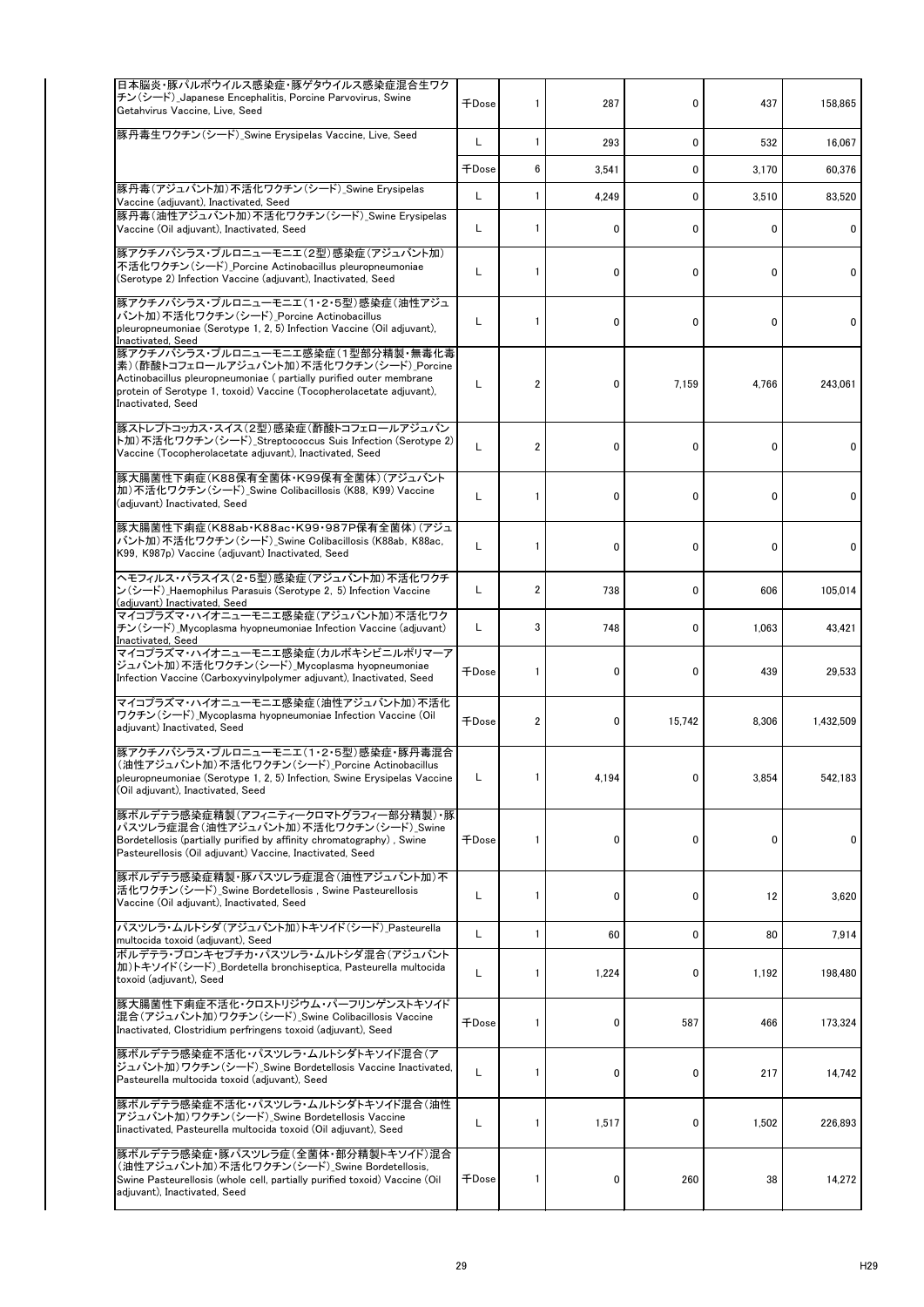| | | | | | | |
|---|---|---|---|---|---|---|
| 日本脳炎・豚パルボウイルス感染症・豚ゲタウイルス感染症混合生ワクチン（シード）_Japanese Encephalitis, Porcine Parvovirus, Swine Getahvirus Vaccine, Live, Seed | 千Dose | 1 | 287 | 0 | 437 | 158,865 |
| 豚丹毒生ワクチン（シード）_Swine Erysipelas Vaccine, Live, Seed | L | 1 | 293 | 0 | 532 | 16,067 |
| | 千Dose | 6 | 3,541 | 0 | 3,170 | 60,376 |
| 豚丹毒（アジュバント加）不活化ワクチン（シード）_Swine Erysipelas Vaccine (adjuvant), Inactivated, Seed | L | 1 | 4,249 | 0 | 3,510 | 83,520 |
| 豚丹毒（油性アジュバント加）不活化ワクチン（シード）_Swine Erysipelas Vaccine (Oil adjuvant), Inactivated, Seed | L | 1 | 0 | 0 | 0 | 0 |
| 豚アクチノバシラス・プルロニューモニエ（2型）感染症（アジュバント加）不活化ワクチン（シード）_Porcine Actinobacillus pleuropneumoniae (Serotype 2) Infection Vaccine (adjuvant), Inactivated, Seed | L | 1 | 0 | 0 | 0 | 0 |
| 豚アクチノバシラス・プルロニューモニエ（1・2・5型）感染症（油性アジュバント加）不活化ワクチン（シード）_Porcine Actinobacillus pleuropneumoniae (Serotype 1, 2, 5) Infection Vaccine (Oil adjuvant), Inactivated, Seed | L | 1 | 0 | 0 | 0 | 0 |
| 豚アクチノバシラス・プルロニューモニエ感染症（1型部分精製・無毒化毒素）（酢酸トコフェロールアジュバント加）不活化ワクチン（シード）_Porcine Actinobacillus pleuropneumoniae ( partially purified outer membrane protein of Serotype 1, toxoid) Vaccine (Tocopherolacetate adjuvant), Inactivated, Seed | L | 2 | 0 | 7,159 | 4,766 | 243,061 |
| 豚ストレプトコッカス・スイス（2型）感染症（酢酸トコフェロールアジュバント加）不活化ワクチン（シード）_Streptococcus Suis Infection (Serotype 2) Vaccine (Tocopherolacetate adjuvant), Inactivated, Seed | L | 2 | 0 | 0 | 0 | 0 |
| 豚大腸菌性下痢症（K88保有全菌体・K99保有全菌体）（アジュバント加）不活化ワクチン（シード）_Swine Colibacillosis (K88, K99) Vaccine (adjuvant) Inactivated, Seed | L | 1 | 0 | 0 | 0 | 0 |
| 豚大腸菌性下痢症（K88ab・K88ac・K99・987P保有全菌体）（アジュバント加）不活化ワクチン（シード）_Swine Colibacillosis (K88ab, K88ac, K99, K987p) Vaccine (adjuvant) Inactivated, Seed | L | 1 | 0 | 0 | 0 | 0 |
| ヘモフィルス・パラスイス（2・5型）感染症（アジュバント加）不活化ワクチン（シード）_Haemophilus Parasuis (Serotype 2, 5) Infection Vaccine (adjuvant) Inactivated, Seed | L | 2 | 738 | 0 | 606 | 105,014 |
| マイコプラズマ・ハイオニューモニエ感染症（アジュバント加）不活化ワクチン（シード）_Mycoplasma hyopneumoniae Infection Vaccine (adjuvant) Inactivated, Seed | L | 3 | 748 | 0 | 1,063 | 43,421 |
| マイコプラズマ・ハイオニューモニエ感染症（カルボキシビニルポリマーアジュバント加）不活化ワクチン（シード）_Mycoplasma hyopneumoniae Infection Vaccine (Carboxyvinylpolymer adjuvant), Inactivated, Seed | 千Dose | 1 | 0 | 0 | 439 | 29,533 |
| マイコプラズマ・ハイオニューモニエ感染症（油性アジュバント加）不活化ワクチン（シード）_Mycoplasma hyopneumoniae Infection Vaccine (Oil adjuvant) Inactivated, Seed | 千Dose | 2 | 0 | 15,742 | 8,306 | 1,432,509 |
| 豚アクチノバシラス・プルロニューモニエ（1・2・5型）感染症・豚丹毒混合（油性アジュバント加）不活化ワクチン（シード）_Porcine Actinobacillus pleuropneumoniae (Serotype 1, 2, 5) Infection, Swine Erysipelas Vaccine (Oil adjuvant), Inactivated, Seed | L | 1 | 4,194 | 0 | 3,854 | 542,183 |
| 豚ボルデテラ感染症精製（アフィニティークロマトグラフィー部分精製）・豚パスツレラ症混合（油性アジュバント加）不活化ワクチン（シード）_Swine Bordetellosis (partially purified by affinity chromatography) , Swine Pasteurellosis (Oil adjuvant) Vaccine, Inactivated, Seed | 千Dose | 1 | 0 | 0 | 0 | 0 |
| 豚ボルデテラ感染症精製・豚パスツレラ症混合（油性アジュバント加）不活化ワクチン（シード）_Swine Bordetellosis , Swine Pasteurellosis Vaccine (Oil adjuvant), Inactivated, Seed | L | 1 | 0 | 0 | 12 | 3,620 |
| パスツレラ・ムルトシダ（アジュバント加）トキソイド（シード）_Pasteurella multocida toxoid (adjuvant), Seed | L | 1 | 60 | 0 | 80 | 7,914 |
| ボルデテラ・ブロンキセプチカ・パスツレラ・ムルトシダ混合（アジュバント加）トキソイド（シード）_Bordetella bronchiseptica, Pasteurella multocida toxoid (adjuvant), Seed | L | 1 | 1,224 | 0 | 1,192 | 198,480 |
| 豚大腸菌性下痢症不活化・クロストリジウム・パーフリンゲンストキソイド混合（アジュバント加）ワクチン（シード）_Swine Colibacillosis Vaccine Inactivated, Clostridium perfringens toxoid (adjuvant), Seed | 千Dose | 1 | 0 | 587 | 466 | 173,324 |
| 豚ボルデテラ感染症不活化・パスツレラ・ムルトシダトキソイド混合（アジュバント加）ワクチン（シード）_Swine Bordetellosis Vaccine Inactivated, Pasteurella multocida toxoid (adjuvant), Seed | L | 1 | 0 | 0 | 217 | 14,742 |
| 豚ボルデテラ感染症不活化・パスツレラ・ムルトシダトキソイド混合（油性アジュバント加）ワクチン（シード）_Swine Bordetellosis Vaccine Iinactivated, Pasteurella multocida toxoid (Oil adjuvant), Seed | L | 1 | 1,517 | 0 | 1,502 | 226,893 |
| 豚ボルデテラ感染症・豚パスツレラ症（全菌体・部分精製トキソイド）混合（油性アジュバント加）不活化ワクチン（シード）_Swine Bordetellosis, Swine Pasteurellosis (whole cell, partially purified toxoid) Vaccine (Oil adjuvant), Inactivated, Seed | 千Dose | 1 | 0 | 260 | 38 | 14,272 |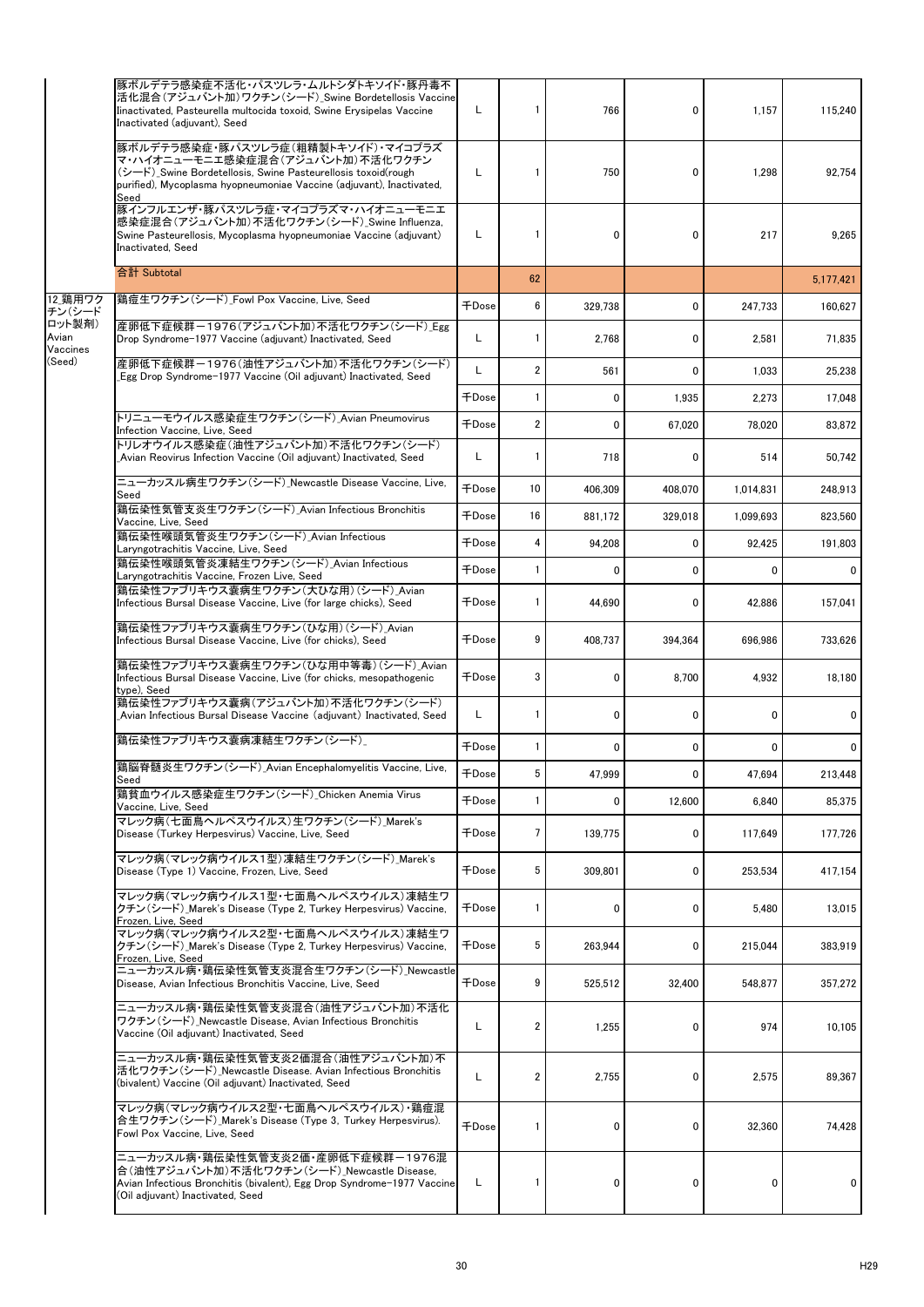| | | | | | | | |
|---|---|---|---|---|---|---|---|
| | 豚ボルデテラ感染症不活化・パスツレラ・ムルトシダトキソイド・豚丹毒不活化混合(アジュバント加)ワクチン(シード)_Swine Bordetellosis Vaccine Iinactivated, Pasteurella multocida toxoid, Swine Erysipelas Vaccine Inactivated (adjuvant), Seed | L | 1 | 766 | 0 | 1,157 | 115,240 |
| | 豚ボルデテラ感染症・豚パスツレラ症(粗精製トキソイド)・マイコプラズマ・ハイオニューモニエ感染症混合(アジュバント加)不活化ワクチン(シード)_Swine Bordetellosis, Swine Pasteurellosis toxoid(rough purified), Mycoplasma hyopneumoniae Vaccine (adjuvant), Inactivated, Seed | L | 1 | 750 | 0 | 1,298 | 92,754 |
| | 豚インフルエンザ・豚パスツレラ症・マイコプラズマ・ハイオニューモニエ感染症混合(アジュバント加)不活化ワクチン(シード)_Swine Influenza, Swine Pasteurellosis, Mycoplasma hyopneumoniae Vaccine (adjuvant) Inactivated, Seed | L | 1 | 0 | 0 | 217 | 9,265 |
| | 合計 Subtotal | | 62 | | | | 5,177,421 |
| 12_鶏用ワクチン(シードロット製剤) Avian Vaccines (Seed) | 鶏痘生ワクチン(シード)_Fowl Pox Vaccine, Live, Seed | 千Dose | 6 | 329,738 | 0 | 247,733 | 160,627 |
| | 産卵低下症候群−1976(アジュバント加)不活化ワクチン(シード)_Egg Drop Syndrome-1977 Vaccine (adjuvant) Inactivated, Seed | L | 1 | 2,768 | 0 | 2,581 | 71,835 |
| | 産卵低下症候群−1976(油性アジュバント加)不活化ワクチン(シード)_Egg Drop Syndrome-1977 Vaccine (Oil adjuvant) Inactivated, Seed | L | 2 | 561 | 0 | 1,033 | 25,238 |
| | | 千Dose | 1 | 0 | 1,935 | 2,273 | 17,048 |
| | トリニューモウイルス感染症生ワクチン(シード)_Avian Pneumovirus Infection Vaccine, Live, Seed | 千Dose | 2 | 0 | 67,020 | 78,020 | 83,872 |
| | トリレオウイルス感染症(油性アジュバント加)不活化ワクチン(シード)_Avian Reovirus Infection Vaccine (Oil adjuvant) Inactivated, Seed | L | 1 | 718 | 0 | 514 | 50,742 |
| | ニューカッスル病生ワクチン(シード)_Newcastle Disease Vaccine, Live, Seed | 千Dose | 10 | 406,309 | 408,070 | 1,014,831 | 248,913 |
| | 鶏伝染性気管支炎生ワクチン(シード)_Avian Infectious Bronchitis Vaccine, Live, Seed | 千Dose | 16 | 881,172 | 329,018 | 1,099,693 | 823,560 |
| | 鶏伝染性喉頭気管炎生ワクチン(シード)_Avian Infectious Laryngotrachitis Vaccine, Live, Seed | 千Dose | 4 | 94,208 | 0 | 92,425 | 191,803 |
| | 鶏伝染性喉頭気管炎凍結生ワクチン(シード)_Avian Infectious Laryngotrachitis Vaccine, Frozen Live, Seed | 千Dose | 1 | 0 | 0 | 0 | 0 |
| | 鶏伝染性ファブリキウス嚢病生ワクチン(大ひな用)(シード)_Avian Infectious Bursal Disease Vaccine, Live (for large chicks), Seed | 千Dose | 1 | 44,690 | 0 | 42,886 | 157,041 |
| | 鶏伝染性ファブリキウス嚢病生ワクチン(ひな用)(シード)_Avian Infectious Bursal Disease Vaccine, Live (for chicks), Seed | 千Dose | 9 | 408,737 | 394,364 | 696,986 | 733,626 |
| | 鶏伝染性ファブリキウス嚢病生ワクチン(ひな用中等毒)(シード)_Avian Infectious Bursal Disease Vaccine, Live (for chicks, mesopathogenic type), Seed | 千Dose | 3 | 0 | 8,700 | 4,932 | 18,180 |
| | 鶏伝染性ファブリキウス嚢病(アジュバント加)不活化ワクチン(シード)_Avian Infectious Bursal Disease Vaccine (adjuvant) Inactivated, Seed | L | 1 | 0 | 0 | 0 | 0 |
| | 鶏伝染性ファブリキウス嚢病凍結生ワクチン(シード)_ | 千Dose | 1 | 0 | 0 | 0 | 0 |
| | 鶏脳脊髄炎生ワクチン(シード)_Avian Encephalomyelitis Vaccine, Live, Seed | 千Dose | 5 | 47,999 | 0 | 47,694 | 213,448 |
| | 鶏貧血ウイルス感染症生ワクチン(シード)_Chicken Anemia Virus Vaccine, Live, Seed | 千Dose | 1 | 0 | 12,600 | 6,840 | 85,375 |
| | マレック病(七面鳥ヘルペスウイルス)生ワクチン(シード)_Marek's Disease (Turkey Herpesvirus) Vaccine, Live, Seed | 千Dose | 7 | 139,775 | 0 | 117,649 | 177,726 |
| | マレック病(マレック病ウイルス1型)凍結生ワクチン(シード)_Marek's Disease (Type 1) Vaccine, Frozen, Live, Seed | 千Dose | 5 | 309,801 | 0 | 253,534 | 417,154 |
| | マレック病(マレック病ウイルス1型・七面鳥ヘルペスウイルス)凍結生ワクチン(シード)_Marek's Disease (Type 2, Turkey Herpesvirus) Vaccine, Frozen, Live, Seed | 千Dose | 1 | 0 | 0 | 5,480 | 13,015 |
| | マレック病(マレック病ウイルス2型・七面鳥ヘルペスウイルス)凍結生ワクチン(シード)_Marek's Disease (Type 2, Turkey Herpesvirus) Vaccine, Frozen, Live, Seed | 千Dose | 5 | 263,944 | 0 | 215,044 | 383,919 |
| | ニューカッスル病・鶏伝染性気管支炎混合生ワクチン(シード)_Newcastle Disease, Avian Infectious Bronchitis Vaccine, Live, Seed | 千Dose | 9 | 525,512 | 32,400 | 548,877 | 357,272 |
| | ニューカッスル病・鶏伝染性気管支炎混合(油性アジュバント加)不活化ワクチン(シード)_Newcastle Disease, Avian Infectious Bronchitis Vaccine (Oil adjuvant) Inactivated, Seed | L | 2 | 1,255 | 0 | 974 | 10,105 |
| | ニューカッスル病・鶏伝染性気管支炎2価混合(油性アジュバント加)不活化ワクチン(シード)_Newcastle Disease. Avian Infectious Bronchitis (bivalent) Vaccine (Oil adjuvant) Inactivated, Seed | L | 2 | 2,755 | 0 | 2,575 | 89,367 |
| | マレック病(マレック病ウイルス2型・七面鳥ヘルペスウイルス)・鶏痘混合生ワクチン(シード)_Marek's Disease (Type 3, Turkey Herpesvirus). Fowl Pox Vaccine, Live, Seed | 千Dose | 1 | 0 | 0 | 32,360 | 74,428 |
| | ニューカッスル病・鶏伝染性気管支炎2価・産卵低下症候群−1976混合(油性アジュバント加)不活化ワクチン(シード)_Newcastle Disease, Avian Infectious Bronchitis (bivalent), Egg Drop Syndrome-1977 Vaccine (Oil adjuvant) Inactivated, Seed | L | 1 | 0 | 0 | 0 | 0 |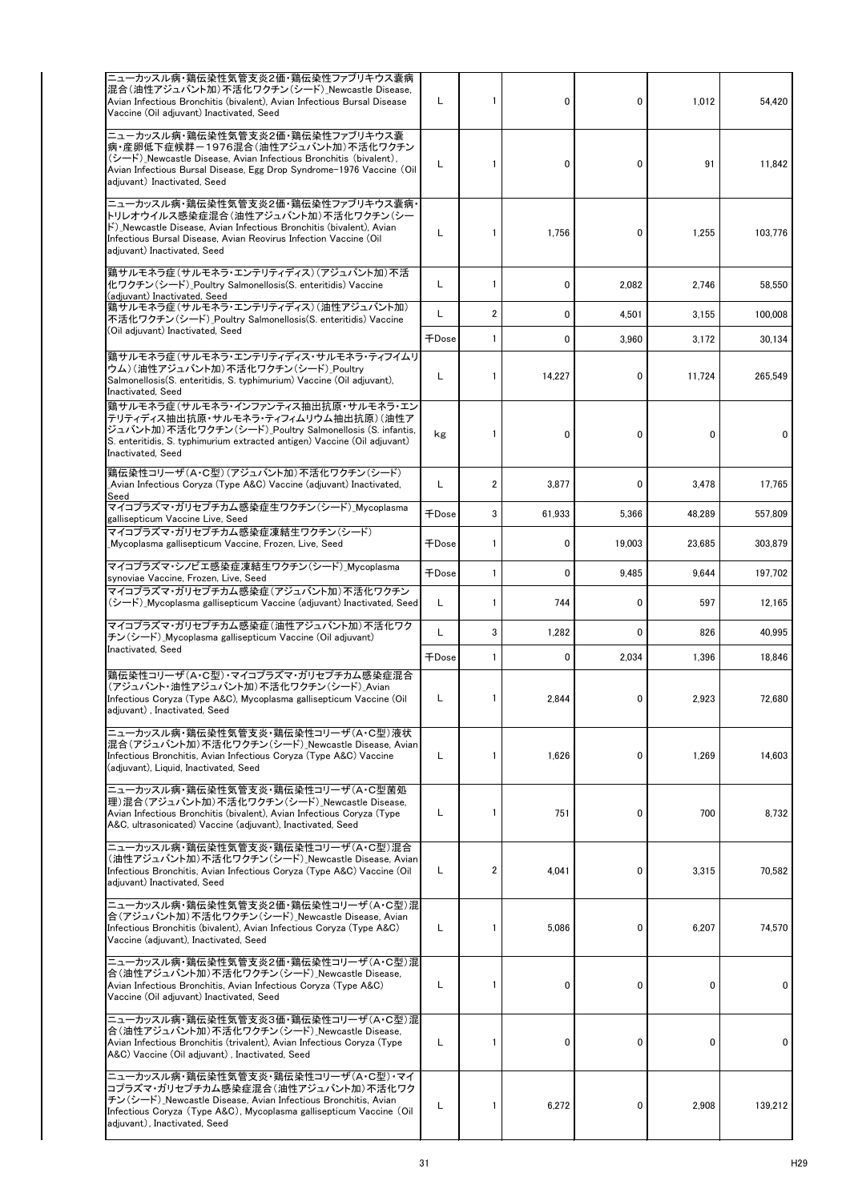| | | | | | | |
|---|---|---|---|---|---|---|
| ニューカッスル病・鶏伝染性気管支炎2価・鶏伝染性ファブリキウス嚢病混合（油性アジュバント加）不活化ワクチン（シード）_Newcastle Disease, Avian Infectious Bronchitis (bivalent), Avian Infectious Bursal Disease Vaccine (Oil adjuvant) Inactivated, Seed | L | 1 | 0 | 0 | 1,012 | 54,420 |
| ニューカッスル病・鶏伝染性気管支炎2価・鶏伝染性ファブリキウス嚢病・産卵低下症候群－1976混合（油性アジュバント加）不活化ワクチン（シード）_Newcastle Disease, Avian Infectious Bronchitis (bivalent), Avian Infectious Bursal Disease, Egg Drop Syndrome-1976 Vaccine (Oil adjuvant) Inactivated, Seed | L | 1 | 0 | 0 | 91 | 11,842 |
| ニューカッスル病・鶏伝染性気管支炎2価・鶏伝染性ファブリキウス嚢病・トリレオウイルス感染症混合（油性アジュバント加）不活化ワクチン（シード）_Newcastle Disease, Avian Infectious Bronchitis (bivalent), Avian Infectious Bursal Disease, Avian Reovirus Infection Vaccine (Oil adjuvant) Inactivated, Seed | L | 1 | 1,756 | 0 | 1,255 | 103,776 |
| 鶏サルモネラ症（サルモネラ・エンテリティディス）（アジュバント加）不活化ワクチン（シード）_Poultry Salmonellosis(S. enteritidis) Vaccine (adjuvant) Inactivated, Seed | L | 1 | 0 | 2,082 | 2,746 | 58,550 |
| 鶏サルモネラ症（サルモネラ・エンテリティディス）（油性アジュバント加）不活化ワクチン（シード）_Poultry Salmonellosis(S. enteritidis) Vaccine (Oil adjuvant) Inactivated, Seed | L | 2 | 0 | 4,501 | 3,155 | 100,008 |
| | 千Dose | 1 | 0 | 3,960 | 3,172 | 30,134 |
| 鶏サルモネラ症（サルモネラ・エンテリティディス・サルモネラ・ティフイムリウム）（油性アジュバント加）不活化ワクチン（シード）_Poultry Salmonellosis(S. enteritidis, S. typhimurium) Vaccine (Oil adjuvant), Inactivated, Seed | L | 1 | 14,227 | 0 | 11,724 | 265,549 |
| 鶏サルモネラ症（サルモネラ・インファンティス抽出抗原・サルモネラ・エンテリティディス抽出抗原・サルモネラ・ティフィムリウム抽出抗原）（油性アジュバント加）不活化ワクチン（シード）_Poultry Salmonellosis (S. infantis, S. enteritidis, S. typhimurium extracted antigen) Vaccine (Oil adjuvant) Inactivated, Seed | kg | 1 | 0 | 0 | 0 | 0 |
| 鶏伝染性コリーザ（A・C型）（アジュバント加）不活化ワクチン（シード）_Avian Infectious Coryza (Type A&C) Vaccine (adjuvant) Inactivated, Seed | L | 2 | 3,877 | 0 | 3,478 | 17,765 |
| マイコプラズマ・ガリセプチカム感染症生ワクチン（シード）_Mycoplasma gallisepticum Vaccine Live, Seed | 千Dose | 3 | 61,933 | 5,366 | 48,289 | 557,809 |
| マイコプラズマ・ガリセプチカム感染症凍結生ワクチン（シード）_Mycoplasma gallisepticum Vaccine, Frozen, Live, Seed | 千Dose | 1 | 0 | 19,003 | 23,685 | 303,879 |
| マイコプラズマ・シノビエ感染症凍結生ワクチン（シード）_Mycoplasma synoviae Vaccine, Frozen, Live, Seed | 千Dose | 1 | 0 | 9,485 | 9,644 | 197,702 |
| マイコプラズマ・ガリセプチカム感染症（アジュバント加）不活化ワクチン（シード）_Mycoplasma gallisepticum Vaccine (adjuvant) Inactivated, Seed | L | 1 | 744 | 0 | 597 | 12,165 |
| マイコプラズマ・ガリセプチカム感染症（油性アジュバント加）不活化ワクチン（シード）_Mycoplasma gallisepticum Vaccine (Oil adjuvant) Inactivated, Seed | L | 3 | 1,282 | 0 | 826 | 40,995 |
| | 千Dose | 1 | 0 | 2,034 | 1,396 | 18,846 |
| 鶏伝染性コリーザ（A・C型）・マイコプラズマ・ガリセプチカム感染症混合（アジュバント・油性アジュバント加）不活化ワクチン（シード）_Avian Infectious Coryza (Type A&C), Mycoplasma gallisepticum Vaccine (Oil adjuvant) , Inactivated, Seed | L | 1 | 2,844 | 0 | 2,923 | 72,680 |
| ニューカッスル病・鶏伝染性気管支炎・鶏伝染性コリーザ（A・C型）液状混合（アジュバント加）不活化ワクチン（シード）_Newcastle Disease, Avian Infectious Bronchitis, Avian Infectious Coryza (Type A&C) Vaccine (adjuvant), Liquid, Inactivated, Seed | L | 1 | 1,626 | 0 | 1,269 | 14,603 |
| ニューカッスル病・鶏伝染性気管支炎・鶏伝染性コリーザ（A・C型菌処理）混合（アジュバント加）不活化ワクチン（シード）_Newcastle Disease, Avian Infectious Bronchitis (bivalent), Avian Infectious Coryza (Type A&C, ultrasonicated) Vaccine (adjuvant), Inactivated, Seed | L | 1 | 751 | 0 | 700 | 8,732 |
| ニューカッスル病・鶏伝染性気管支炎・鶏伝染性コリーザ（A・C型）混合（油性アジュバント加）不活化ワクチン（シード）_Newcastle Disease, Avian Infectious Bronchitis, Avian Infectious Coryza (Type A&C) Vaccine (Oil adjuvant) Inactivated, Seed | L | 2 | 4,041 | 0 | 3,315 | 70,582 |
| ニューカッスル病・鶏伝染性気管支炎2価・鶏伝染性コリーザ（A・C型）混合（アジュバント加）不活化ワクチン（シード）_Newcastle Disease, Avian Infectious Bronchitis (bivalent), Avian Infectious Coryza (Type A&C) Vaccine (adjuvant), Inactivated, Seed | L | 1 | 5,086 | 0 | 6,207 | 74,570 |
| ニューカッスル病・鶏伝染性気管支炎2価・鶏伝染性コリーザ（A・C型）混合（油性アジュバント加）不活化ワクチン（シード）_Newcastle Disease, Avian Infectious Bronchitis, Avian Infectious Coryza (Type A&C) Vaccine (Oil adjuvant) Inactivated, Seed | L | 1 | 0 | 0 | 0 | 0 |
| ニューカッスル病・鶏伝染性気管支炎3価・鶏伝染性コリーザ（A・C型）混合（油性アジュバント加）不活化ワクチン（シード）_Newcastle Disease, Avian Infectious Bronchitis (trivalent), Avian Infectious Coryza (Type A&C) Vaccine (Oil adjuvant) , Inactivated, Seed | L | 1 | 0 | 0 | 0 | 0 |
| ニューカッスル病・鶏伝染性気管支炎・鶏伝染性コリーザ（A・C型）・マイコプラズマ・ガリセプチカム感染症混合（油性アジュバント加）不活化ワクチン（シード）_Newcastle Disease, Avian Infectious Bronchitis, Avian Infectious Coryza (Type A&C), Mycoplasma gallisepticum Vaccine (Oil adjuvant), Inactivated, Seed | L | 1 | 6,272 | 0 | 2,908 | 139,212 |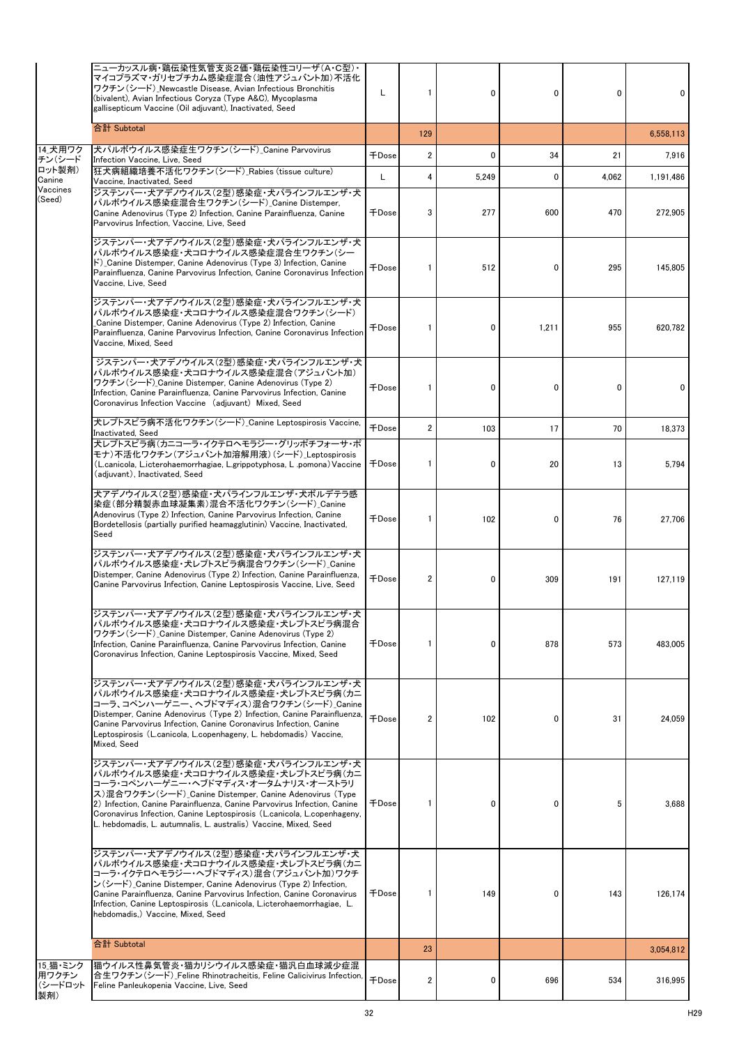|  |  |  |  |  |  |  |  |
|---|---|---|---|---|---|---|---|
|  | ニューカッスル病・鶏伝染性気管支炎2価・鶏伝染性コリーザ(A・C型)・マイコプラズマ・ガリセプチカム感染症混合(油性アジュバント加)不活化ワクチン(シード)_Newcastle Disease, Avian Infectious Bronchitis (bivalent), Avian Infectious Coryza (Type A&C), Mycoplasma gallisepticum Vaccine (Oil adjuvant), Inactivated, Seed | L | 1 | 0 | 0 | 0 | 0 |
|  | 合計 Subtotal |  | 129 |  |  |  | 6,558,113 |
| 14.犬用ワクチン(シードロット製剤) Canine Vaccines (Seed) | 犬パルボウイルス感染症生ワクチン(シード)_Canine Parvovirus Infection Vaccine, Live, Seed | 千Dose | 2 | 0 | 34 | 21 | 7,916 |
|  | 狂犬病組織培養不活化ワクチン(シード)_Rabies (tissue culture) Vaccine, Inactivated, Seed | L | 4 | 5,249 | 0 | 4,062 | 1,191,486 |
|  | ジステンパー・犬アデノウイルス(2型)感染症・犬パラインフルエンザ・犬パルボウイルス感染症混合生ワクチン(シード)_Canine Distemper, Canine Adenovirus (Type 2) Infection, Canine Parainfluenza, Canine Parvovirus Infection, Vaccine, Live, Seed | 千Dose | 3 | 277 | 600 | 470 | 272,905 |
|  | ジステンパー・犬アデノウイルス(2型)感染症・犬パラインフルエンザ・犬パルボウイルス感染症・犬コロナウイルス感染症混合生ワクチン(シード)_Canine Distemper, Canine Adenovirus (Type 3) Infection, Canine Parainfluenza, Canine Parvovirus Infection, Canine Coronavirus Infection Vaccine, Live, Seed | 千Dose | 1 | 512 | 0 | 295 | 145,805 |
|  | ジステンパー・犬アデノウイルス(2型)感染症・犬パラインフルエンザ・犬パルボウイルス感染症・犬コロナウイルス感染症混合ワクチン(シード)_Canine Distemper, Canine Adenovirus (Type 2) Infection, Canine Parainfluenza, Canine Parvovirus Infection, Canine Coronavirus Infection Vaccine, Mixed, Seed | 千Dose | 1 | 0 | 1,211 | 955 | 620,782 |
|  | ジステンパー・犬アデノウイルス(2型)感染症・犬パラインフルエンザ・犬パルボウイルス感染症・犬コロナウイルス感染症混合(アジュバント加)ワクチン(シード)_Canine Distemper, Canine Adenovirus (Type 2) Infection, Canine Parainfluenza, Canine Parvovirus Infection, Canine Coronavirus Infection Vaccine (adjuvant) Mixed, Seed | 千Dose | 1 | 0 | 0 | 0 | 0 |
|  | 犬レプトスピラ病不活化ワクチン(シード)_Canine Leptospirosis Vaccine, Inactivated, Seed | 千Dose | 2 | 103 | 17 | 70 | 18,373 |
|  | 犬レプトスピラ病(カニコーラ・イクテロヘモラジー・グリッポチフォーサ・ポモナ)不活化ワクチン(アジュバント加溶解用液)(シード)_Leptospirosis (L.canicola, L.icterohaemorrhagiae, L.grippotyphosa, L .pomona) Vaccine (adjuvant), Inactivated, Seed | 千Dose | 1 | 0 | 20 | 13 | 5,794 |
|  | 犬アデノウイルス(2型)感染症・犬パラインフルエンザ・犬ボルデテラ感染症(部分精製赤血球凝集素)混合不活化ワクチン(シード)_Canine Adenovirus (Type 2) Infection, Canine Parvovirus Infection, Canine Bordetellosis (partially purified heamagglutinin) Vaccine, Inactivated, Seed | 千Dose | 1 | 102 | 0 | 76 | 27,706 |
|  | ジステンパー・犬アデノウイルス(2型)感染症・犬パラインフルエンザ・犬パルボウイルス感染症・犬レプトスピラ病混合ワクチン(シード)_Canine Distemper, Canine Adenovirus (Type 2) Infection, Canine Parainfluenza, Canine Parvovirus Infection, Canine Leptospirosis Vaccine, Live, Seed | 千Dose | 2 | 0 | 309 | 191 | 127,119 |
|  | ジステンパー・犬アデノウイルス(2型)感染症・犬パラインフルエンザ・犬パルボウイルス感染症・犬コロナウイルス感染症・犬レプトスピラ病混合ワクチン(シード)_Canine Distemper, Canine Adenovirus (Type 2) Infection, Canine Parainfluenza, Canine Parvovirus Infection, Canine Coronavirus Infection, Canine Leptospirosis Vaccine, Mixed, Seed | 千Dose | 1 | 0 | 878 | 573 | 483,005 |
|  | ジステンパー・犬アデノウイルス(2型)感染症・犬パラインフルエンザ・犬パルボウイルス感染症・犬コロナウイルス感染症・犬レプトスピラ病(カニコーラ、コペンハーゲニー、ヘブドマディス)混合ワクチン(シード)_Canine Distemper, Canine Adenovirus (Type 2) Infection, Canine Parainfluenza, Canine Parvovirus Infection, Canine Coronavirus Infection, Canine Leptospirosis (L.canicola, L.copenhageny, L. hebdomadis) Vaccine, Mixed, Seed | 千Dose | 2 | 102 | 0 | 31 | 24,059 |
|  | ジステンパー・犬アデノウイルス(2型)感染症・犬パラインフルエンザ・犬パルボウイルス感染症・犬コロナウイルス感染症・犬レプトスピラ病(カニコーラ・コペンハーゲニー・ヘブドマディス・オータムナリス・オーストラリス)混合ワクチン(シード)_Canine Distemper, Canine Adenovirus (Type 2) Infection, Canine Parainfluenza, Canine Parvovirus Infection, Canine Coronavirus Infection, Canine Leptospirosis (L.canicola, L.copenhageny, L. hebdomadis, L. autumnalis, L. australis) Vaccine, Mixed, Seed | 千Dose | 1 | 0 | 0 | 5 | 3,688 |
|  | ジステンパー・犬アデノウイルス(2型)感染症・犬パラインフルエンザ・犬パルボウイルス感染症・犬コロナウイルス感染症・犬レプトスピラ病(カニコーラ・イクテロヘモラジー・ヘブドマディス)混合(アジュバント加)ワクチン(シード)_Canine Distemper, Canine Adenovirus (Type 2) Infection, Canine Parainfluenza, Canine Parvovirus Infection, Canine Coronavirus Infection, Canine Leptospirosis (L.canicola, L.icterohaemorrhagiae, L. hebdomadis,) Vaccine, Mixed, Seed | 千Dose | 1 | 149 | 0 | 143 | 126,174 |
|  | 合計 Subtotal |  | 23 |  |  |  | 3,054,812 |
| 15.猫・ミンク用ワクチン(シードロット製剤) | 猫ウイルス性鼻気管炎・猫カリシウイルス感染症・猫汎白血球減少症混合生ワクチン(シード)_Feline Rhinotracheitis, Feline Calicivirus Infection, Feline Panleukopenia Vaccine, Live, Seed | 千Dose | 2 | 0 | 696 | 534 | 316,995 |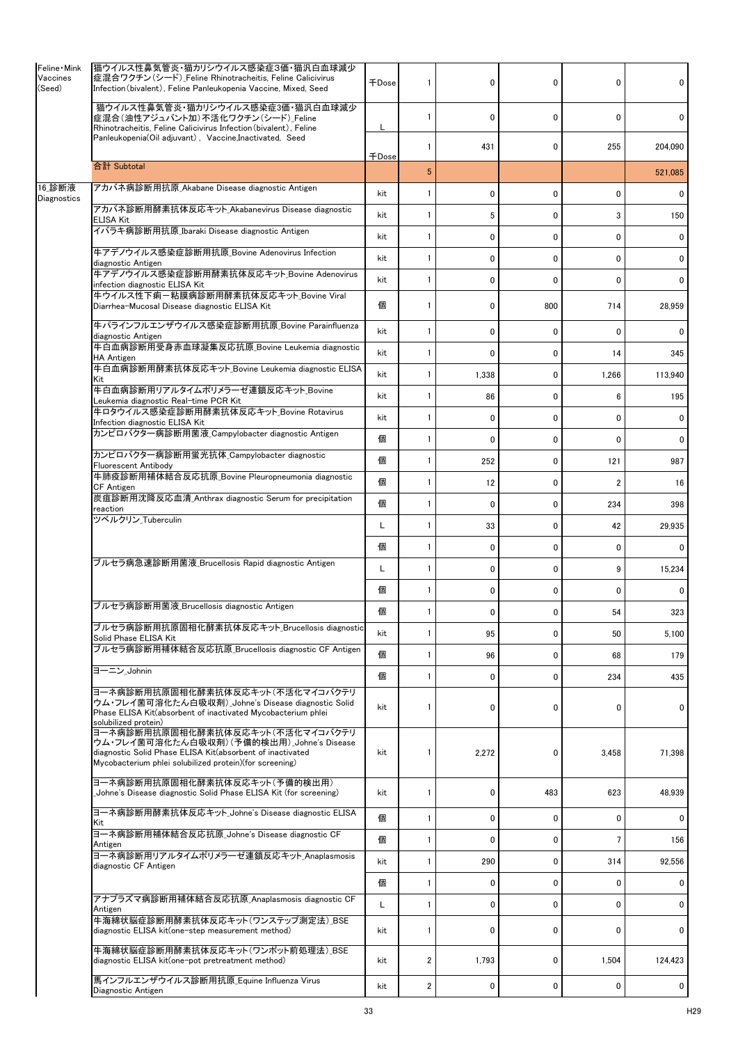| | | | | | | | |
|---|---|---|---|---|---|---|---|
| Feline・Mink Vaccines (Seed) | 猫ウイルス性鼻気管炎・猫カリシウイルス感染症3価・猫汎白血球減少症混合ワクチン(シード)_Feline Rhinotracheitis, Feline Calicivirus Infection(bivalent), Feline Panleukopenia Vaccine, Mixed, Seed | 千Dose | 1 | 0 | 0 | 0 | 0 |
| | 猫ウイルス性鼻気管炎・猫カリシウイルス感染症3価・猫汎白血球減少症混合(油性アジュバント加)不活化ワクチン(シード)_Feline Rhinotracheitis, Feline Calicivirus Infection(bivalent), Feline Panleukopenia(Oil adjuvant), Vaccine,Inactivated, Seed | L | 1 | 0 | 0 | 0 | 0 |
| | | 千Dose | 1 | 431 | 0 | 255 | 204,090 |
| | 合計 Subtotal | | 5 | | | | 521,085 |
| 16_診断液 Diagnostics | アカバネ病診断用抗原_Akabane Disease diagnostic Antigen | kit | 1 | 0 | 0 | 0 | 0 |
| | アカバネ病診断用酵素抗体反応キット_Akabanevirus Disease diagnostic ELISA Kit | kit | 1 | 5 | 0 | 3 | 150 |
| | イバラキ病診断用抗原_Ibaraki Disease diagnostic Antigen | kit | 1 | 0 | 0 | 0 | 0 |
| | 牛アデノウイルス感染症診断用抗原_Bovine Adenovirus Infection diagnostic Antigen | kit | 1 | 0 | 0 | 0 | 0 |
| | 牛アデノウイルス感染症診断用酵素抗体反応キット_Bovine Adenovirus infection diagnostic ELISA Kit | kit | 1 | 0 | 0 | 0 | 0 |
| | 牛ウイルス性下痢－粘膜病診断用酵素抗体反応キット_Bovine Viral Diarrhea-Mucosal Disease diagnostic ELISA Kit | 個 | 1 | 0 | 800 | 714 | 28,959 |
| | 牛パラインフルエンザウイルス感染症診断用抗原_Bovine Parainfluenza diagnostic Antigen | kit | 1 | 0 | 0 | 0 | 0 |
| | 牛白血病診断用受身赤血球凝集反応抗原_Bovine Leukemia diagnostic HA Antigen | kit | 1 | 0 | 0 | 14 | 345 |
| | 牛白血病診断用酵素抗体反応キット_Bovine Leukemia diagnostic ELISA Kit | kit | 1 | 1,338 | 0 | 1,266 | 113,940 |
| | 牛白血病診断用リアルタイムポリメラーゼ連鎖反応キット_Bovine Leukemia diagnostic Real-time PCR Kit | kit | 1 | 86 | 0 | 6 | 195 |
| | 牛ロタウイルス感染症診断用酵素抗体反応キット_Bovine Rotavirus Infection diagnostic ELISA Kit | kit | 1 | 0 | 0 | 0 | 0 |
| | カンピロバクター病診断用菌液_Campylobacter diagnostic Antigen | 個 | 1 | 0 | 0 | 0 | 0 |
| | カンピロバクター病診断用蛍光抗体_Campylobacter diagnostic Fluorescent Antibody | 個 | 1 | 252 | 0 | 121 | 987 |
| | 牛肺疫診断用補体結合反応抗原_Bovine Pleuropneumonia diagnostic CF Antigen | 個 | 1 | 12 | 0 | 2 | 16 |
| | 炭疽診断用沈降反応血清_Anthrax diagnostic Serum for precipitation reaction | 個 | 1 | 0 | 0 | 234 | 398 |
| | ツベルクリン_Tuberculin | L | 1 | 33 | 0 | 42 | 29,935 |
| | | 個 | 1 | 0 | 0 | 0 | 0 |
| | ブルセラ病急速診断用菌液_Brucellosis Rapid diagnostic Antigen | L | 1 | 0 | 0 | 9 | 15,234 |
| | | 個 | 1 | 0 | 0 | 0 | 0 |
| | ブルセラ病診断用菌液_Brucellosis diagnostic Antigen | 個 | 1 | 0 | 0 | 54 | 323 |
| | ブルセラ病診断用抗原固相化酵素抗体反応キット_Brucellosis diagnostic Solid Phase ELISA Kit | kit | 1 | 95 | 0 | 50 | 5,100 |
| | ブルセラ病診断用補体結合反応抗原_Brucellosis diagnostic CF Antigen | 個 | 1 | 96 | 0 | 68 | 179 |
| | ヨーニン_Johnin | 個 | 1 | 0 | 0 | 234 | 435 |
| | ヨーネ病診断用抗原固相化酵素抗体反応キット(不活化マイコバクテリウム・フレイ菌可溶化たん白吸収剤)_Johne's Disease diagnostic Solid Phase ELISA Kit(absorbent of inactivated Mycobacterium phlei solubilized protein) | kit | 1 | 0 | 0 | 0 | 0 |
| | ヨーネ病診断用抗原固相化酵素抗体反応キット(不活化マイコバクテリウム・フレイ菌可溶化たん白吸収剤)(予備的検出用)_Johne's Disease diagnostic Solid Phase ELISA Kit(absorbent of inactivated Mycobacterium phlei solubilized protein)(for screening) | kit | 1 | 2,272 | 0 | 3,458 | 71,398 |
| | ヨーネ病診断用抗原固相化酵素抗体反応キット(予備的検出用)_Johne's Disease diagnostic Solid Phase ELISA Kit (for screening) | kit | 1 | 0 | 483 | 623 | 48,939 |
| | ヨーネ病診断用酵素抗体反応キット_Johne's Disease diagnostic ELISA Kit | 個 | 1 | 0 | 0 | 0 | 0 |
| | ヨーネ病診断用補体結合反応抗原_Johne's Disease diagnostic CF Antigen | 個 | 1 | 0 | 0 | 7 | 156 |
| | ヨーネ病診断用リアルタイムポリメラーゼ連鎖反応キット_Anaplasmosis diagnostic CF Antigen | kit | 1 | 290 | 0 | 314 | 92,556 |
| | | 個 | 1 | 0 | 0 | 0 | 0 |
| | アナプラズマ病診断用補体結合反応抗原_Anaplasmosis diagnostic CF Antigen | L | 1 | 0 | 0 | 0 | 0 |
| | 牛海綿状脳症診断用酵素抗体反応キット(ワンステップ測定法)_BSE diagnostic ELISA kit(one-step measurement method) | kit | 1 | 0 | 0 | 0 | 0 |
| | 牛海綿状脳症診断用酵素抗体反応キット(ワンポット前処理法)_BSE diagnostic ELISA kit(one-pot pretreatment method) | kit | 2 | 1,793 | 0 | 1,504 | 124,423 |
| | 馬インフルエンザウイルス診断用抗原_Equine Influenza Virus Diagnostic Antigen | kit | 2 | 0 | 0 | 0 | 0 |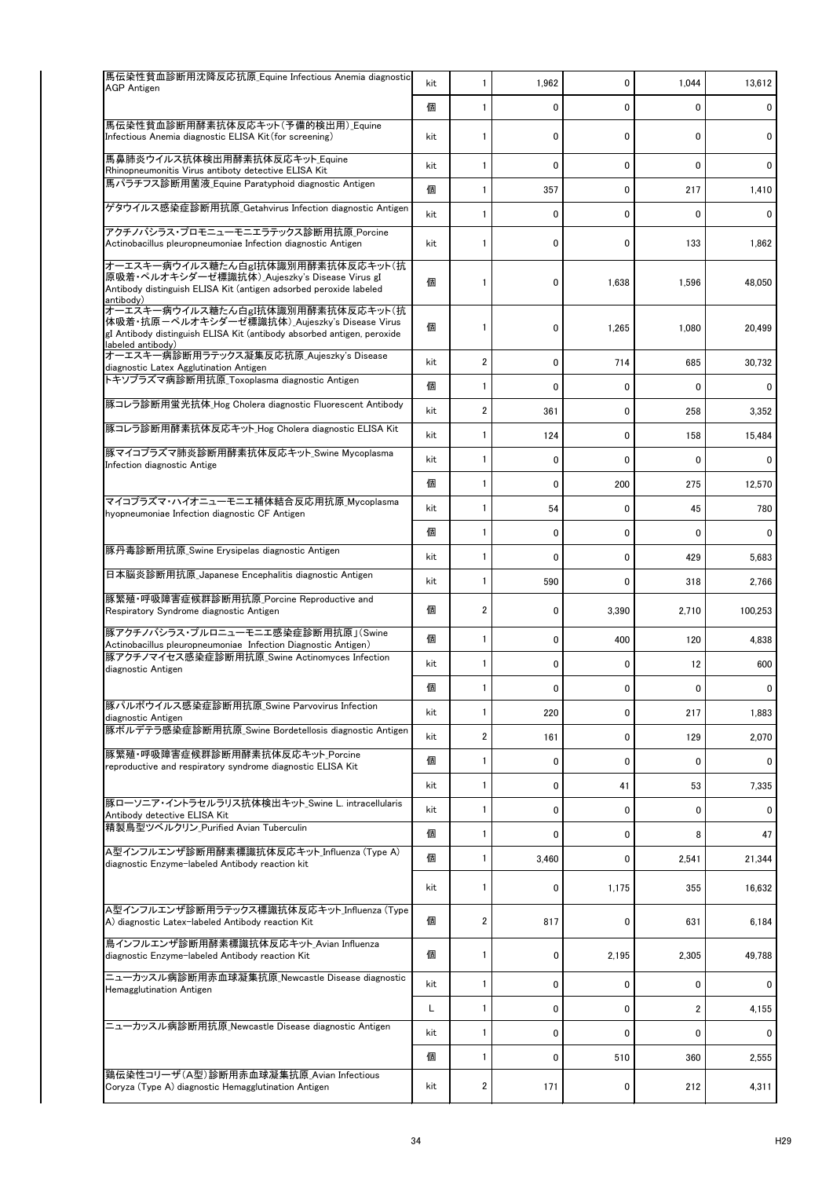| | | | | | | |
|---|---|---|---|---|---|---|
| 馬伝染性貧血診断用沈降反応抗原_Equine Infectious Anemia diagnostic AGP Antigen | kit | 1 | 1,962 | 0 | 1,044 | 13,612 |
| | 個 | 1 | 0 | 0 | 0 | 0 |
| 馬伝染性貧血診断用酵素抗体反応キット（予備的検出用）_Equine Infectious Anemia diagnostic ELISA Kit (for screening) | kit | 1 | 0 | 0 | 0 | 0 |
| 馬鼻肺炎ウイルス抗体検出用酵素抗体反応キット_Equine Rhinopneumonitis Virus antiboty detective ELISA Kit | kit | 1 | 0 | 0 | 0 | 0 |
| 馬パラチフス診断用菌液_Equine Paratyphoid diagnostic Antigen | 個 | 1 | 357 | 0 | 217 | 1,410 |
| ゲタウイルス感染症診断用抗原_Getahvirus Infection diagnostic Antigen | kit | 1 | 0 | 0 | 0 | 0 |
| アクチノバシラス・プロモニューモニエラテックス診断用抗原_Porcine Actinobacillus pleuropneumoniae Infection diagnostic Antigen | kit | 1 | 0 | 0 | 133 | 1,862 |
| オーエスキー病ウイルス糖たん白gI抗体識別用酵素抗体反応キット（抗原吸着・ペルオキシダーゼ標識抗体）_Aujeszky's Disease Virus gI Antibody distinguish ELISA Kit (antigen adsorbed peroxide labeled antibody) | 個 | 1 | 0 | 1,638 | 1,596 | 48,050 |
| オーエスキー病ウイルス糖たん白gI抗体識別用酵素抗体反応キット（抗体吸着・抗原－ペルオキシダーゼ標識抗体）_Aujeszky's Disease Virus gI Antibody distinguish ELISA Kit (antibody absorbed antigen, peroxide labeled antibody) | 個 | 1 | 0 | 1,265 | 1,080 | 20,499 |
| オーエスキー病診断用ラテックス凝集反応抗原_Aujeszky's Disease diagnostic Latex Agglutination Antigen | kit | 2 | 0 | 714 | 685 | 30,732 |
| トキソプラズマ病診断用抗原_Toxoplasma diagnostic Antigen | 個 | 1 | 0 | 0 | 0 | 0 |
| 豚コレラ診断用蛍光抗体_Hog Cholera diagnostic Fluorescent Antibody | kit | 2 | 361 | 0 | 258 | 3,352 |
| 豚コレラ診断用酵素抗体反応キット_Hog Cholera diagnostic ELISA Kit | kit | 1 | 124 | 0 | 158 | 15,484 |
| 豚マイコプラズマ肺炎診断用酵素抗体反応キット_Swine Mycoplasma Infection diagnostic Antige | kit | 1 | 0 | 0 | 0 | 0 |
| | 個 | 1 | 0 | 200 | 275 | 12,570 |
| マイコプラズマ・ハイオニューモニエ補体結合反応用抗原_Mycoplasma hyopneumoniae Infection diagnostic CF Antigen | kit | 1 | 54 | 0 | 45 | 780 |
| | 個 | 1 | 0 | 0 | 0 | 0 |
| 豚丹毒診断用抗原_Swine Erysipelas diagnostic Antigen | kit | 1 | 0 | 0 | 429 | 5,683 |
| 日本脳炎診断用抗原_Japanese Encephalitis diagnostic Antigen | kit | 1 | 590 | 0 | 318 | 2,766 |
| 豚繁殖・呼吸障害症候群診断用抗原_Porcine Reproductive and Respiratory Syndrome diagnostic Antigen | 個 | 2 | 0 | 3,390 | 2,710 | 100,253 |
| 豚アクチノバシラス・プルロニューモニエ感染症診断用抗原」(Swine Actinobacillus pleuropneumoniae Infection Diagnostic Antigen) | 個 | 1 | 0 | 400 | 120 | 4,838 |
| 豚アクチノマイセス感染症診断用抗原_Swine Actinomyces Infection diagnostic Antigen | kit | 1 | 0 | 0 | 12 | 600 |
| | 個 | 1 | 0 | 0 | 0 | 0 |
| 豚パルボウイルス感染症診断用抗原_Swine Parvovirus Infection diagnostic Antigen | kit | 1 | 220 | 0 | 217 | 1,883 |
| 豚ボルデテラ感染症診断用抗原_Swine Bordetellosis diagnostic Antigen | kit | 2 | 161 | 0 | 129 | 2,070 |
| 豚繁殖・呼吸障害症候群診断用酵素抗体反応キット_Porcine reproductive and respiratory syndrome diagnostic ELISA Kit | 個 | 1 | 0 | 0 | 0 | 0 |
| | kit | 1 | 0 | 41 | 53 | 7,335 |
| 豚ローソニア・イントラセルラリス抗体検出キット_Swine L. intracellularis Antibody detective ELISA Kit | kit | 1 | 0 | 0 | 0 | 0 |
| 精製鳥型ツベルクリン_Purified Avian Tuberculin | 個 | 1 | 0 | 0 | 8 | 47 |
| A型インフルエンザ診断用酵素標識抗体反応キット_Influenza (Type A) diagnostic Enzyme-labeled Antibody reaction kit | 個 | 1 | 3,460 | 0 | 2,541 | 21,344 |
| | kit | 1 | 0 | 1,175 | 355 | 16,632 |
| A型インフルエンザ診断用ラテックス標識抗体反応キット_Influenza (Type A) diagnostic Latex-labeled Antibody reaction Kit | 個 | 2 | 817 | 0 | 631 | 6,184 |
| 鳥インフルエンザ診断用酵素標識抗体反応キット_Avian Influenza diagnostic Enzyme-labeled Antibody reaction Kit | 個 | 1 | 0 | 2,195 | 2,305 | 49,788 |
| ニューカッスル病診断用赤血球凝集抗原_Newcastle Disease diagnostic Hemagglutination Antigen | kit | 1 | 0 | 0 | 0 | 0 |
| | L | 1 | 0 | 0 | 2 | 4,155 |
| ニューカッスル病診断用抗原_Newcastle Disease diagnostic Antigen | kit | 1 | 0 | 0 | 0 | 0 |
| | 個 | 1 | 0 | 510 | 360 | 2,555 |
| 鶏伝染性コリーザ（A型）診断用赤血球凝集抗原_Avian Infectious Coryza (Type A) diagnostic Hemagglutination Antigen | kit | 2 | 171 | 0 | 212 | 4,311 |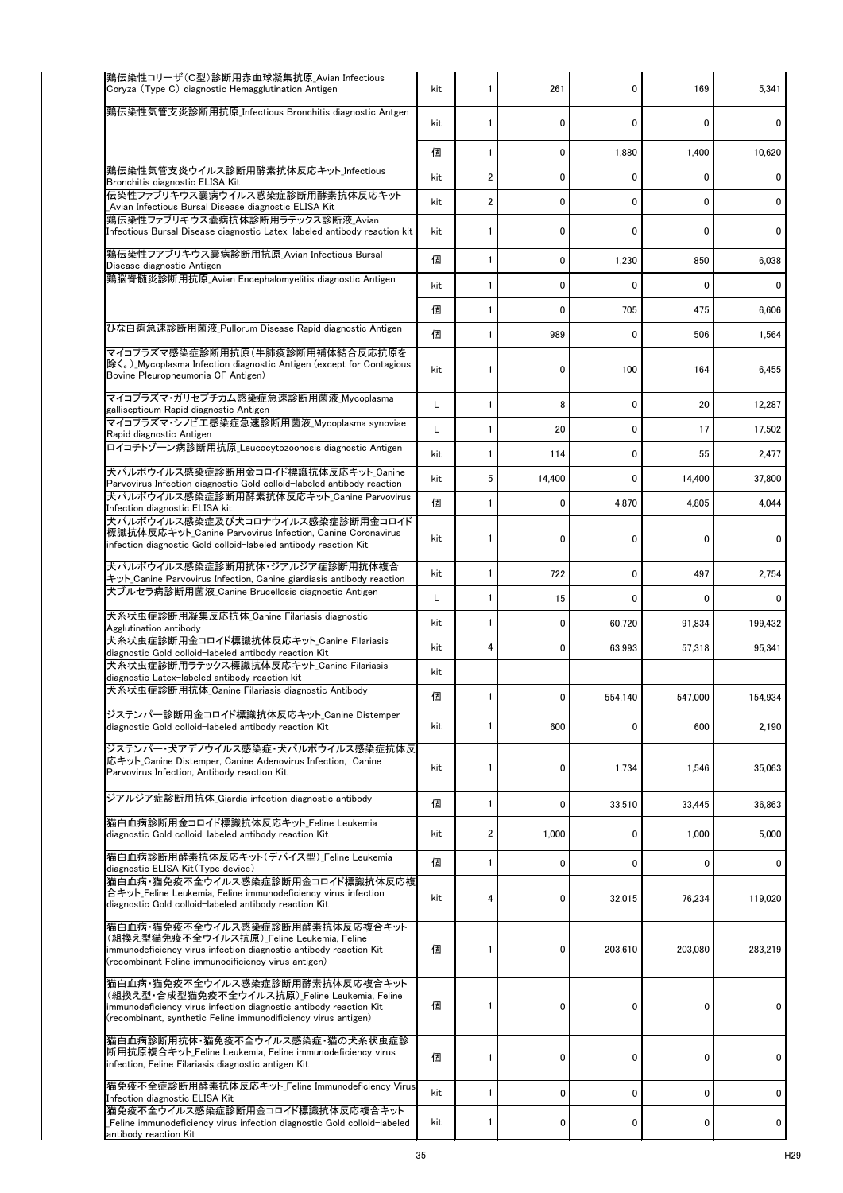| | | | | | | |
|---|---|---|---|---|---|---|
| 鶏伝染性コリーザ(C型)診断用赤血球凝集抗原_Avian Infectious Coryza (Type C) diagnostic Hemagglutination Antigen | kit | 1 | 261 | 0 | 169 | 5,341 |
| 鶏伝染性気管支炎診断用抗原_Infectious Bronchitis diagnostic Antgen | kit | 1 | 0 | 0 | 0 | 0 |
| | 個 | 1 | 0 | 1,880 | 1,400 | 10,620 |
| 鶏伝染性気管支炎ウイルス診断用酵素抗体反応キット_Infectious Bronchitis diagnostic ELISA Kit | kit | 2 | 0 | 0 | 0 | 0 |
| 伝染性ファブリキウス嚢病ウイルス感染症診断用酵素抗体反応キット_Avian Infectious Bursal Disease diagnostic ELISA Kit | kit | 2 | 0 | 0 | 0 | 0 |
| 鶏伝染性ファブリキウス嚢病抗体診断用ラテックス診断液_Avian Infectious Bursal Disease diagnostic Latex-labeled antibody reaction kit | kit | 1 | 0 | 0 | 0 | 0 |
| 鶏伝染性ファブリキウス嚢病診断用抗原_Avian Infectious Bursal Disease diagnostic Antigen | 個 | 1 | 0 | 1,230 | 850 | 6,038 |
| 鶏脳脊髄炎診断用抗原_Avian Encephalomyelitis diagnostic Antigen | kit | 1 | 0 | 0 | 0 | 0 |
| | 個 | 1 | 0 | 705 | 475 | 6,606 |
| ひな白痢急速診断用菌液_Pullorum Disease Rapid diagnostic Antigen | 個 | 1 | 989 | 0 | 506 | 1,564 |
| マイコプラズマ感染症診断用抗原(牛肺疫診断用補体結合反応抗原を除く。)_Mycoplasma Infection diagnostic Antigen (except for Contagious Bovine Pleuropneumonia CF Antigen) | kit | 1 | 0 | 100 | 164 | 6,455 |
| マイコプラズマ・ガリセプチカム感染症急速診断用菌液_Mycoplasma gallisepticum Rapid diagnostic Antigen | L | 1 | 8 | 0 | 20 | 12,287 |
| マイコプラズマ・シノビエ感染症急速診断用菌液_Mycoplasma synoviae Rapid diagnostic Antigen | L | 1 | 20 | 0 | 17 | 17,502 |
| ロイコチトゾーン病診断用抗原_Leucocytozoonosis diagnostic Antigen | kit | 1 | 114 | 0 | 55 | 2,477 |
| 犬パルボウイルス感染症診断用金コロイド標識抗体反応キット_Canine Parvovirus Infection diagnostic Gold colloid-labeled antibody reaction | kit | 5 | 14,400 | 0 | 14,400 | 37,800 |
| 犬パルボウイルス感染症診断用酵素抗体反応キット_Canine Parvovirus Infection diagnostic ELISA kit | 個 | 1 | 0 | 4,870 | 4,805 | 4,044 |
| 犬パルボウイルス感染症及び犬コロナウイルス感染症診断用金コロイド標識抗体反応キット_Canine Parvovirus Infection, Canine Coronavirus infection diagnostic Gold colloid-labeled antibody reaction Kit | kit | 1 | 0 | 0 | 0 | 0 |
| 犬パルボウイルス感染症診断用抗体・ジアルジア症診断用抗体複合キット_Canine Parvovirus Infection, Canine giardiasis antibody reaction | kit | 1 | 722 | 0 | 497 | 2,754 |
| 犬ブルセラ病診断用菌液_Canine Brucellosis diagnostic Antigen | L | 1 | 15 | 0 | 0 | 0 |
| 犬糸状虫症診断用凝集反応抗体_Canine Filariasis diagnostic Agglutination antibody | kit | 1 | 0 | 60,720 | 91,834 | 199,432 |
| 犬糸状虫症診断用金コロイド標識抗体反応キット_Canine Filariasis diagnostic Gold colloid-labeled antibody reaction Kit | kit | 4 | 0 | 63,993 | 57,318 | 95,341 |
| 犬糸状虫症診断用ラテックス標識抗体反応キット_Canine Filariasis diagnostic Latex-labeled antibody reaction kit | kit | | | | | |
| 犬糸状虫症診断用抗体_Canine Filariasis diagnostic Antibody | 個 | 1 | 0 | 554,140 | 547,000 | 154,934 |
| ジステンパー診断用金コロイド標識抗体反応キット_Canine Distemper diagnostic Gold colloid-labeled antibody reaction Kit | kit | 1 | 600 | 0 | 600 | 2,190 |
| ジステンパー・犬アデノウイルス感染症・犬パルボウイルス感染症抗体反応キット_Canine Distemper, Canine Adenovirus Infection, Canine Parvovirus Infection, Antibody reaction Kit | kit | 1 | 0 | 1,734 | 1,546 | 35,063 |
| ジアルジア症診断用抗体_Giardia infection diagnostic antibody | 個 | 1 | 0 | 33,510 | 33,445 | 36,863 |
| 猫白血病診断用金コロイド標識抗体反応キット_Feline Leukemia diagnostic Gold colloid-labeled antibody reaction Kit | kit | 2 | 1,000 | 0 | 1,000 | 5,000 |
| 猫白血病診断用酵素抗体反応キット(デバイス型)_Feline Leukemia diagnostic ELISA Kit(Type device) | 個 | 1 | 0 | 0 | 0 | 0 |
| 猫白血病・猫免疫不全ウイルス感染症診断用金コロイド標識抗体反応複合キット_Feline Leukemia, Feline immunodeficiency virus infection diagnostic Gold colloid-labeled antibody reaction Kit | kit | 4 | 0 | 32,015 | 76,234 | 119,020 |
| 猫白血病・猫免疫不全ウイルス感染症診断用酵素抗体反応複合キット(組換え型猫免疫不全ウイルス抗原)_Feline Leukemia, Feline immunodeficiency virus infection diagnostic antibody reaction Kit (recombinant Feline immunodificiency virus antigen) | 個 | 1 | 0 | 203,610 | 203,080 | 283,219 |
| 猫白血病・猫免疫不全ウイルス感染症診断用酵素抗体反応複合キット(組換え型・合成型猫免疫不全ウイルス抗原)_Feline Leukemia, Feline immunodeficiency virus infection diagnostic antibody reaction Kit (recombinant, synthetic Feline immunodificiency virus antigen) | 個 | 1 | 0 | 0 | 0 | 0 |
| 猫白血病診断用抗体・猫免疫不全ウイルス感染症・猫の犬糸状虫症診断用抗原複合キット_Feline Leukemia, Feline immunodeficiency virus infection, Feline Filariasis diagnostic antigen Kit | 個 | 1 | 0 | 0 | 0 | 0 |
| 猫免疫不全症診断用酵素抗体反応キット_Feline Immunodeficiency Virus Infection diagnostic ELISA Kit | kit | 1 | 0 | 0 | 0 | 0 |
| 猫免疫不全ウイルス感染症診断用金コロイド標識抗体反応複合キット_Feline immunodeficiency virus infection diagnostic Gold colloid-labeled antibody reaction Kit | kit | 1 | 0 | 0 | 0 | 0 |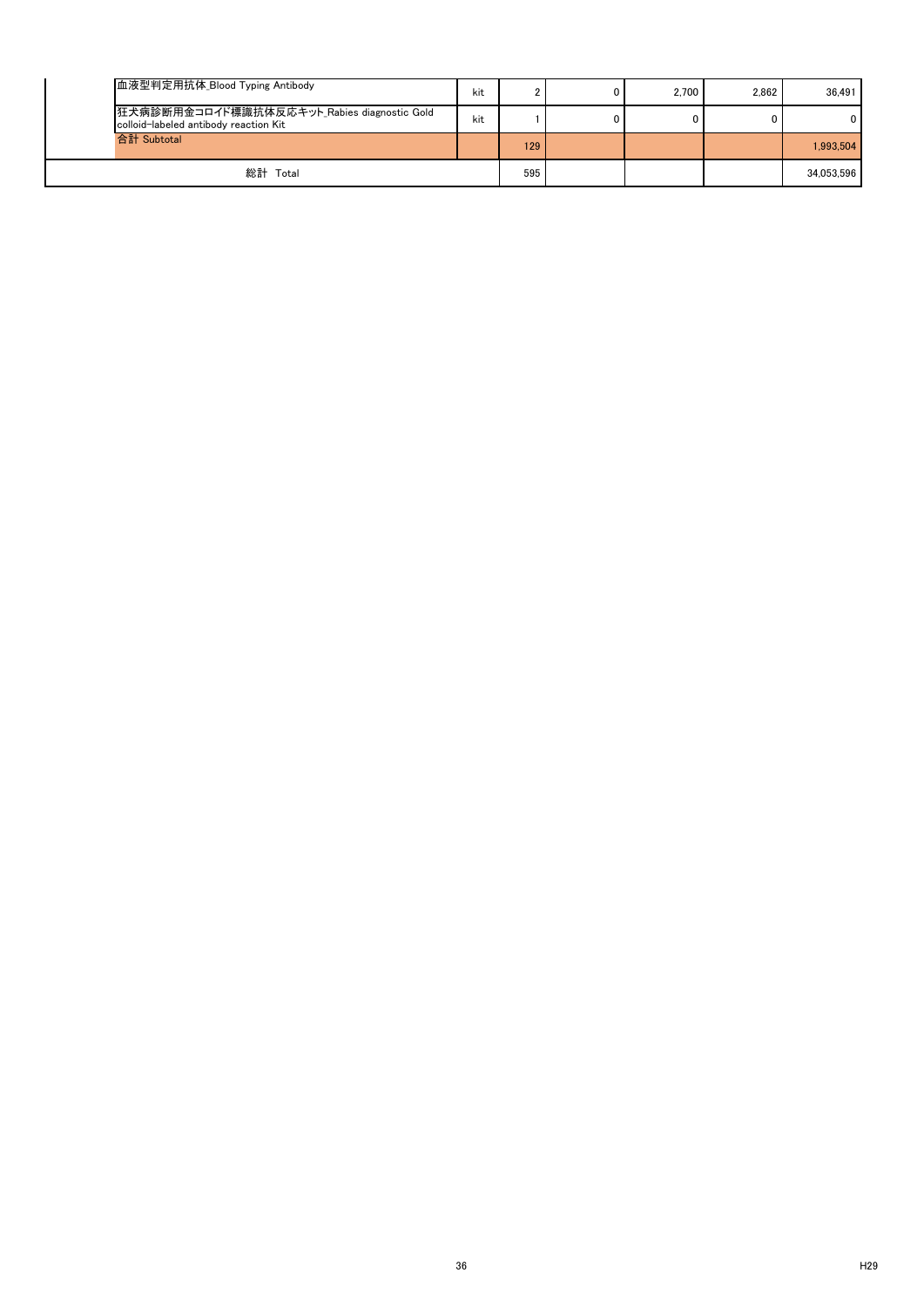| | | | | | | | |
|---|---|---|---|---|---|---|---|
| | 血液型判定用抗体_Blood Typing Antibody | kit | 2 | 0 | 2,700 | 2,862 | 36,491 |
| | 狂犬病診断用金コロイド標識抗体反応キット_Rabies diagnostic Gold colloid-labeled antibody reaction Kit | kit | 1 | 0 | 0 | 0 | 0 |
| | 合計 Subtotal | | 129 | | | | 1,993,504 |
| 総計 Total | | | 595 | | | | 34,053,596 |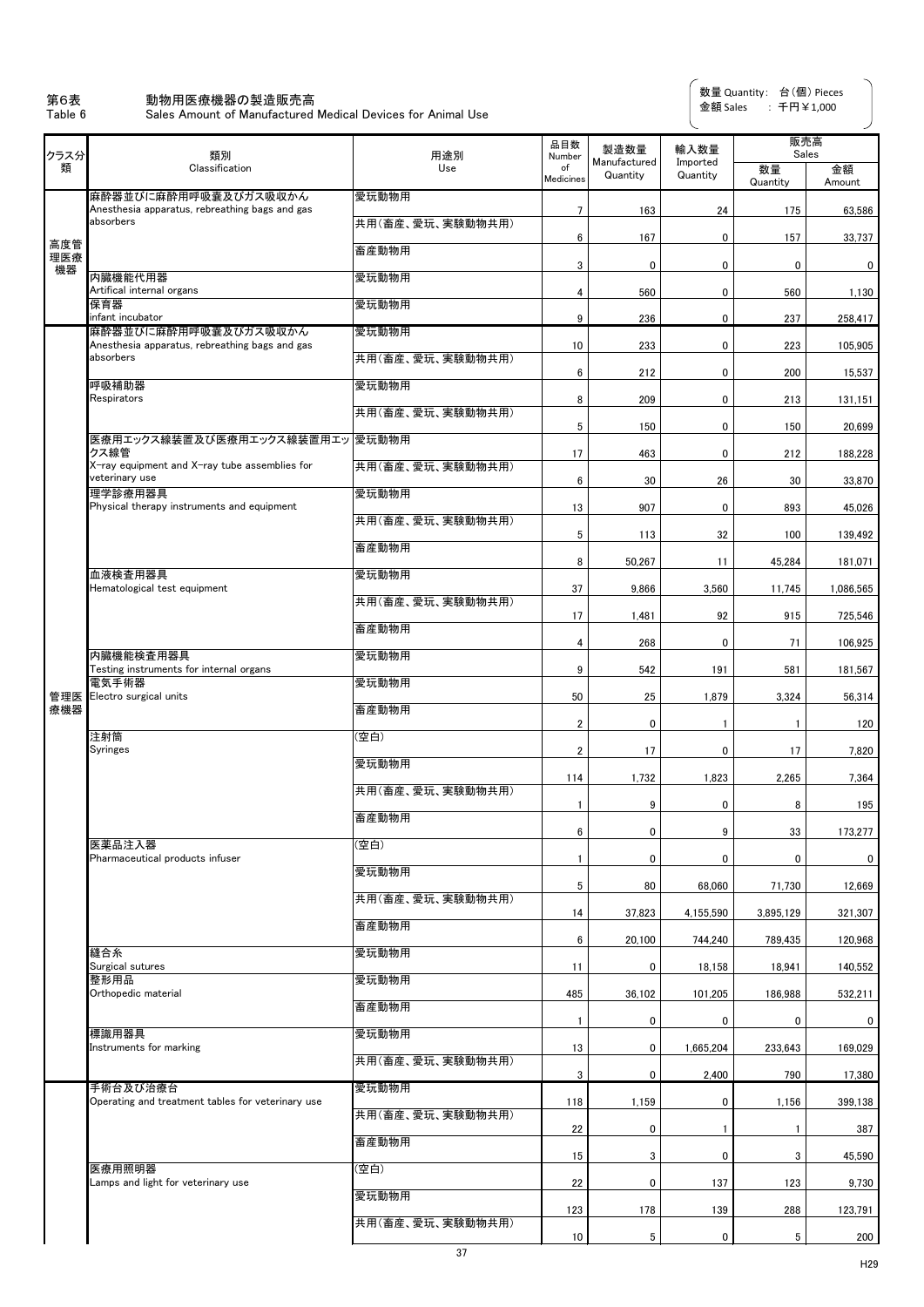第6表　動物用医療機器の製造販売高
Table 6　Sales Amount of Manufactured Medical Devices for Animal Use

数量 Quantity:　台(個) Pieces
金額 Sales　: 千円￥1,000

| クラス分類 | 類別 Classification | 用途別 Use | 品目数 Number of Medicines | 製造数量 Manufactured Quantity | 輸入数量 Imported Quantity | 販売高 Sales | |
|---|---|---|---|---|---|---|---|
| | | | | | | 数量 Quantity | 金額 Amount |
| 高度管理医療機器 | 麻酔器並びに麻酔用呼吸嚢及びガス吸収かん Anesthesia apparatus, rebreathing bags and gas absorbers | 愛玩動物用 | 7 | 163 | 24 | 175 | 63,586 |
| | | 共用(畜産、愛玩、実験動物共用) | 6 | 167 | 0 | 157 | 33,737 |
| | | 畜産動物用 | 3 | 0 | 0 | 0 | 0 |
| | 内臓機能代用器 Artifical internal organs | 愛玩動物用 | 4 | 560 | 0 | 560 | 1,130 |
| | 保育器 infant incubator | 愛玩動物用 | 9 | 236 | 0 | 237 | 258,417 |
| 管理医療機器 | 麻酔器並びに麻酔用呼吸嚢及びガス吸収かん Anesthesia apparatus, rebreathing bags and gas absorbers | 愛玩動物用 | 10 | 233 | 0 | 223 | 105,905 |
| | | 共用(畜産、愛玩、実験動物共用) | 6 | 212 | 0 | 200 | 15,537 |
| | 呼吸補助器 Respirators | 愛玩動物用 | 8 | 209 | 0 | 213 | 131,151 |
| | | 共用(畜産、愛玩、実験動物共用) | 5 | 150 | 0 | 150 | 20,699 |
| | 医療用エックス線装置及び医療用エックス線装置用エックス線管 X-ray equipment and X-ray tube assemblies for veterinary use | 愛玩動物用 | 17 | 463 | 0 | 212 | 188,228 |
| | | 共用(畜産、愛玩、実験動物共用) | 6 | 30 | 26 | 30 | 33,870 |
| | 理学診療用器具 Physical therapy instruments and equipment | 愛玩動物用 | 13 | 907 | 0 | 893 | 45,026 |
| | | 共用(畜産、愛玩、実験動物共用) | 5 | 113 | 32 | 100 | 139,492 |
| | | 畜産動物用 | 8 | 50,267 | 11 | 45,284 | 181,071 |
| | 血液検査用器具 Hematological test equipment | 愛玩動物用 | 37 | 9,866 | 3,560 | 11,745 | 1,086,565 |
| | | 共用(畜産、愛玩、実験動物共用) | 17 | 1,481 | 92 | 915 | 725,546 |
| | | 畜産動物用 | 4 | 268 | 0 | 71 | 106,925 |
| | 内臓機能検査用器具 Testing instruments for internal organs | 愛玩動物用 | 9 | 542 | 191 | 581 | 181,567 |
| | 電気手術器 Electro surgical units | 愛玩動物用 | 50 | 25 | 1,879 | 3,324 | 56,314 |
| | | 畜産動物用 | 2 | 0 | 1 | 1 | 120 |
| | 注射筒 Syringes | (空白) | 2 | 17 | 0 | 17 | 7,820 |
| | | 愛玩動物用 | 114 | 1,732 | 1,823 | 2,265 | 7,364 |
| | | 共用(畜産、愛玩、実験動物共用) | 1 | 9 | 0 | 8 | 195 |
| | | 畜産動物用 | 6 | 0 | 9 | 33 | 173,277 |
| | 医薬品注入器 Pharmaceutical products infuser | (空白) | 1 | 0 | 0 | 0 | 0 |
| | | 愛玩動物用 | 5 | 80 | 68,060 | 71,730 | 12,669 |
| | | 共用(畜産、愛玩、実験動物共用) | 14 | 37,823 | 4,155,590 | 3,895,129 | 321,307 |
| | | 畜産動物用 | 6 | 20,100 | 744,240 | 789,435 | 120,968 |
| | 縫合糸 Surgical sutures | 愛玩動物用 | 11 | 0 | 18,158 | 18,941 | 140,552 |
| | 整形用品 Orthopedic material | 愛玩動物用 | 485 | 36,102 | 101,205 | 186,988 | 532,211 |
| | | 畜産動物用 | 1 | 0 | 0 | 0 | 0 |
| | 標識用器具 Instruments for marking | 愛玩動物用 | 13 | 0 | 1,665,204 | 233,643 | 169,029 |
| | | 共用(畜産、愛玩、実験動物共用) | 3 | 0 | 2,400 | 790 | 17,380 |
| | 手術台及び治療台 Operating and treatment tables for veterinary use | 愛玩動物用 | 118 | 1,159 | 0 | 1,156 | 399,138 |
| | | 共用(畜産、愛玩、実験動物共用) | 22 | 0 | 1 | 1 | 387 |
| | | 畜産動物用 | 15 | 3 | 0 | 3 | 45,590 |
| | 医療用照明器 Lamps and light for veterinary use | (空白) | 22 | 0 | 137 | 123 | 9,730 |
| | | 愛玩動物用 | 123 | 178 | 139 | 288 | 123,791 |
| | | 共用(畜産、愛玩、実験動物共用) | 10 | 5 | 0 | 5 | 200 |

H29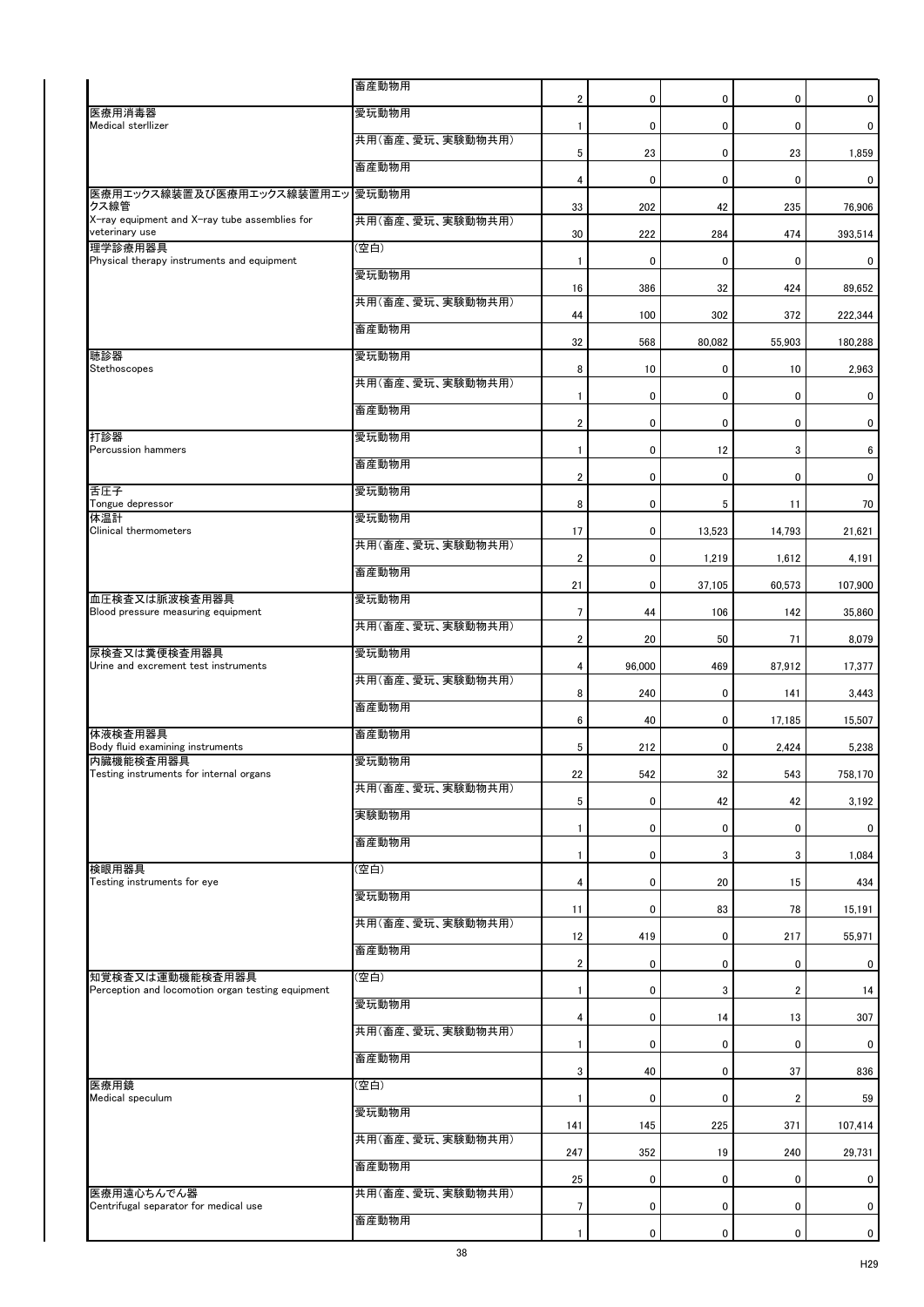| | | | | | | |
|---|---|---|---|---|---|---|
| | 畜産動物用 | 2 | 0 | 0 | 0 | 0 |
| 医療用消毒器<br>Medical sterllizer | 愛玩動物用 | 1 | 0 | 0 | 0 | 0 |
| | 共用(畜産、愛玩、実験動物共用) | 5 | 23 | 0 | 23 | 1,859 |
| | 畜産動物用 | 4 | 0 | 0 | 0 | 0 |
| 医療用エックス線装置及び医療用エックス線装置用エックス線管<br>X-ray equipment and X-ray tube assemblies for veterinary use | 愛玩動物用 | 33 | 202 | 42 | 235 | 76,906 |
| | 共用(畜産、愛玩、実験動物共用) | 30 | 222 | 284 | 474 | 393,514 |
| 理学診療用器具<br>Physical therapy instruments and equipment | (空白) | 1 | 0 | 0 | 0 | 0 |
| | 愛玩動物用 | 16 | 386 | 32 | 424 | 89,652 |
| | 共用(畜産、愛玩、実験動物共用) | 44 | 100 | 302 | 372 | 222,344 |
| | 畜産動物用 | 32 | 568 | 80,082 | 55,903 | 180,288 |
| 聴診器<br>Stethoscopes | 愛玩動物用 | 8 | 10 | 0 | 10 | 2,963 |
| | 共用(畜産、愛玩、実験動物共用) | 1 | 0 | 0 | 0 | 0 |
| | 畜産動物用 | 2 | 0 | 0 | 0 | 0 |
| 打診器<br>Percussion hammers | 愛玩動物用 | 1 | 0 | 12 | 3 | 6 |
| | 畜産動物用 | 2 | 0 | 0 | 0 | 0 |
| 舌圧子<br>Tongue depressor | 愛玩動物用 | 8 | 0 | 5 | 11 | 70 |
| 体温計<br>Clinical thermometers | 愛玩動物用 | 17 | 0 | 13,523 | 14,793 | 21,621 |
| | 共用(畜産、愛玩、実験動物共用) | 2 | 0 | 1,219 | 1,612 | 4,191 |
| | 畜産動物用 | 21 | 0 | 37,105 | 60,573 | 107,900 |
| 血圧検査又は脈波検査用器具<br>Blood pressure measuring equipment | 愛玩動物用 | 7 | 44 | 106 | 142 | 35,860 |
| | 共用(畜産、愛玩、実験動物共用) | 2 | 20 | 50 | 71 | 8,079 |
| 尿検査又は糞便検査用器具<br>Urine and excrement test instruments | 愛玩動物用 | 4 | 96,000 | 469 | 87,912 | 17,377 |
| | 共用(畜産、愛玩、実験動物共用) | 8 | 240 | 0 | 141 | 3,443 |
| | 畜産動物用 | 6 | 40 | 0 | 17,185 | 15,507 |
| 体液検査用器具<br>Body fluid examining instruments | 畜産動物用 | 5 | 212 | 0 | 2,424 | 5,238 |
| 内臓機能検査用器具<br>Testing instruments for internal organs | 愛玩動物用 | 22 | 542 | 32 | 543 | 758,170 |
| | 共用(畜産、愛玩、実験動物共用) | 5 | 0 | 42 | 42 | 3,192 |
| | 実験動物用 | 1 | 0 | 0 | 0 | 0 |
| | 畜産動物用 | 1 | 0 | 3 | 3 | 1,084 |
| 検眼用器具<br>Testing instruments for eye | (空白) | 4 | 0 | 20 | 15 | 434 |
| | 愛玩動物用 | 11 | 0 | 83 | 78 | 15,191 |
| | 共用(畜産、愛玩、実験動物共用) | 12 | 419 | 0 | 217 | 55,971 |
| | 畜産動物用 | 2 | 0 | 0 | 0 | 0 |
| 知覚検査又は運動機能検査用器具<br>Perception and locomotion organ testing equipment | (空白) | 1 | 0 | 3 | 2 | 14 |
| | 愛玩動物用 | 4 | 0 | 14 | 13 | 307 |
| | 共用(畜産、愛玩、実験動物共用) | 1 | 0 | 0 | 0 | 0 |
| | 畜産動物用 | 3 | 40 | 0 | 37 | 836 |
| 医療用鏡<br>Medical speculum | (空白) | 1 | 0 | 0 | 2 | 59 |
| | 愛玩動物用 | 141 | 145 | 225 | 371 | 107,414 |
| | 共用(畜産、愛玩、実験動物共用) | 247 | 352 | 19 | 240 | 29,731 |
| | 畜産動物用 | 25 | 0 | 0 | 0 | 0 |
| 医療用遠心ちんでん器<br>Centrifugal separator for medical use | 共用(畜産、愛玩、実験動物共用) | 7 | 0 | 0 | 0 | 0 |
| | 畜産動物用 | 1 | 0 | 0 | 0 | 0 |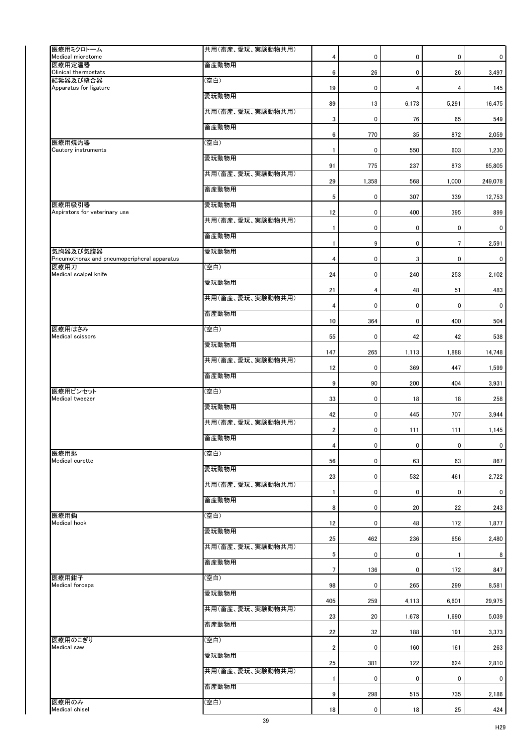| | | | | | | |
|---|---|---|---|---|---|---|
| 医療用ミクロトーム<br>Medical microtome | 共用(畜産、愛玩、実験動物共用) | 4 | 0 | 0 | 0 | 0 |
| 医療用定温器<br>Clinical thermostats | 畜産動物用 | 6 | 26 | 0 | 26 | 3,497 |
| 結紮器及び縫合器<br>Apparatus for ligature | (空白) | 19 | 0 | 4 | 4 | 145 |
| | 愛玩動物用 | 89 | 13 | 6,173 | 5,291 | 16,475 |
| | 共用(畜産、愛玩、実験動物共用) | 3 | 0 | 76 | 65 | 549 |
| | 畜産動物用 | 6 | 770 | 35 | 872 | 2,059 |
| 医療用焼灼器<br>Cautery instruments | (空白) | 1 | 0 | 550 | 603 | 1,230 |
| | 愛玩動物用 | 91 | 775 | 237 | 873 | 65,805 |
| | 共用(畜産、愛玩、実験動物共用) | 29 | 1,358 | 568 | 1,000 | 249,078 |
| | 畜産動物用 | 5 | 0 | 307 | 339 | 12,753 |
| 医療用吸引器<br>Aspirators for veterinary use | 愛玩動物用 | 12 | 0 | 400 | 395 | 899 |
| | 共用(畜産、愛玩、実験動物共用) | 1 | 0 | 0 | 0 | 0 |
| | 畜産動物用 | 1 | 9 | 0 | 7 | 2,591 |
| 気胸器及び気腹器<br>Pneumothorax and pneumoperipheral apparatus | 愛玩動物用 | 4 | 0 | 3 | 0 | 0 |
| 医療用刀<br>Medical scalpel knife | (空白) | 24 | 0 | 240 | 253 | 2,102 |
| | 愛玩動物用 | 21 | 4 | 48 | 51 | 483 |
| | 共用(畜産、愛玩、実験動物共用) | 4 | 0 | 0 | 0 | 0 |
| | 畜産動物用 | 10 | 364 | 0 | 400 | 504 |
| 医療用はさみ<br>Medical scissors | (空白) | 55 | 0 | 42 | 42 | 538 |
| | 愛玩動物用 | 147 | 265 | 1,113 | 1,888 | 14,748 |
| | 共用(畜産、愛玩、実験動物共用) | 12 | 0 | 369 | 447 | 1,599 |
| | 畜産動物用 | 9 | 90 | 200 | 404 | 3,931 |
| 医療用ピンセット<br>Medical tweezer | (空白) | 33 | 0 | 18 | 18 | 258 |
| | 愛玩動物用 | 42 | 0 | 445 | 707 | 3,944 |
| | 共用(畜産、愛玩、実験動物共用) | 2 | 0 | 111 | 111 | 1,145 |
| | 畜産動物用 | 4 | 0 | 0 | 0 | 0 |
| 医療用匙<br>Medical curette | (空白) | 56 | 0 | 63 | 63 | 867 |
| | 愛玩動物用 | 23 | 0 | 532 | 461 | 2,722 |
| | 共用(畜産、愛玩、実験動物共用) | 1 | 0 | 0 | 0 | 0 |
| | 畜産動物用 | 8 | 0 | 20 | 22 | 243 |
| 医療用鈎<br>Medical hook | (空白) | 12 | 0 | 48 | 172 | 1,877 |
| | 愛玩動物用 | 25 | 462 | 236 | 656 | 2,480 |
| | 共用(畜産、愛玩、実験動物共用) | 5 | 0 | 0 | 1 | 8 |
| | 畜産動物用 | 7 | 136 | 0 | 172 | 847 |
| 医療用鉗子<br>Medical forceps | (空白) | 98 | 0 | 265 | 299 | 8,581 |
| | 愛玩動物用 | 405 | 259 | 4,113 | 6,601 | 29,975 |
| | 共用(畜産、愛玩、実験動物共用) | 23 | 20 | 1,678 | 1,690 | 5,039 |
| | 畜産動物用 | 22 | 32 | 188 | 191 | 3,373 |
| 医療用のこぎり<br>Medical saw | (空白) | 2 | 0 | 160 | 161 | 263 |
| | 愛玩動物用 | 25 | 381 | 122 | 624 | 2,810 |
| | 共用(畜産、愛玩、実験動物共用) | 1 | 0 | 0 | 0 | 0 |
| | 畜産動物用 | 9 | 298 | 515 | 735 | 2,186 |
| 医療用のみ<br>Medical chisel | (空白) | 18 | 0 | 18 | 25 | 424 |

H29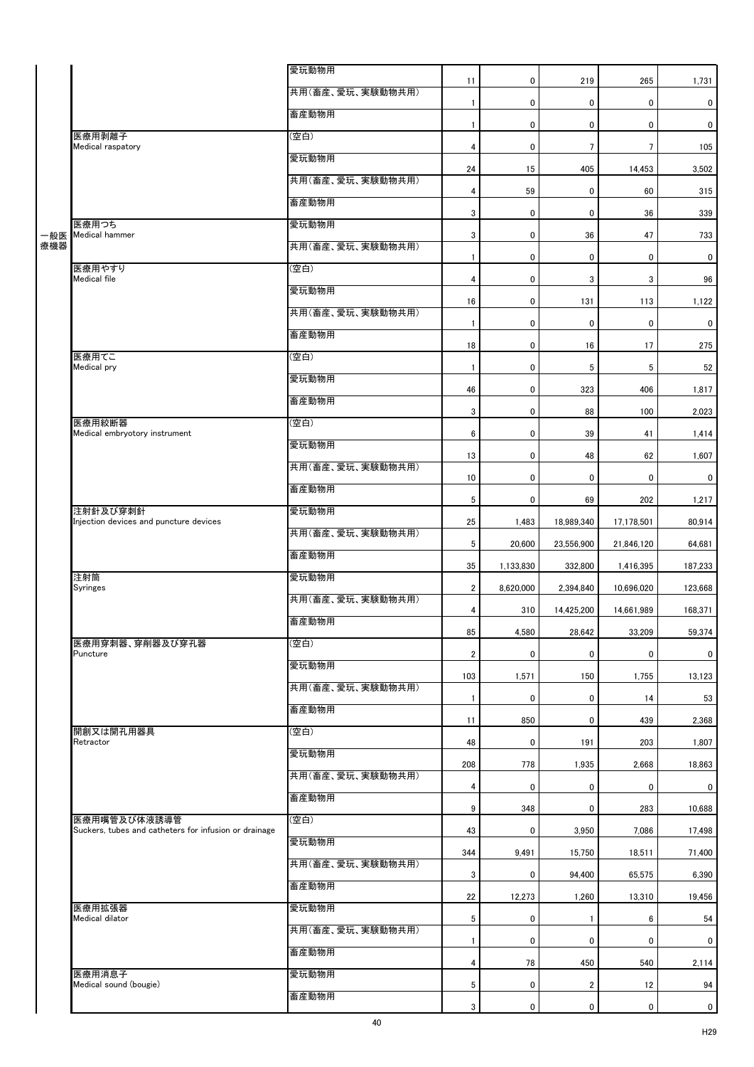| | | | | | | | |
|---|---|---|---|---|---|---|---|
| 一般医療機器 | | 愛玩動物用 | 11 | 0 | 219 | 265 | 1,731 |
| | | 共用(畜産、愛玩、実験動物共用) | 1 | 0 | 0 | 0 | 0 |
| | | 畜産動物用 | 1 | 0 | 0 | 0 | 0 |
| | 医療用剥離子 Medical raspatory | (空白) | 4 | 0 | 7 | 7 | 105 |
| | | 愛玩動物用 | 24 | 15 | 405 | 14,453 | 3,502 |
| | | 共用(畜産、愛玩、実験動物共用) | 4 | 59 | 0 | 60 | 315 |
| | | 畜産動物用 | 3 | 0 | 0 | 36 | 339 |
| | 医療用つち Medical hammer | 愛玩動物用 | 3 | 0 | 36 | 47 | 733 |
| | | 共用(畜産、愛玩、実験動物共用) | 1 | 0 | 0 | 0 | 0 |
| | 医療用やすり Medical file | (空白) | 4 | 0 | 3 | 3 | 96 |
| | | 愛玩動物用 | 16 | 0 | 131 | 113 | 1,122 |
| | | 共用(畜産、愛玩、実験動物共用) | 1 | 0 | 0 | 0 | 0 |
| | | 畜産動物用 | 18 | 0 | 16 | 17 | 275 |
| | 医療用てこ Medical pry | (空白) | 1 | 0 | 5 | 5 | 52 |
| | | 愛玩動物用 | 46 | 0 | 323 | 406 | 1,817 |
| | | 畜産動物用 | 3 | 0 | 88 | 100 | 2,023 |
| | 医療用絞断器 Medical embryotory instrument | (空白) | 6 | 0 | 39 | 41 | 1,414 |
| | | 愛玩動物用 | 13 | 0 | 48 | 62 | 1,607 |
| | | 共用(畜産、愛玩、実験動物共用) | 10 | 0 | 0 | 0 | 0 |
| | | 畜産動物用 | 5 | 0 | 69 | 202 | 1,217 |
| | 注射針及び穿刺針 Injection devices and puncture devices | 愛玩動物用 | 25 | 1,483 | 18,989,340 | 17,178,501 | 80,914 |
| | | 共用(畜産、愛玩、実験動物共用) | 5 | 20,600 | 23,556,900 | 21,846,120 | 64,681 |
| | | 畜産動物用 | 35 | 1,133,830 | 332,800 | 1,416,395 | 187,233 |
| | 注射筒 Syringes | 愛玩動物用 | 2 | 8,620,000 | 2,394,840 | 10,696,020 | 123,668 |
| | | 共用(畜産、愛玩、実験動物共用) | 4 | 310 | 14,425,200 | 14,661,989 | 168,371 |
| | | 畜産動物用 | 85 | 4,580 | 28,642 | 33,209 | 59,374 |
| | 医療用穿刺器、穿削器及び穿孔器 Puncture | (空白) | 2 | 0 | 0 | 0 | 0 |
| | | 愛玩動物用 | 103 | 1,571 | 150 | 1,755 | 13,123 |
| | | 共用(畜産、愛玩、実験動物共用) | 1 | 0 | 0 | 14 | 53 |
| | | 畜産動物用 | 11 | 850 | 0 | 439 | 2,368 |
| | 開創又は開孔用器具 Retractor | (空白) | 48 | 0 | 191 | 203 | 1,807 |
| | | 愛玩動物用 | 208 | 778 | 1,935 | 2,668 | 18,863 |
| | | 共用(畜産、愛玩、実験動物共用) | 4 | 0 | 0 | 0 | 0 |
| | | 畜産動物用 | 9 | 348 | 0 | 283 | 10,688 |
| | 医療用嘴管及び体液誘導管 Suckers, tubes and catheters for infusion or drainage | (空白) | 43 | 0 | 3,950 | 7,086 | 17,498 |
| | | 愛玩動物用 | 344 | 9,491 | 15,750 | 18,511 | 71,400 |
| | | 共用(畜産、愛玩、実験動物共用) | 3 | 0 | 94,400 | 65,575 | 6,390 |
| | | 畜産動物用 | 22 | 12,273 | 1,260 | 13,310 | 19,456 |
| | 医療用拡張器 Medical dilator | 愛玩動物用 | 5 | 0 | 1 | 6 | 54 |
| | | 共用(畜産、愛玩、実験動物共用) | 1 | 0 | 0 | 0 | 0 |
| | | 畜産動物用 | 4 | 78 | 450 | 540 | 2,114 |
| | 医療用消息子 Medical sound (bougie) | 愛玩動物用 | 5 | 0 | 2 | 12 | 94 |
| | | 畜産動物用 | 3 | 0 | 0 | 0 | 0 |

H29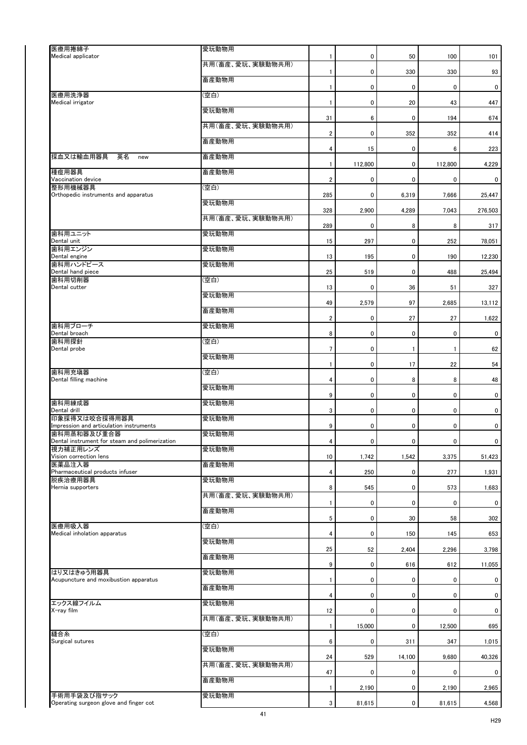| | | | | | | |
|---|---|---|---|---|---|---|
| 医療用捲綿子<br>Medical applicator | 愛玩動物用 | 1 | 0 | 50 | 100 | 101 |
| | 共用(畜産、愛玩、実験動物共用) | 1 | 0 | 330 | 330 | 93 |
| | 畜産動物用 | 1 | 0 | 0 | 0 | 0 |
| 医療用洗浄器<br>Medical irrigator | (空白) | 1 | 0 | 20 | 43 | 447 |
| | 愛玩動物用 | 31 | 6 | 0 | 194 | 674 |
| | 共用(畜産、愛玩、実験動物共用) | 2 | 0 | 352 | 352 | 414 |
| | 畜産動物用 | 4 | 15 | 0 | 6 | 223 |
| 採血又は輸血用器具　英名　new | 畜産動物用 | 1 | 112,800 | 0 | 112,800 | 4,229 |
| 種痘用器具<br>Vaccination device | 畜産動物用 | 2 | 0 | 0 | 0 | 0 |
| 整形用機械器具<br>Orthopedic instruments and apparatus | (空白) | 285 | 0 | 6,319 | 7,666 | 25,447 |
| | 愛玩動物用 | 328 | 2,900 | 4,289 | 7,043 | 276,503 |
| | 共用(畜産、愛玩、実験動物共用) | 289 | 0 | 8 | 8 | 317 |
| 歯科用ユニット<br>Dental unit | 愛玩動物用 | 15 | 297 | 0 | 252 | 78,051 |
| 歯科用エンジン<br>Dental engine | 愛玩動物用 | 13 | 195 | 0 | 190 | 12,230 |
| 歯科用ハンドピース<br>Dental hand piece | 愛玩動物用 | 25 | 519 | 0 | 488 | 25,494 |
| 歯科用切削器<br>Dental cutter | (空白) | 13 | 0 | 36 | 51 | 327 |
| | 愛玩動物用 | 49 | 2,579 | 97 | 2,685 | 13,112 |
| | 畜産動物用 | 2 | 0 | 27 | 27 | 1,622 |
| 歯科用ブローチ<br>Dental broach | 愛玩動物用 | 8 | 0 | 0 | 0 | 0 |
| 歯科用探針<br>Dental probe | (空白) | 7 | 0 | 1 | 1 | 62 |
| | 愛玩動物用 | 1 | 0 | 17 | 22 | 54 |
| 歯科用充填器<br>Dental filling machine | (空白) | 4 | 0 | 8 | 8 | 48 |
| | 愛玩動物用 | 9 | 0 | 0 | 0 | 0 |
| 歯科用練成器<br>Dental drill | 愛玩動物用 | 3 | 0 | 0 | 0 | 0 |
| 印象採得又は咬合採得用器具<br>Impression and articulation instruments | 愛玩動物用 | 9 | 0 | 0 | 0 | 0 |
| 歯科用蒸和器及び重合器<br>Dental instrument for steam and polimerization | 愛玩動物用 | 4 | 0 | 0 | 0 | 0 |
| 視力補正用レンズ<br>Vision correction lens | 愛玩動物用 | 10 | 1,742 | 1,542 | 3,375 | 51,423 |
| 医薬品注入器<br>Pharmaceutical products infuser | 畜産動物用 | 4 | 250 | 0 | 277 | 1,931 |
| 脱疾治療用器具<br>Hernia supporters | 愛玩動物用 | 8 | 545 | 0 | 573 | 1,683 |
| | 共用(畜産、愛玩、実験動物共用) | 1 | 0 | 0 | 0 | 0 |
| | 畜産動物用 | 5 | 0 | 30 | 58 | 302 |
| 医療用吸入器<br>Medical inholation apparatus | (空白) | 4 | 0 | 150 | 145 | 653 |
| | 愛玩動物用 | 25 | 52 | 2,404 | 2,296 | 3,798 |
| | 畜産動物用 | 9 | 0 | 616 | 612 | 11,055 |
| はり又はきゅう用器具<br>Acupuncture and moxibustion apparatus | 愛玩動物用 | 1 | 0 | 0 | 0 | 0 |
| | 畜産動物用 | 4 | 0 | 0 | 0 | 0 |
| エックス線フイルム<br>X-ray film | 愛玩動物用 | 12 | 0 | 0 | 0 | 0 |
| | 共用(畜産、愛玩、実験動物共用) | 1 | 15,000 | 0 | 12,500 | 695 |
| 縫合糸<br>Surgical sutures | (空白) | 6 | 0 | 311 | 347 | 1,015 |
| | 愛玩動物用 | 24 | 529 | 14,100 | 9,680 | 40,326 |
| | 共用(畜産、愛玩、実験動物共用) | 47 | 0 | 0 | 0 | 0 |
| | 畜産動物用 | 1 | 2,190 | 0 | 2,190 | 2,965 |
| 手術用手袋及び指サック<br>Operating surgeon glove and finger cot | 愛玩動物用 | 3 | 81,615 | 0 | 81,615 | 4,568 |

H29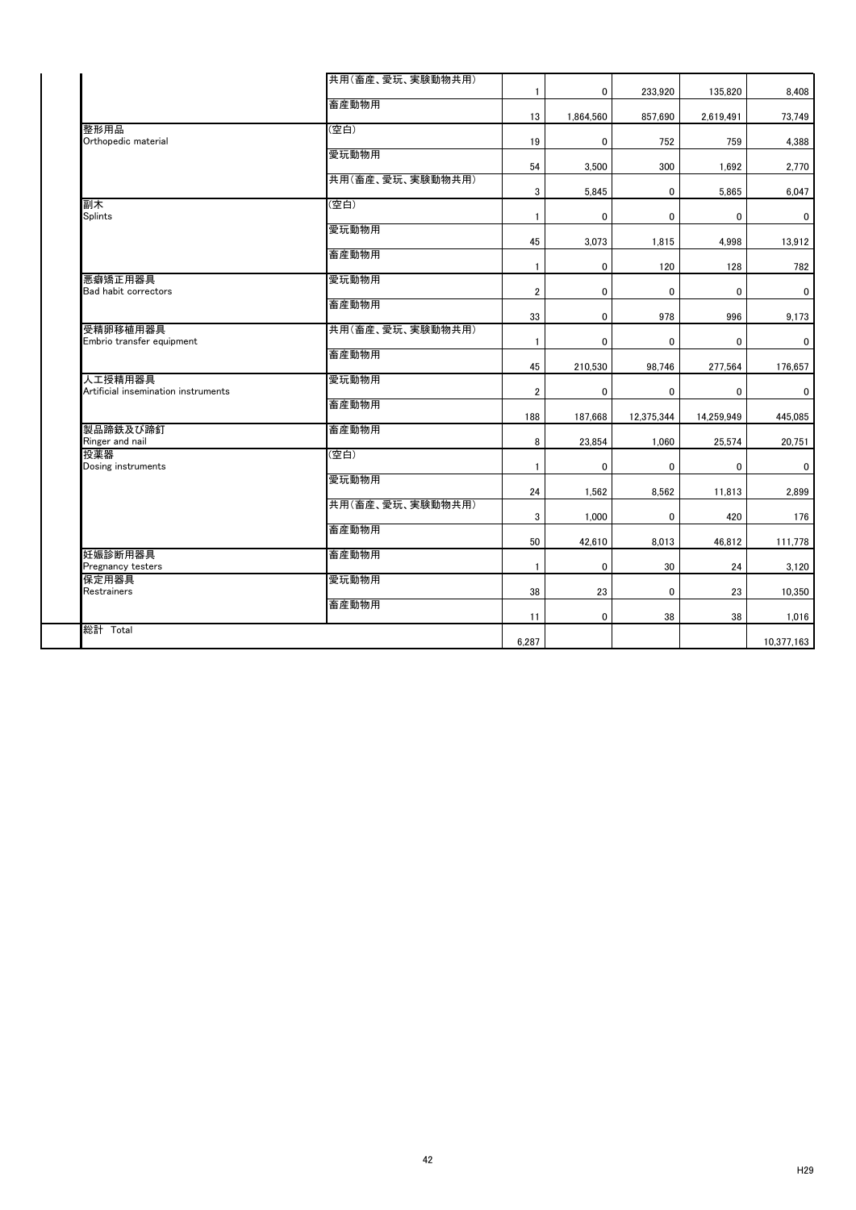| | | | | | | |
|---|---|---|---|---|---|---|
| | 共用(畜産、愛玩、実験動物共用) | 1 | 0 | 233,920 | 135,820 | 8,408 |
| | 畜産動物用 | 13 | 1,864,560 | 857,690 | 2,619,491 | 73,749 |
| 整形用品<br>Orthopedic material | (空白) | 19 | 0 | 752 | 759 | 4,388 |
| | 愛玩動物用 | 54 | 3,500 | 300 | 1,692 | 2,770 |
| | 共用(畜産、愛玩、実験動物共用) | 3 | 5,845 | 0 | 5,865 | 6,047 |
| 副木<br>Splints | (空白) | 1 | 0 | 0 | 0 | 0 |
| | 愛玩動物用 | 45 | 3,073 | 1,815 | 4,998 | 13,912 |
| | 畜産動物用 | 1 | 0 | 120 | 128 | 782 |
| 悪癖矯正用器具<br>Bad habit correctors | 愛玩動物用 | 2 | 0 | 0 | 0 | 0 |
| | 畜産動物用 | 33 | 0 | 978 | 996 | 9,173 |
| 受精卵移植用器具<br>Embrio transfer equipment | 共用(畜産、愛玩、実験動物共用) | 1 | 0 | 0 | 0 | 0 |
| | 畜産動物用 | 45 | 210,530 | 98,746 | 277,564 | 176,657 |
| 人工授精用器具<br>Artificial insemination instruments | 愛玩動物用 | 2 | 0 | 0 | 0 | 0 |
| | 畜産動物用 | 188 | 187,668 | 12,375,344 | 14,259,949 | 445,085 |
| 製品蹄鉄及び蹄釘<br>Ringer and nail | 畜産動物用 | 8 | 23,854 | 1,060 | 25,574 | 20,751 |
| 投薬器<br>Dosing instruments | (空白) | 1 | 0 | 0 | 0 | 0 |
| | 愛玩動物用 | 24 | 1,562 | 8,562 | 11,813 | 2,899 |
| | 共用(畜産、愛玩、実験動物共用) | 3 | 1,000 | 0 | 420 | 176 |
| | 畜産動物用 | 50 | 42,610 | 8,013 | 46,812 | 111,778 |
| 妊娠診断用器具<br>Pregnancy testers | 畜産動物用 | 1 | 0 | 30 | 24 | 3,120 |
| 保定用器具<br>Restrainers | 愛玩動物用 | 38 | 23 | 0 | 23 | 10,350 |
| | 畜産動物用 | 11 | 0 | 38 | 38 | 1,016 |
| 総計 Total | | 6,287 | | | | 10,377,163 |

H29